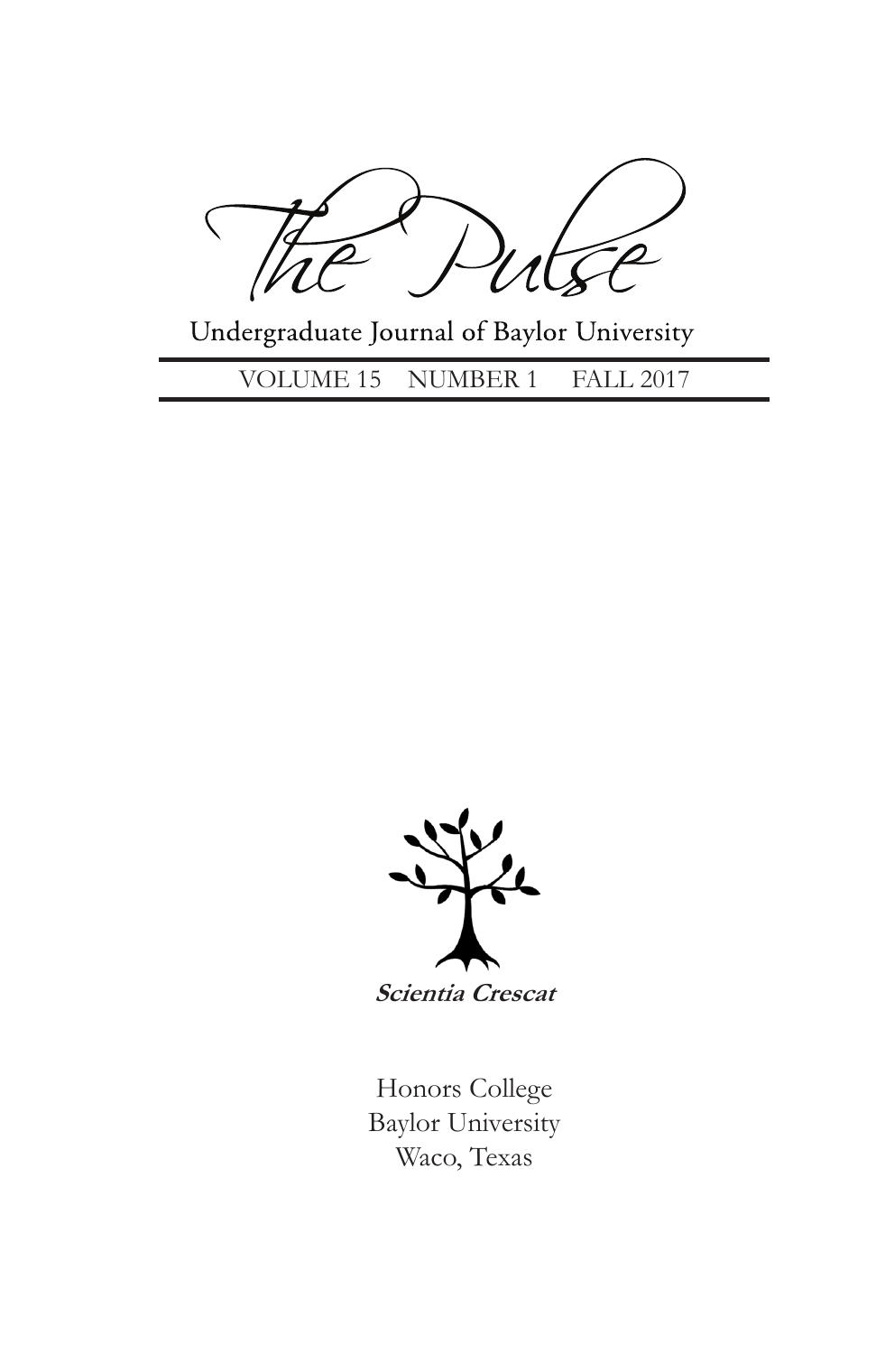# The Pulse

Undergraduate Journal of Baylor University

VOLUME 15 NUMBER 1 FALL 2017

***Scientia Crescat***

Honors College
Baylor University
Waco, Texas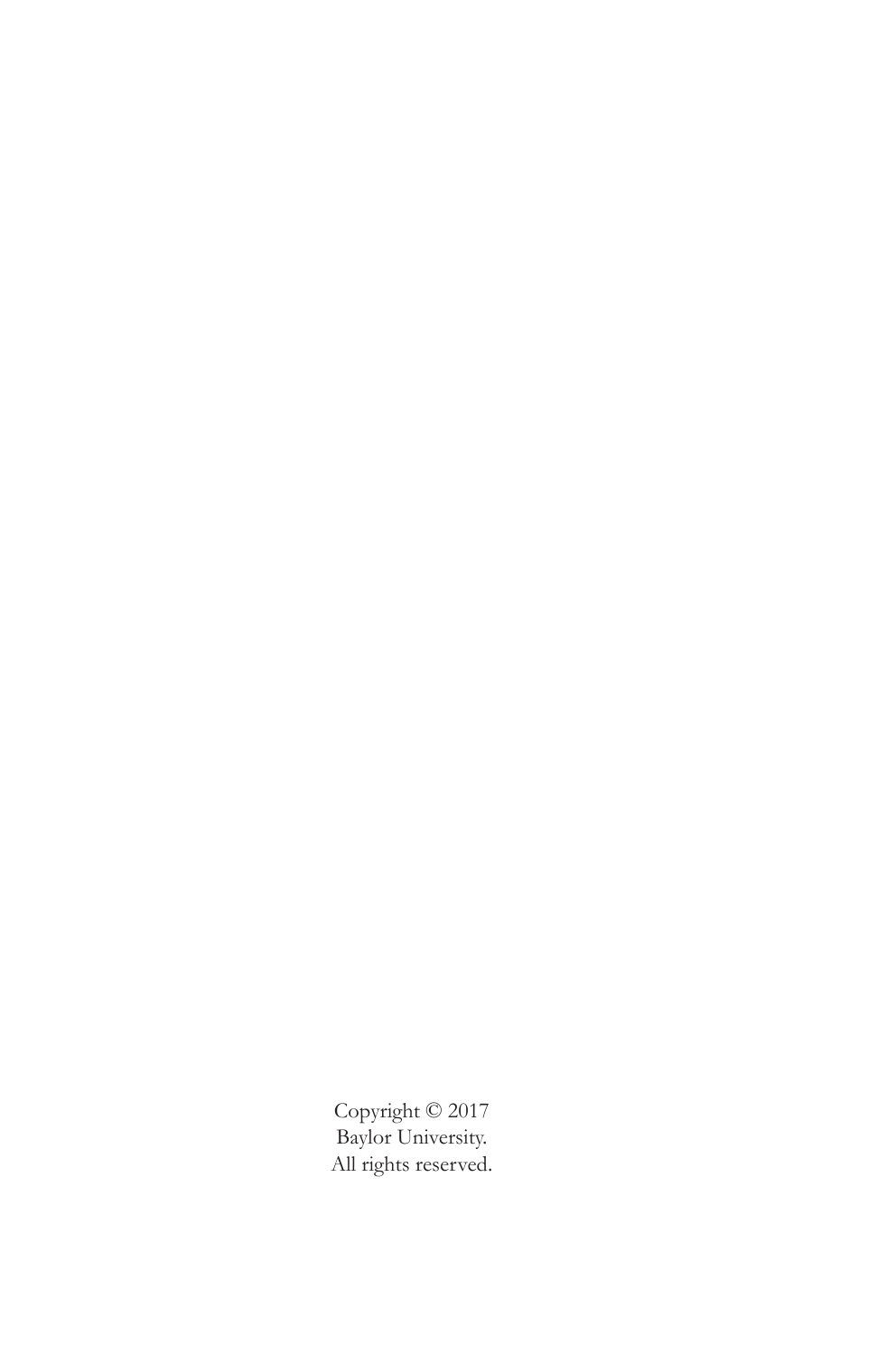Copyright © 2017
Baylor University.
All rights reserved.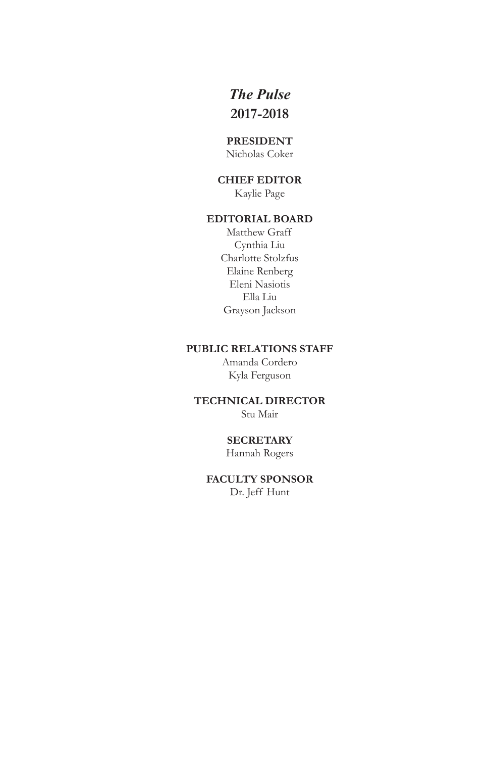# *The Pulse*

## 2017-2018

**PRESIDENT**
Nicholas Coker

**CHIEF EDITOR**
Kaylie Page

**EDITORIAL BOARD**
Matthew Graff
Cynthia Liu
Charlotte Stolzfus
Elaine Renberg
Eleni Nasiotis
Ella Liu
Grayson Jackson

**PUBLIC RELATIONS STAFF**
Amanda Cordero
Kyla Ferguson

**TECHNICAL DIRECTOR**
Stu Mair

**SECRETARY**
Hannah Rogers

**FACULTY SPONSOR**
Dr. Jeff Hunt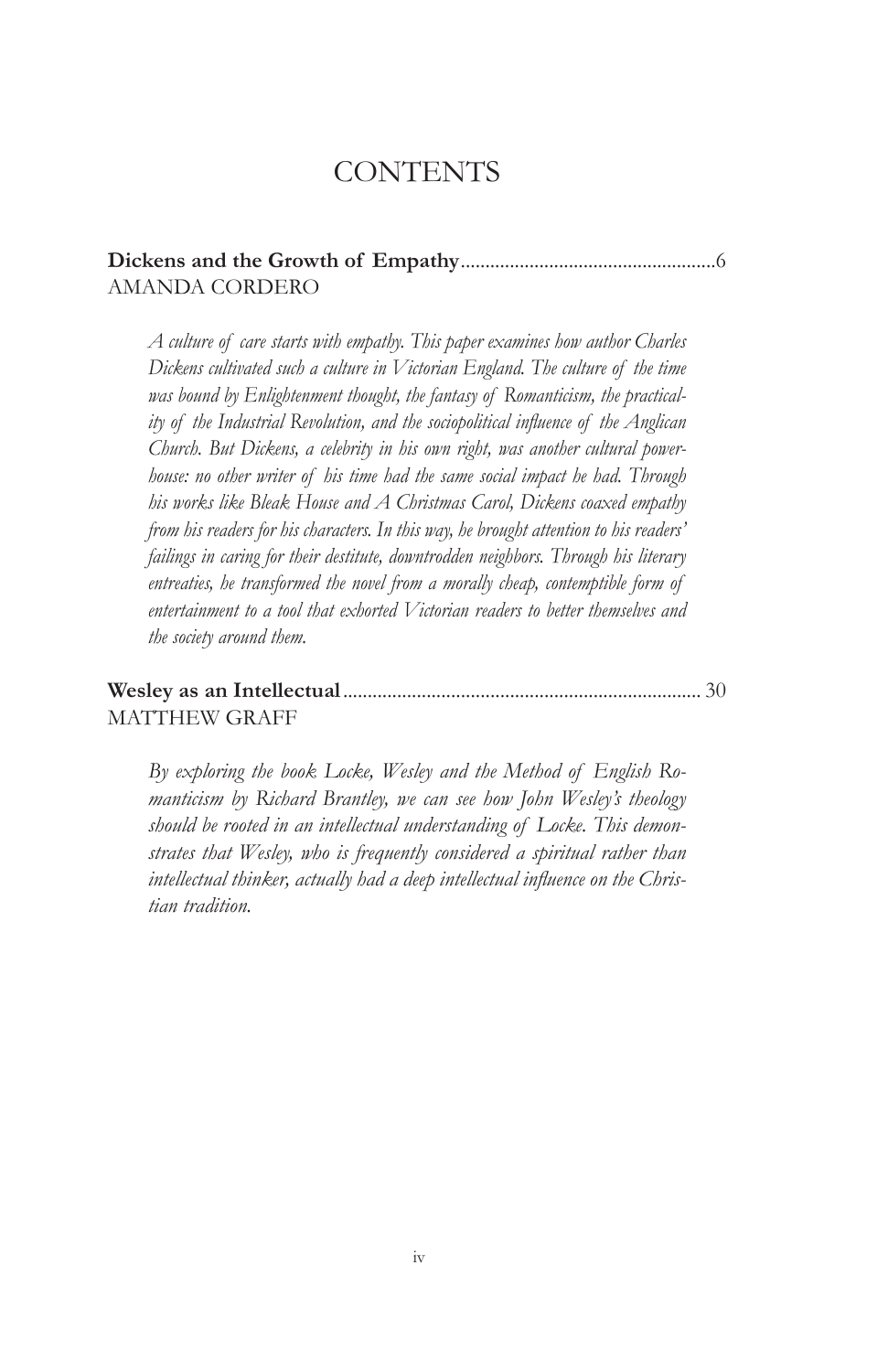# CONTENTS

**Dickens and the Growth of Empathy**....................................................6
AMANDA CORDERO

*A culture of care starts with empathy. This paper examines how author Charles Dickens cultivated such a culture in Victorian England. The culture of the time was bound by Enlightenment thought, the fantasy of Romanticism, the practicality of the Industrial Revolution, and the sociopolitical influence of the Anglican Church. But Dickens, a celebrity in his own right, was another cultural powerhouse: no other writer of his time had the same social impact he had. Through his works like Bleak House and A Christmas Carol, Dickens coaxed empathy from his readers for his characters. In this way, he brought attention to his readers' failings in caring for their destitute, downtrodden neighbors. Through his literary entreaties, he transformed the novel from a morally cheap, contemptible form of entertainment to a tool that exhorted Victorian readers to better themselves and the society around them.*

**Wesley as an Intellectual**........................................................................ 30
MATTHEW GRAFF

*By exploring the book Locke, Wesley and the Method of English Romanticism by Richard Brantley, we can see how John Wesley's theology should be rooted in an intellectual understanding of Locke. This demonstrates that Wesley, who is frequently considered a spiritual rather than intellectual thinker, actually had a deep intellectual influence on the Christian tradition.*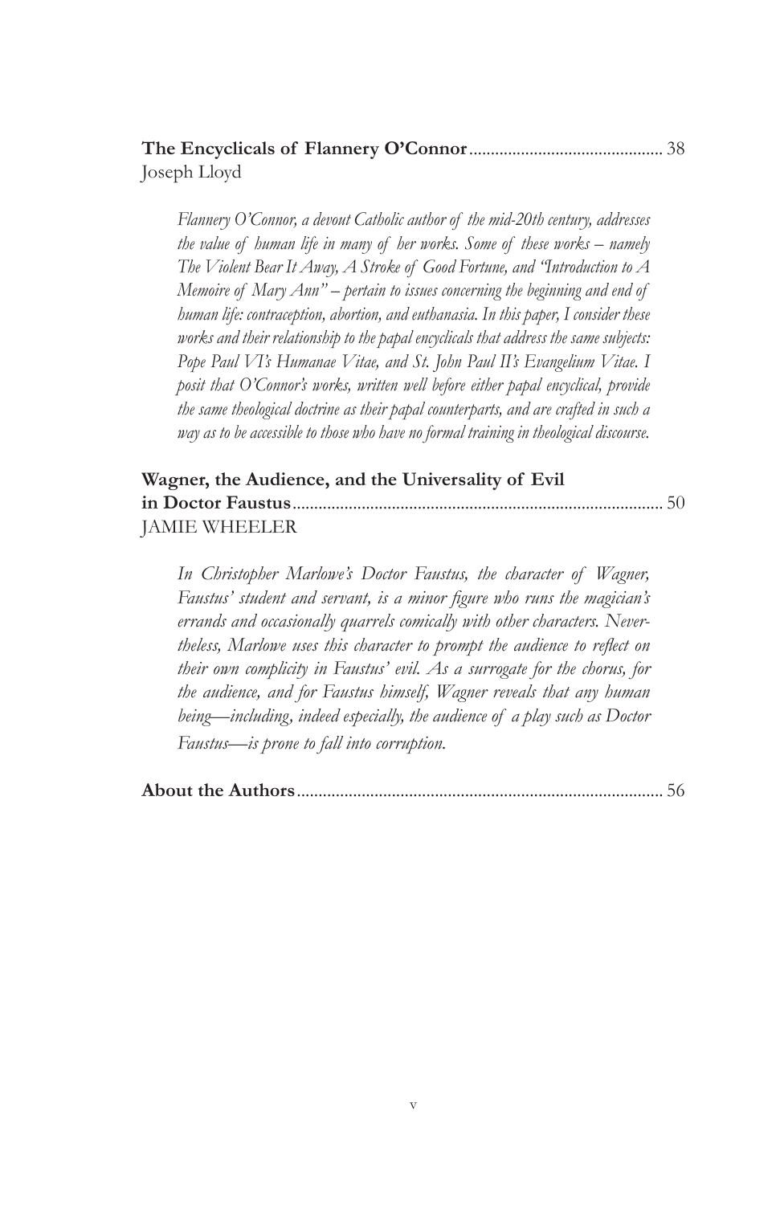**The Encyclicals of Flannery O'Connor**............................................ 38
Joseph Lloyd

*Flannery O'Connor, a devout Catholic author of the mid-20th century, addresses the value of human life in many of her works. Some of these works – namely The Violent Bear It Away, A Stroke of Good Fortune, and "Introduction to A Memoire of Mary Ann" – pertain to issues concerning the beginning and end of human life: contraception, abortion, and euthanasia. In this paper, I consider these works and their relationship to the papal encyclicals that address the same subjects: Pope Paul VI's Humanae Vitae, and St. John Paul II's Evangelium Vitae. I posit that O'Connor's works, written well before either papal encyclical, provide the same theological doctrine as their papal counterparts, and are crafted in such a way as to be accessible to those who have no formal training in theological discourse.*

**Wagner, the Audience, and the Universality of Evil in Doctor Faustus**..................................................................................... 50
JAMIE WHEELER

*In Christopher Marlowe's Doctor Faustus, the character of Wagner, Faustus' student and servant, is a minor figure who runs the magician's errands and occasionally quarrels comically with other characters. Nevertheless, Marlowe uses this character to prompt the audience to reflect on their own complicity in Faustus' evil. As a surrogate for the chorus, for the audience, and for Faustus himself, Wagner reveals that any human being—including, indeed especially, the audience of a play such as Doctor Faustus—is prone to fall into corruption.*

**About the Authors**.................................................................................... 56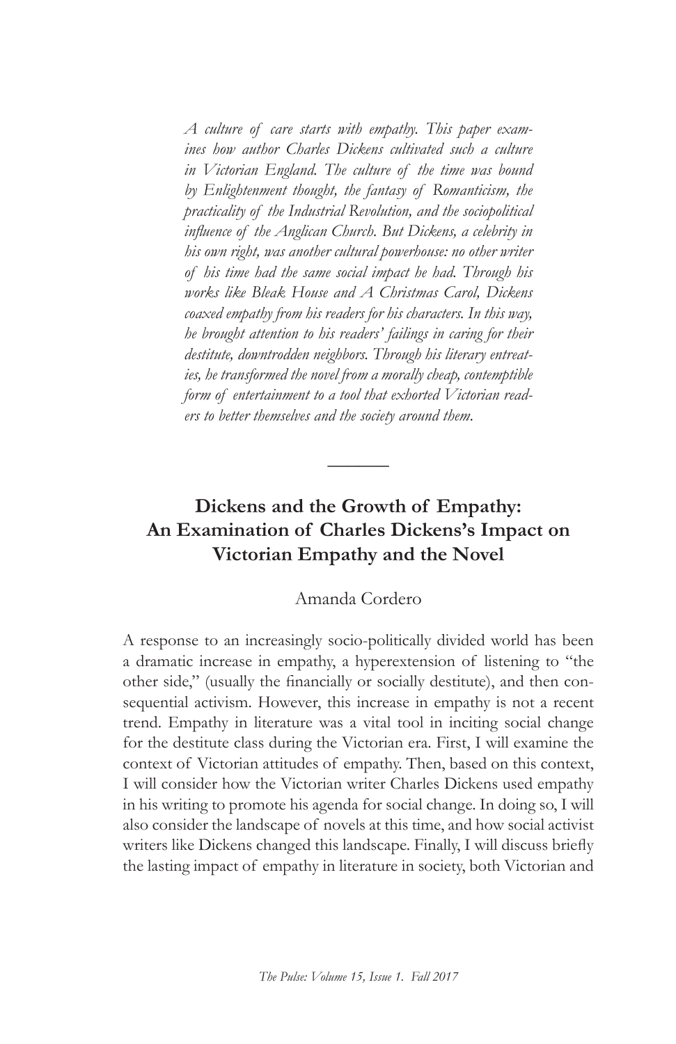*A culture of care starts with empathy. This paper examines how author Charles Dickens cultivated such a culture in Victorian England. The culture of the time was bound by Enlightenment thought, the fantasy of Romanticism, the practicality of the Industrial Revolution, and the sociopolitical influence of the Anglican Church. But Dickens, a celebrity in his own right, was another cultural powerhouse: no other writer of his time had the same social impact he had. Through his works like Bleak House and A Christmas Carol, Dickens coaxed empathy from his readers for his characters. In this way, he brought attention to his readers' failings in caring for their destitute, downtrodden neighbors. Through his literary entreaties, he transformed the novel from a morally cheap, contemptible form of entertainment to a tool that exhorted Victorian readers to better themselves and the society around them.*

---

## Dickens and the Growth of Empathy: An Examination of Charles Dickens's Impact on Victorian Empathy and the Novel

Amanda Cordero

A response to an increasingly socio-politically divided world has been a dramatic increase in empathy, a hyperextension of listening to "the other side," (usually the financially or socially destitute), and then consequential activism. However, this increase in empathy is not a recent trend. Empathy in literature was a vital tool in inciting social change for the destitute class during the Victorian era. First, I will examine the context of Victorian attitudes of empathy. Then, based on this context, I will consider how the Victorian writer Charles Dickens used empathy in his writing to promote his agenda for social change. In doing so, I will also consider the landscape of novels at this time, and how social activist writers like Dickens changed this landscape. Finally, I will discuss briefly the lasting impact of empathy in literature in society, both Victorian and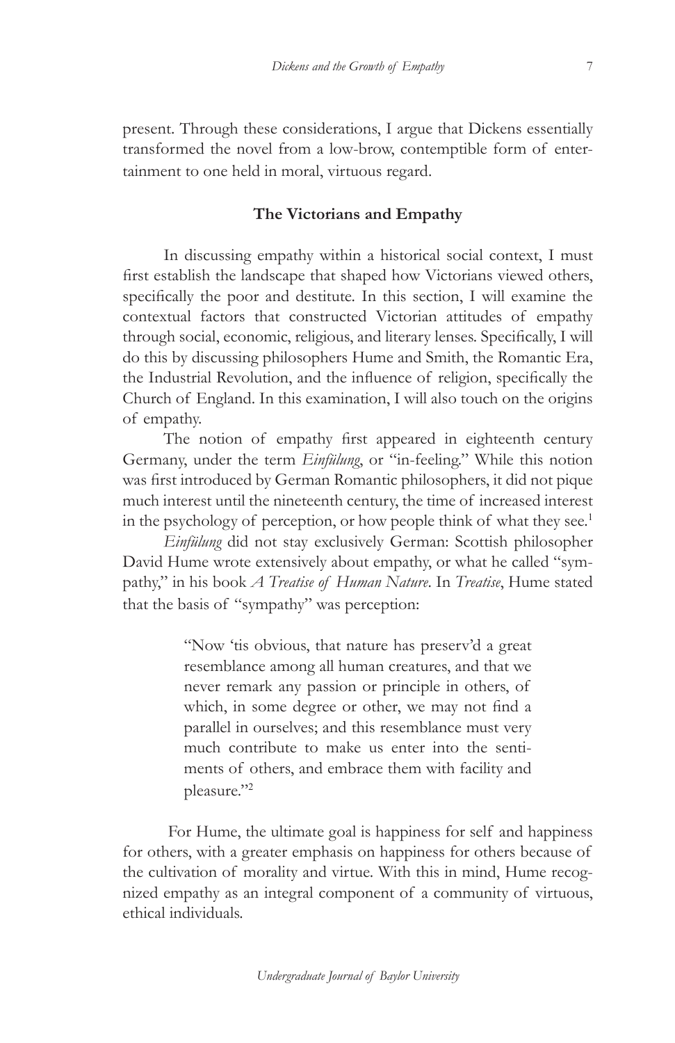present. Through these considerations, I argue that Dickens essentially transformed the novel from a low-brow, contemptible form of entertainment to one held in moral, virtuous regard.

## The Victorians and Empathy

In discussing empathy within a historical social context, I must first establish the landscape that shaped how Victorians viewed others, specifically the poor and destitute. In this section, I will examine the contextual factors that constructed Victorian attitudes of empathy through social, economic, religious, and literary lenses. Specifically, I will do this by discussing philosophers Hume and Smith, the Romantic Era, the Industrial Revolution, and the influence of religion, specifically the Church of England. In this examination, I will also touch on the origins of empathy.

The notion of empathy first appeared in eighteenth century Germany, under the term *Einfülung*, or "in-feeling." While this notion was first introduced by German Romantic philosophers, it did not pique much interest until the nineteenth century, the time of increased interest in the psychology of perception, or how people think of what they see.[1]

*Einfülung* did not stay exclusively German: Scottish philosopher David Hume wrote extensively about empathy, or what he called "sympathy," in his book *A Treatise of Human Nature*. In *Treatise*, Hume stated that the basis of "sympathy" was perception:

> "Now 'tis obvious, that nature has preserv'd a great resemblance among all human creatures, and that we never remark any passion or principle in others, of which, in some degree or other, we may not find a parallel in ourselves; and this resemblance must very much contribute to make us enter into the sentiments of others, and embrace them with facility and pleasure."[2]

For Hume, the ultimate goal is happiness for self and happiness for others, with a greater emphasis on happiness for others because of the cultivation of morality and virtue. With this in mind, Hume recognized empathy as an integral component of a community of virtuous, ethical individuals.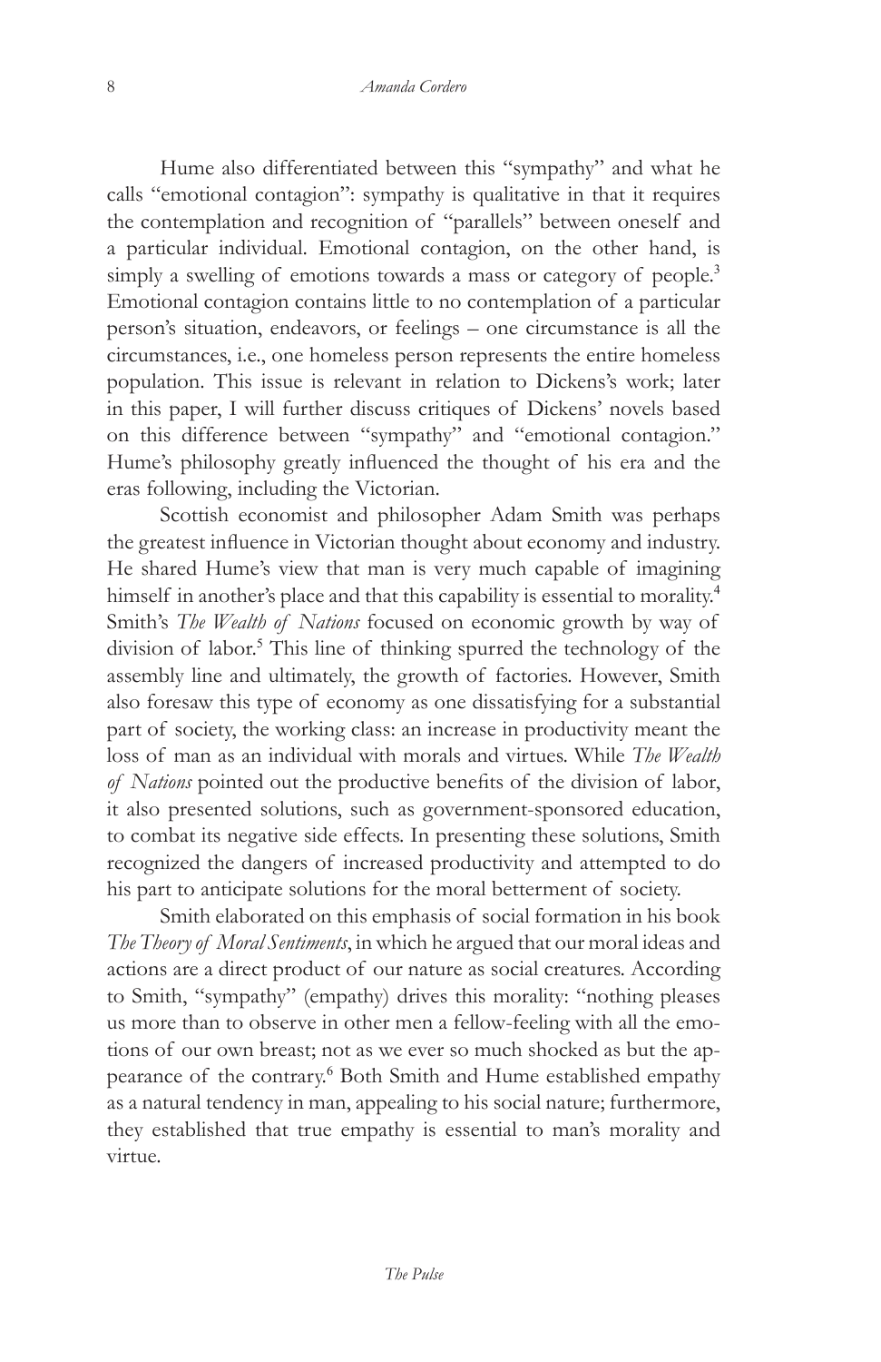Hume also differentiated between this "sympathy" and what he calls "emotional contagion": sympathy is qualitative in that it requires the contemplation and recognition of "parallels" between oneself and a particular individual. Emotional contagion, on the other hand, is simply a swelling of emotions towards a mass or category of people.[3] Emotional contagion contains little to no contemplation of a particular person's situation, endeavors, or feelings – one circumstance is all the circumstances, i.e., one homeless person represents the entire homeless population. This issue is relevant in relation to Dickens's work; later in this paper, I will further discuss critiques of Dickens' novels based on this difference between "sympathy" and "emotional contagion." Hume's philosophy greatly influenced the thought of his era and the eras following, including the Victorian.

Scottish economist and philosopher Adam Smith was perhaps the greatest influence in Victorian thought about economy and industry. He shared Hume's view that man is very much capable of imagining himself in another's place and that this capability is essential to morality.[4] Smith's *The Wealth of Nations* focused on economic growth by way of division of labor.[5] This line of thinking spurred the technology of the assembly line and ultimately, the growth of factories. However, Smith also foresaw this type of economy as one dissatisfying for a substantial part of society, the working class: an increase in productivity meant the loss of man as an individual with morals and virtues. While *The Wealth of Nations* pointed out the productive benefits of the division of labor, it also presented solutions, such as government-sponsored education, to combat its negative side effects. In presenting these solutions, Smith recognized the dangers of increased productivity and attempted to do his part to anticipate solutions for the moral betterment of society.

Smith elaborated on this emphasis of social formation in his book *The Theory of Moral Sentiments*, in which he argued that our moral ideas and actions are a direct product of our nature as social creatures. According to Smith, "sympathy" (empathy) drives this morality: "nothing pleases us more than to observe in other men a fellow-feeling with all the emotions of our own breast; not as we ever so much shocked as but the appearance of the contrary.[6] Both Smith and Hume established empathy as a natural tendency in man, appealing to his social nature; furthermore, they established that true empathy is essential to man's morality and virtue.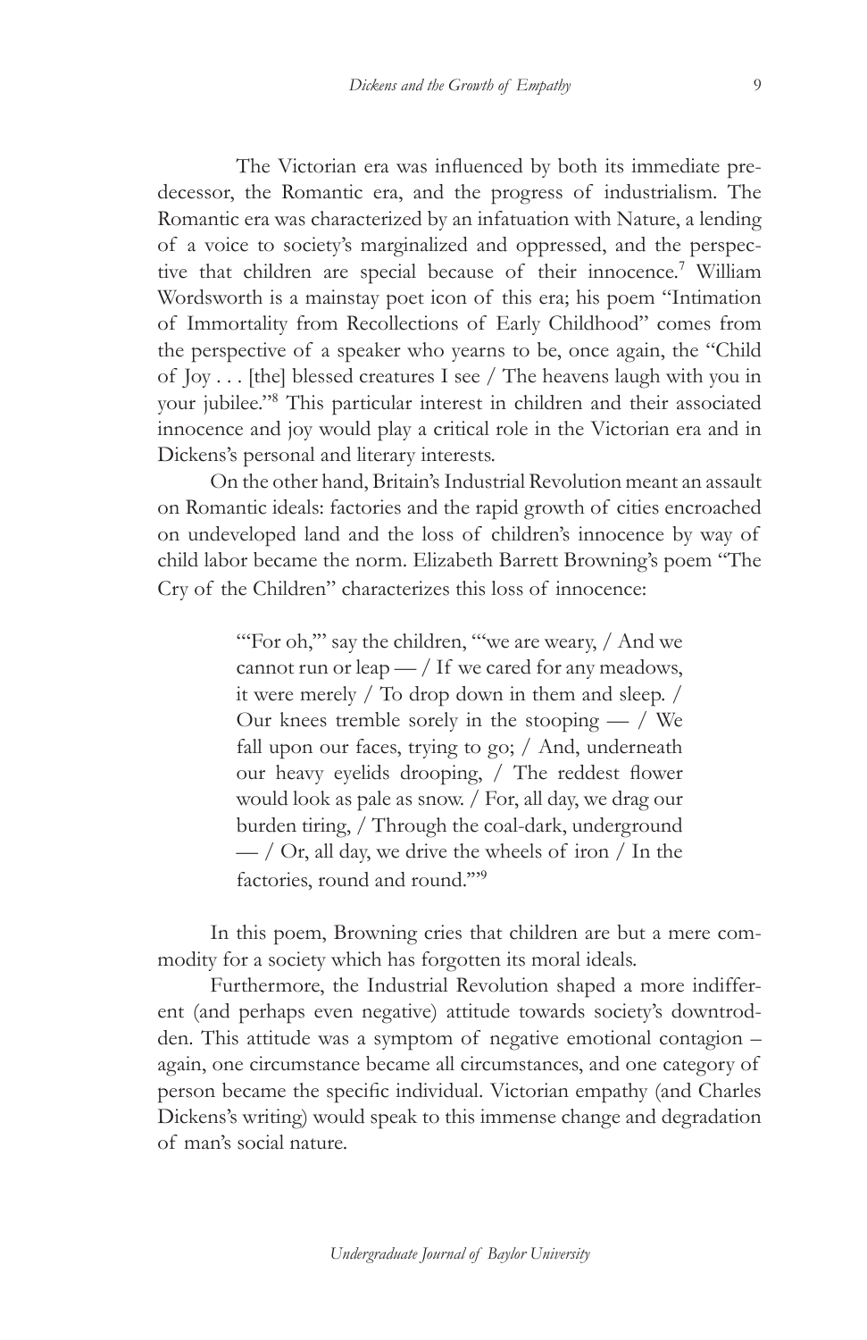The Victorian era was influenced by both its immediate predecessor, the Romantic era, and the progress of industrialism. The Romantic era was characterized by an infatuation with Nature, a lending of a voice to society's marginalized and oppressed, and the perspective that children are special because of their innocence.[7] William Wordsworth is a mainstay poet icon of this era; his poem "Intimation of Immortality from Recollections of Early Childhood" comes from the perspective of a speaker who yearns to be, once again, the "Child of Joy . . . [the] blessed creatures I see / The heavens laugh with you in your jubilee."[8] This particular interest in children and their associated innocence and joy would play a critical role in the Victorian era and in Dickens's personal and literary interests.

On the other hand, Britain's Industrial Revolution meant an assault on Romantic ideals: factories and the rapid growth of cities encroached on undeveloped land and the loss of children's innocence by way of child labor became the norm. Elizabeth Barrett Browning's poem "The Cry of the Children" characterizes this loss of innocence:

> "'For oh,'" say the children, "'we are weary, / And we cannot run or leap — / If we cared for any meadows, it were merely / To drop down in them and sleep. / Our knees tremble sorely in the stooping — / We fall upon our faces, trying to go; / And, underneath our heavy eyelids drooping, / The reddest flower would look as pale as snow. / For, all day, we drag our burden tiring, / Through the coal-dark, underground — / Or, all day, we drive the wheels of iron / In the factories, round and round.'"[9]

In this poem, Browning cries that children are but a mere commodity for a society which has forgotten its moral ideals.

Furthermore, the Industrial Revolution shaped a more indifferent (and perhaps even negative) attitude towards society's downtrodden. This attitude was a symptom of negative emotional contagion – again, one circumstance became all circumstances, and one category of person became the specific individual. Victorian empathy (and Charles Dickens's writing) would speak to this immense change and degradation of man's social nature.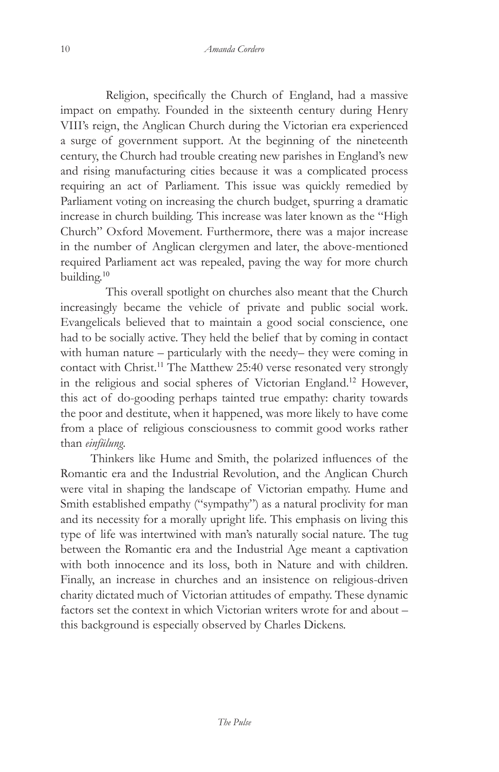Religion, specifically the Church of England, had a massive impact on empathy. Founded in the sixteenth century during Henry VIII's reign, the Anglican Church during the Victorian era experienced a surge of government support. At the beginning of the nineteenth century, the Church had trouble creating new parishes in England's new and rising manufacturing cities because it was a complicated process requiring an act of Parliament. This issue was quickly remedied by Parliament voting on increasing the church budget, spurring a dramatic increase in church building. This increase was later known as the "High Church" Oxford Movement. Furthermore, there was a major increase in the number of Anglican clergymen and later, the above-mentioned required Parliament act was repealed, paving the way for more church building.[10]

This overall spotlight on churches also meant that the Church increasingly became the vehicle of private and public social work. Evangelicals believed that to maintain a good social conscience, one had to be socially active. They held the belief that by coming in contact with human nature – particularly with the needy– they were coming in contact with Christ.[11] The Matthew 25:40 verse resonated very strongly in the religious and social spheres of Victorian England.[12] However, this act of do-gooding perhaps tainted true empathy: charity towards the poor and destitute, when it happened, was more likely to have come from a place of religious consciousness to commit good works rather than *einfülung*.

Thinkers like Hume and Smith, the polarized influences of the Romantic era and the Industrial Revolution, and the Anglican Church were vital in shaping the landscape of Victorian empathy. Hume and Smith established empathy ("sympathy") as a natural proclivity for man and its necessity for a morally upright life. This emphasis on living this type of life was intertwined with man's naturally social nature. The tug between the Romantic era and the Industrial Age meant a captivation with both innocence and its loss, both in Nature and with children. Finally, an increase in churches and an insistence on religious-driven charity dictated much of Victorian attitudes of empathy. These dynamic factors set the context in which Victorian writers wrote for and about – this background is especially observed by Charles Dickens.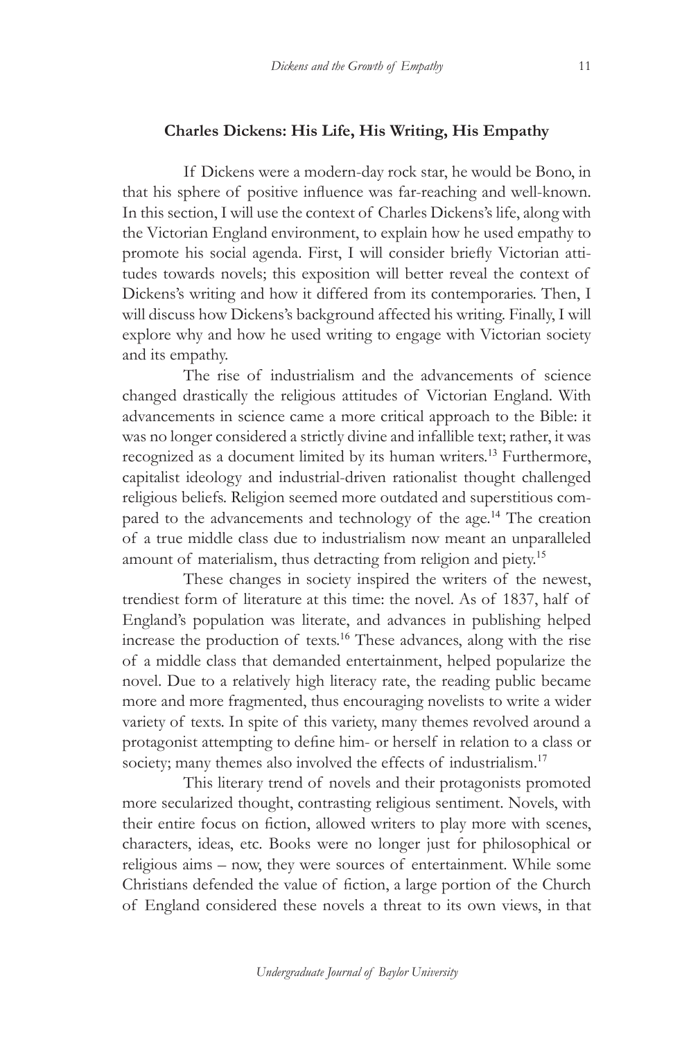## Charles Dickens: His Life, His Writing, His Empathy

If Dickens were a modern-day rock star, he would be Bono, in that his sphere of positive influence was far-reaching and well-known. In this section, I will use the context of Charles Dickens's life, along with the Victorian England environment, to explain how he used empathy to promote his social agenda. First, I will consider briefly Victorian attitudes towards novels; this exposition will better reveal the context of Dickens's writing and how it differed from its contemporaries. Then, I will discuss how Dickens's background affected his writing. Finally, I will explore why and how he used writing to engage with Victorian society and its empathy.

The rise of industrialism and the advancements of science changed drastically the religious attitudes of Victorian England. With advancements in science came a more critical approach to the Bible: it was no longer considered a strictly divine and infallible text; rather, it was recognized as a document limited by its human writers.[13] Furthermore, capitalist ideology and industrial-driven rationalist thought challenged religious beliefs. Religion seemed more outdated and superstitious compared to the advancements and technology of the age.[14] The creation of a true middle class due to industrialism now meant an unparalleled amount of materialism, thus detracting from religion and piety.[15]

These changes in society inspired the writers of the newest, trendiest form of literature at this time: the novel. As of 1837, half of England's population was literate, and advances in publishing helped increase the production of texts.[16] These advances, along with the rise of a middle class that demanded entertainment, helped popularize the novel. Due to a relatively high literacy rate, the reading public became more and more fragmented, thus encouraging novelists to write a wider variety of texts. In spite of this variety, many themes revolved around a protagonist attempting to define him- or herself in relation to a class or society; many themes also involved the effects of industrialism.[17]

This literary trend of novels and their protagonists promoted more secularized thought, contrasting religious sentiment. Novels, with their entire focus on fiction, allowed writers to play more with scenes, characters, ideas, etc. Books were no longer just for philosophical or religious aims – now, they were sources of entertainment. While some Christians defended the value of fiction, a large portion of the Church of England considered these novels a threat to its own views, in that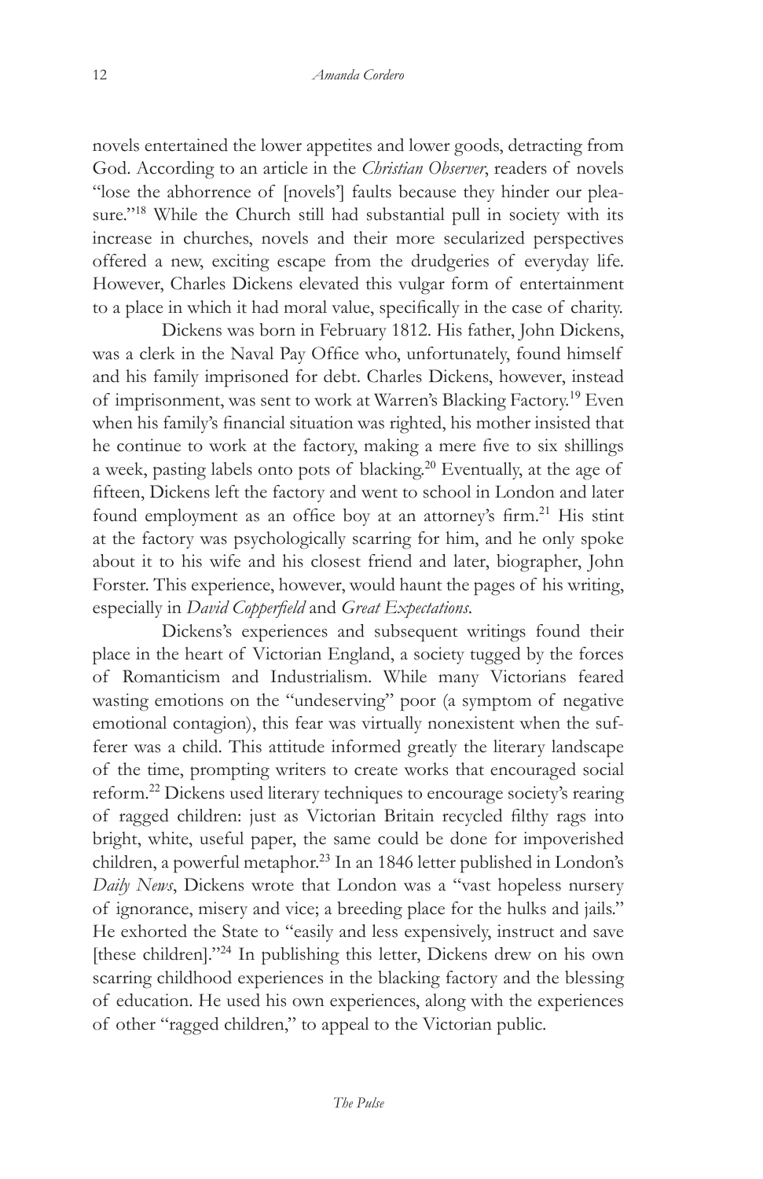novels entertained the lower appetites and lower goods, detracting from God. According to an article in the *Christian Observer*, readers of novels "lose the abhorrence of [novels'] faults because they hinder our pleasure."[18] While the Church still had substantial pull in society with its increase in churches, novels and their more secularized perspectives offered a new, exciting escape from the drudgeries of everyday life. However, Charles Dickens elevated this vulgar form of entertainment to a place in which it had moral value, specifically in the case of charity.

Dickens was born in February 1812. His father, John Dickens, was a clerk in the Naval Pay Office who, unfortunately, found himself and his family imprisoned for debt. Charles Dickens, however, instead of imprisonment, was sent to work at Warren's Blacking Factory.[19] Even when his family's financial situation was righted, his mother insisted that he continue to work at the factory, making a mere five to six shillings a week, pasting labels onto pots of blacking.[20] Eventually, at the age of fifteen, Dickens left the factory and went to school in London and later found employment as an office boy at an attorney's firm.[21] His stint at the factory was psychologically scarring for him, and he only spoke about it to his wife and his closest friend and later, biographer, John Forster. This experience, however, would haunt the pages of his writing, especially in *David Copperfield* and *Great Expectations*.

Dickens's experiences and subsequent writings found their place in the heart of Victorian England, a society tugged by the forces of Romanticism and Industrialism. While many Victorians feared wasting emotions on the "undeserving" poor (a symptom of negative emotional contagion), this fear was virtually nonexistent when the sufferer was a child. This attitude informed greatly the literary landscape of the time, prompting writers to create works that encouraged social reform.[22] Dickens used literary techniques to encourage society's rearing of ragged children: just as Victorian Britain recycled filthy rags into bright, white, useful paper, the same could be done for impoverished children, a powerful metaphor.[23] In an 1846 letter published in London's *Daily News*, Dickens wrote that London was a "vast hopeless nursery of ignorance, misery and vice; a breeding place for the hulks and jails." He exhorted the State to "easily and less expensively, instruct and save [these children]."[24] In publishing this letter, Dickens drew on his own scarring childhood experiences in the blacking factory and the blessing of education. He used his own experiences, along with the experiences of other "ragged children," to appeal to the Victorian public.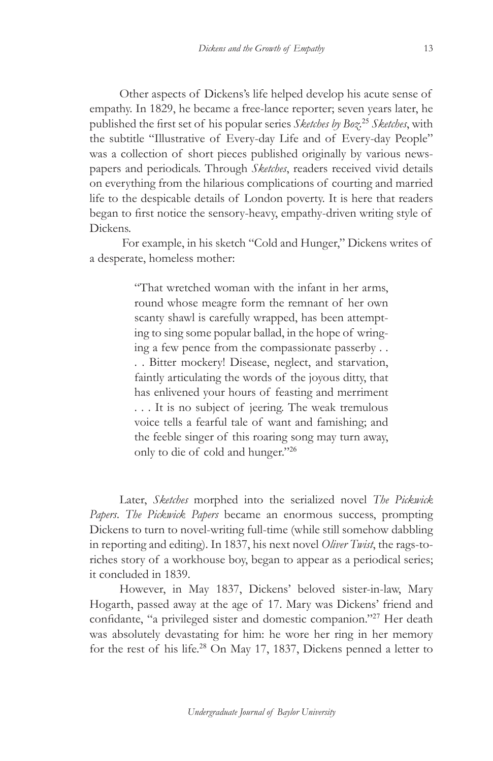Other aspects of Dickens's life helped develop his acute sense of empathy. In 1829, he became a free-lance reporter; seven years later, he published the first set of his popular series *Sketches by Boz*.[25] *Sketches*, with the subtitle "Illustrative of Every-day Life and of Every-day People" was a collection of short pieces published originally by various newspapers and periodicals. Through *Sketches*, readers received vivid details on everything from the hilarious complications of courting and married life to the despicable details of London poverty. It is here that readers began to first notice the sensory-heavy, empathy-driven writing style of Dickens.

For example, in his sketch "Cold and Hunger," Dickens writes of a desperate, homeless mother:

> "That wretched woman with the infant in her arms, round whose meagre form the remnant of her own scanty shawl is carefully wrapped, has been attempting to sing some popular ballad, in the hope of wringing a few pence from the compassionate passerby . . . . Bitter mockery! Disease, neglect, and starvation, faintly articulating the words of the joyous ditty, that has enlivened your hours of feasting and merriment . . . It is no subject of jeering. The weak tremulous voice tells a fearful tale of want and famishing; and the feeble singer of this roaring song may turn away, only to die of cold and hunger."[26]

Later, *Sketches* morphed into the serialized novel *The Pickwick Papers*. *The Pickwick Papers* became an enormous success, prompting Dickens to turn to novel-writing full-time (while still somehow dabbling in reporting and editing). In 1837, his next novel *Oliver Twist*, the rags-to-riches story of a workhouse boy, began to appear as a periodical series; it concluded in 1839.

However, in May 1837, Dickens' beloved sister-in-law, Mary Hogarth, passed away at the age of 17. Mary was Dickens' friend and confidante, "a privileged sister and domestic companion."[27] Her death was absolutely devastating for him: he wore her ring in her memory for the rest of his life.[28] On May 17, 1837, Dickens penned a letter to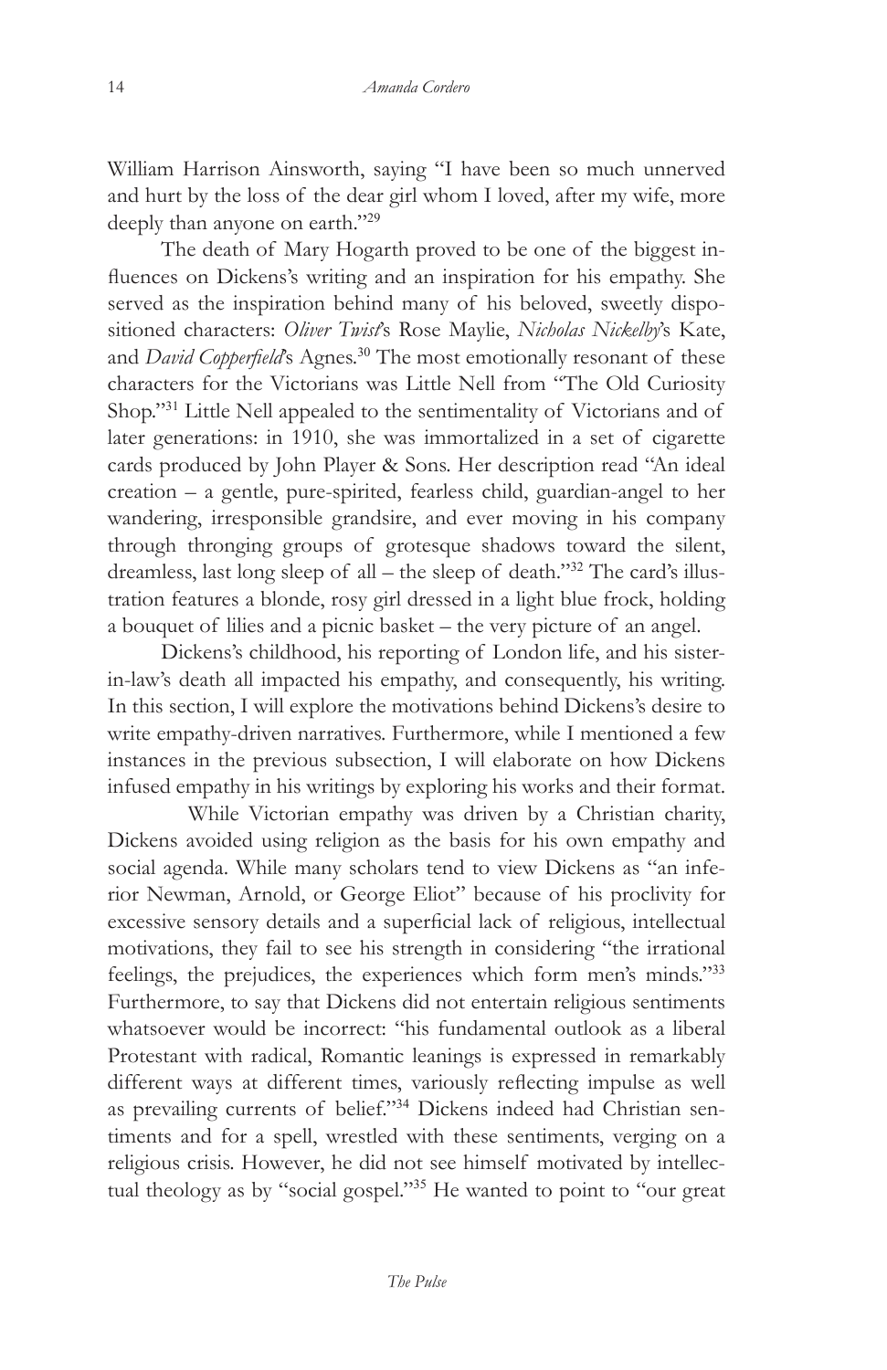William Harrison Ainsworth, saying "I have been so much unnerved and hurt by the loss of the dear girl whom I loved, after my wife, more deeply than anyone on earth."[29]

The death of Mary Hogarth proved to be one of the biggest influences on Dickens's writing and an inspiration for his empathy. She served as the inspiration behind many of his beloved, sweetly dispositioned characters: *Oliver Twist*'s Rose Maylie, *Nicholas Nickelby*'s Kate, and *David Copperfield*'s Agnes.[30] The most emotionally resonant of these characters for the Victorians was Little Nell from "The Old Curiosity Shop."[31] Little Nell appealed to the sentimentality of Victorians and of later generations: in 1910, she was immortalized in a set of cigarette cards produced by John Player & Sons. Her description read "An ideal creation – a gentle, pure-spirited, fearless child, guardian-angel to her wandering, irresponsible grandsire, and ever moving in his company through thronging groups of grotesque shadows toward the silent, dreamless, last long sleep of all – the sleep of death."[32] The card's illustration features a blonde, rosy girl dressed in a light blue frock, holding a bouquet of lilies and a picnic basket – the very picture of an angel.

Dickens's childhood, his reporting of London life, and his sister-in-law's death all impacted his empathy, and consequently, his writing. In this section, I will explore the motivations behind Dickens's desire to write empathy-driven narratives. Furthermore, while I mentioned a few instances in the previous subsection, I will elaborate on how Dickens infused empathy in his writings by exploring his works and their format.

While Victorian empathy was driven by a Christian charity, Dickens avoided using religion as the basis for his own empathy and social agenda. While many scholars tend to view Dickens as "an inferior Newman, Arnold, or George Eliot" because of his proclivity for excessive sensory details and a superficial lack of religious, intellectual motivations, they fail to see his strength in considering "the irrational feelings, the prejudices, the experiences which form men's minds."[33] Furthermore, to say that Dickens did not entertain religious sentiments whatsoever would be incorrect: "his fundamental outlook as a liberal Protestant with radical, Romantic leanings is expressed in remarkably different ways at different times, variously reflecting impulse as well as prevailing currents of belief."[34] Dickens indeed had Christian sentiments and for a spell, wrestled with these sentiments, verging on a religious crisis. However, he did not see himself motivated by intellectual theology as by "social gospel."[35] He wanted to point to "our great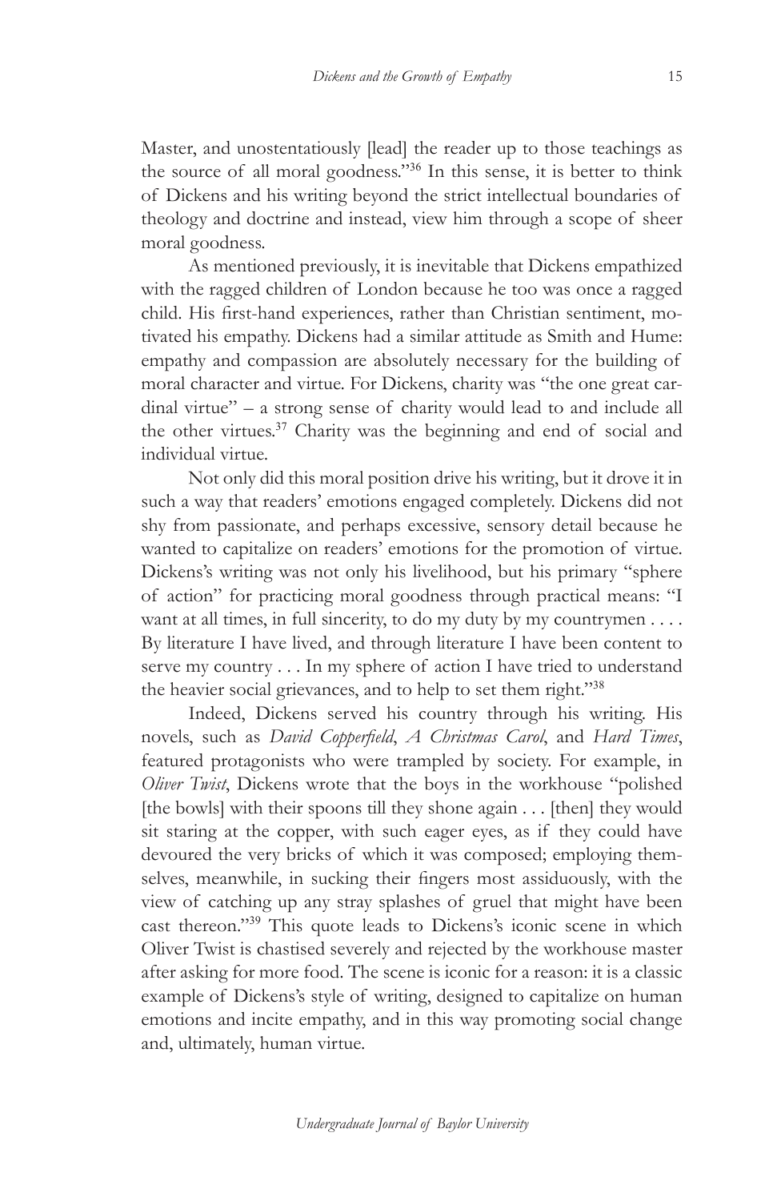Master, and unostentatiously [lead] the reader up to those teachings as the source of all moral goodness."[36] In this sense, it is better to think of Dickens and his writing beyond the strict intellectual boundaries of theology and doctrine and instead, view him through a scope of sheer moral goodness.

As mentioned previously, it is inevitable that Dickens empathized with the ragged children of London because he too was once a ragged child. His first-hand experiences, rather than Christian sentiment, motivated his empathy. Dickens had a similar attitude as Smith and Hume: empathy and compassion are absolutely necessary for the building of moral character and virtue. For Dickens, charity was "the one great cardinal virtue" – a strong sense of charity would lead to and include all the other virtues.[37] Charity was the beginning and end of social and individual virtue.

Not only did this moral position drive his writing, but it drove it in such a way that readers' emotions engaged completely. Dickens did not shy from passionate, and perhaps excessive, sensory detail because he wanted to capitalize on readers' emotions for the promotion of virtue. Dickens's writing was not only his livelihood, but his primary "sphere of action" for practicing moral goodness through practical means: "I want at all times, in full sincerity, to do my duty by my countrymen . . . . By literature I have lived, and through literature I have been content to serve my country . . . In my sphere of action I have tried to understand the heavier social grievances, and to help to set them right."[38]

Indeed, Dickens served his country through his writing. His novels, such as *David Copperfield*, *A Christmas Carol*, and *Hard Times*, featured protagonists who were trampled by society. For example, in *Oliver Twist*, Dickens wrote that the boys in the workhouse "polished [the bowls] with their spoons till they shone again . . . [then] they would sit staring at the copper, with such eager eyes, as if they could have devoured the very bricks of which it was composed; employing themselves, meanwhile, in sucking their fingers most assiduously, with the view of catching up any stray splashes of gruel that might have been cast thereon."[39] This quote leads to Dickens's iconic scene in which Oliver Twist is chastised severely and rejected by the workhouse master after asking for more food. The scene is iconic for a reason: it is a classic example of Dickens's style of writing, designed to capitalize on human emotions and incite empathy, and in this way promoting social change and, ultimately, human virtue.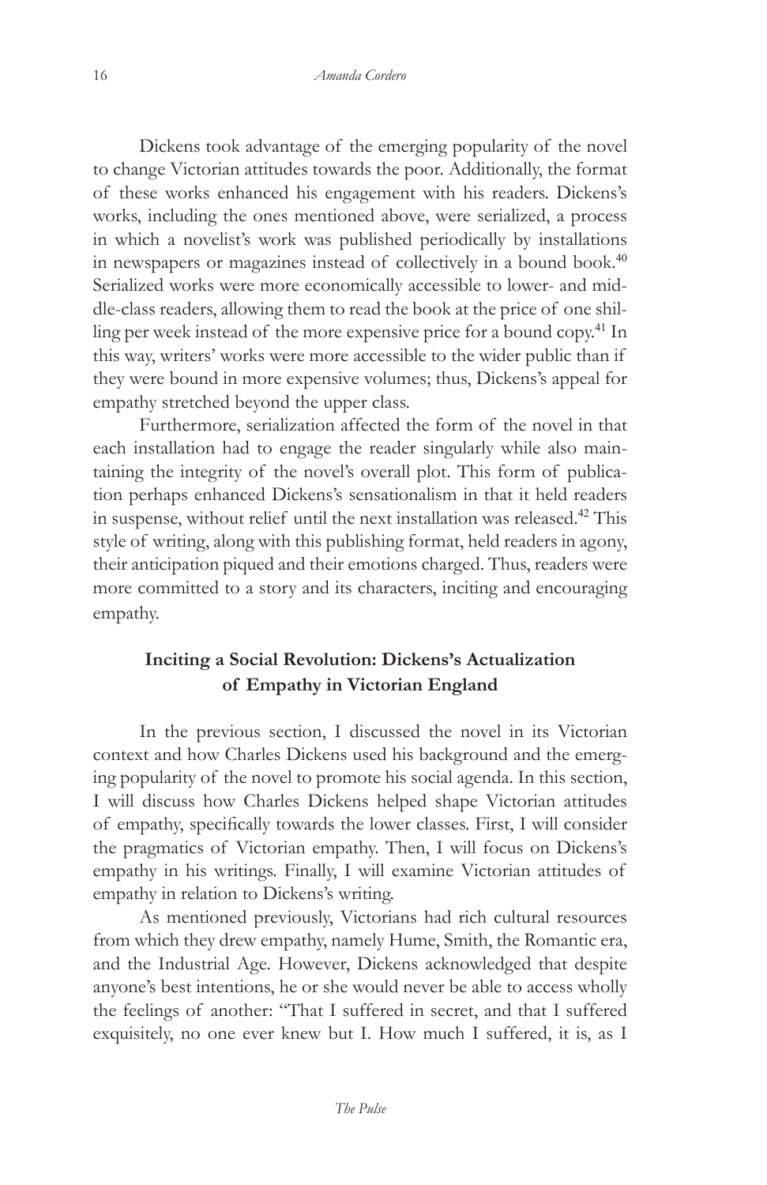Dickens took advantage of the emerging popularity of the novel to change Victorian attitudes towards the poor. Additionally, the format of these works enhanced his engagement with his readers. Dickens's works, including the ones mentioned above, were serialized, a process in which a novelist's work was published periodically by installations in newspapers or magazines instead of collectively in a bound book.[40] Serialized works were more economically accessible to lower- and middle-class readers, allowing them to read the book at the price of one shilling per week instead of the more expensive price for a bound copy.[41] In this way, writers' works were more accessible to the wider public than if they were bound in more expensive volumes; thus, Dickens's appeal for empathy stretched beyond the upper class.

Furthermore, serialization affected the form of the novel in that each installation had to engage the reader singularly while also maintaining the integrity of the novel's overall plot. This form of publication perhaps enhanced Dickens's sensationalism in that it held readers in suspense, without relief until the next installation was released.[42] This style of writing, along with this publishing format, held readers in agony, their anticipation piqued and their emotions charged. Thus, readers were more committed to a story and its characters, inciting and encouraging empathy.

## Inciting a Social Revolution: Dickens's Actualization of Empathy in Victorian England

In the previous section, I discussed the novel in its Victorian context and how Charles Dickens used his background and the emerging popularity of the novel to promote his social agenda. In this section, I will discuss how Charles Dickens helped shape Victorian attitudes of empathy, specifically towards the lower classes. First, I will consider the pragmatics of Victorian empathy. Then, I will focus on Dickens's empathy in his writings. Finally, I will examine Victorian attitudes of empathy in relation to Dickens's writing.

As mentioned previously, Victorians had rich cultural resources from which they drew empathy, namely Hume, Smith, the Romantic era, and the Industrial Age. However, Dickens acknowledged that despite anyone's best intentions, he or she would never be able to access wholly the feelings of another: "That I suffered in secret, and that I suffered exquisitely, no one ever knew but I. How much I suffered, it is, as I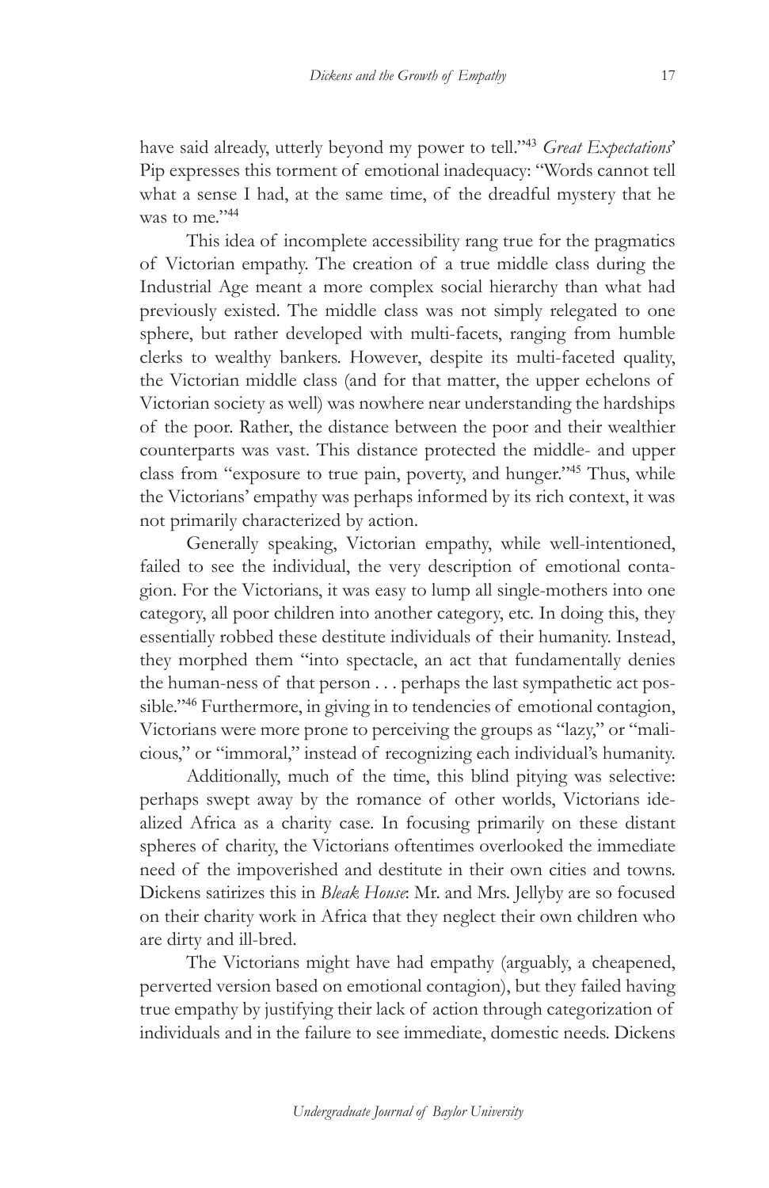have said already, utterly beyond my power to tell."[43] *Great Expectations*' Pip expresses this torment of emotional inadequacy: "Words cannot tell what a sense I had, at the same time, of the dreadful mystery that he was to me."[44]

This idea of incomplete accessibility rang true for the pragmatics of Victorian empathy. The creation of a true middle class during the Industrial Age meant a more complex social hierarchy than what had previously existed. The middle class was not simply relegated to one sphere, but rather developed with multi-facets, ranging from humble clerks to wealthy bankers. However, despite its multi-faceted quality, the Victorian middle class (and for that matter, the upper echelons of Victorian society as well) was nowhere near understanding the hardships of the poor. Rather, the distance between the poor and their wealthier counterparts was vast. This distance protected the middle- and upper class from "exposure to true pain, poverty, and hunger."[45] Thus, while the Victorians' empathy was perhaps informed by its rich context, it was not primarily characterized by action.

Generally speaking, Victorian empathy, while well-intentioned, failed to see the individual, the very description of emotional contagion. For the Victorians, it was easy to lump all single-mothers into one category, all poor children into another category, etc. In doing this, they essentially robbed these destitute individuals of their humanity. Instead, they morphed them "into spectacle, an act that fundamentally denies the human-ness of that person . . . perhaps the last sympathetic act possible."[46] Furthermore, in giving in to tendencies of emotional contagion, Victorians were more prone to perceiving the groups as "lazy," or "malicious," or "immoral," instead of recognizing each individual's humanity.

Additionally, much of the time, this blind pitying was selective: perhaps swept away by the romance of other worlds, Victorians idealized Africa as a charity case. In focusing primarily on these distant spheres of charity, the Victorians oftentimes overlooked the immediate need of the impoverished and destitute in their own cities and towns. Dickens satirizes this in *Bleak House*: Mr. and Mrs. Jellyby are so focused on their charity work in Africa that they neglect their own children who are dirty and ill-bred.

The Victorians might have had empathy (arguably, a cheapened, perverted version based on emotional contagion), but they failed having true empathy by justifying their lack of action through categorization of individuals and in the failure to see immediate, domestic needs. Dickens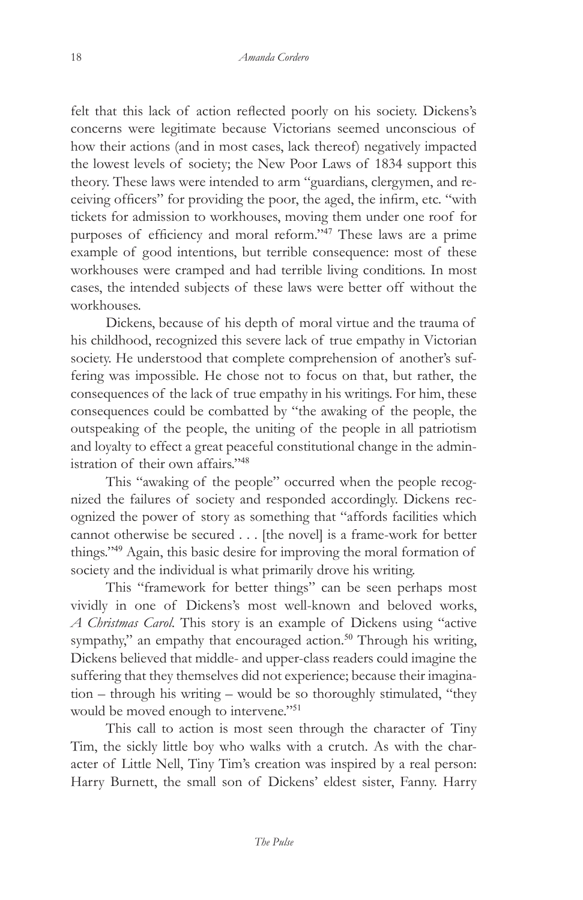felt that this lack of action reflected poorly on his society. Dickens's concerns were legitimate because Victorians seemed unconscious of how their actions (and in most cases, lack thereof) negatively impacted the lowest levels of society; the New Poor Laws of 1834 support this theory. These laws were intended to arm "guardians, clergymen, and receiving officers" for providing the poor, the aged, the infirm, etc. "with tickets for admission to workhouses, moving them under one roof for purposes of efficiency and moral reform."[47] These laws are a prime example of good intentions, but terrible consequence: most of these workhouses were cramped and had terrible living conditions. In most cases, the intended subjects of these laws were better off without the workhouses.

Dickens, because of his depth of moral virtue and the trauma of his childhood, recognized this severe lack of true empathy in Victorian society. He understood that complete comprehension of another's suffering was impossible. He chose not to focus on that, but rather, the consequences of the lack of true empathy in his writings. For him, these consequences could be combatted by "the awaking of the people, the outspeaking of the people, the uniting of the people in all patriotism and loyalty to effect a great peaceful constitutional change in the administration of their own affairs."[48]

This "awaking of the people" occurred when the people recognized the failures of society and responded accordingly. Dickens recognized the power of story as something that "affords facilities which cannot otherwise be secured . . . [the novel] is a frame-work for better things."[49] Again, this basic desire for improving the moral formation of society and the individual is what primarily drove his writing.

This "framework for better things" can be seen perhaps most vividly in one of Dickens's most well-known and beloved works, *A Christmas Carol*. This story is an example of Dickens using "active sympathy," an empathy that encouraged action.[50] Through his writing, Dickens believed that middle- and upper-class readers could imagine the suffering that they themselves did not experience; because their imagination – through his writing – would be so thoroughly stimulated, "they would be moved enough to intervene."[51]

This call to action is most seen through the character of Tiny Tim, the sickly little boy who walks with a crutch. As with the character of Little Nell, Tiny Tim's creation was inspired by a real person: Harry Burnett, the small son of Dickens' eldest sister, Fanny. Harry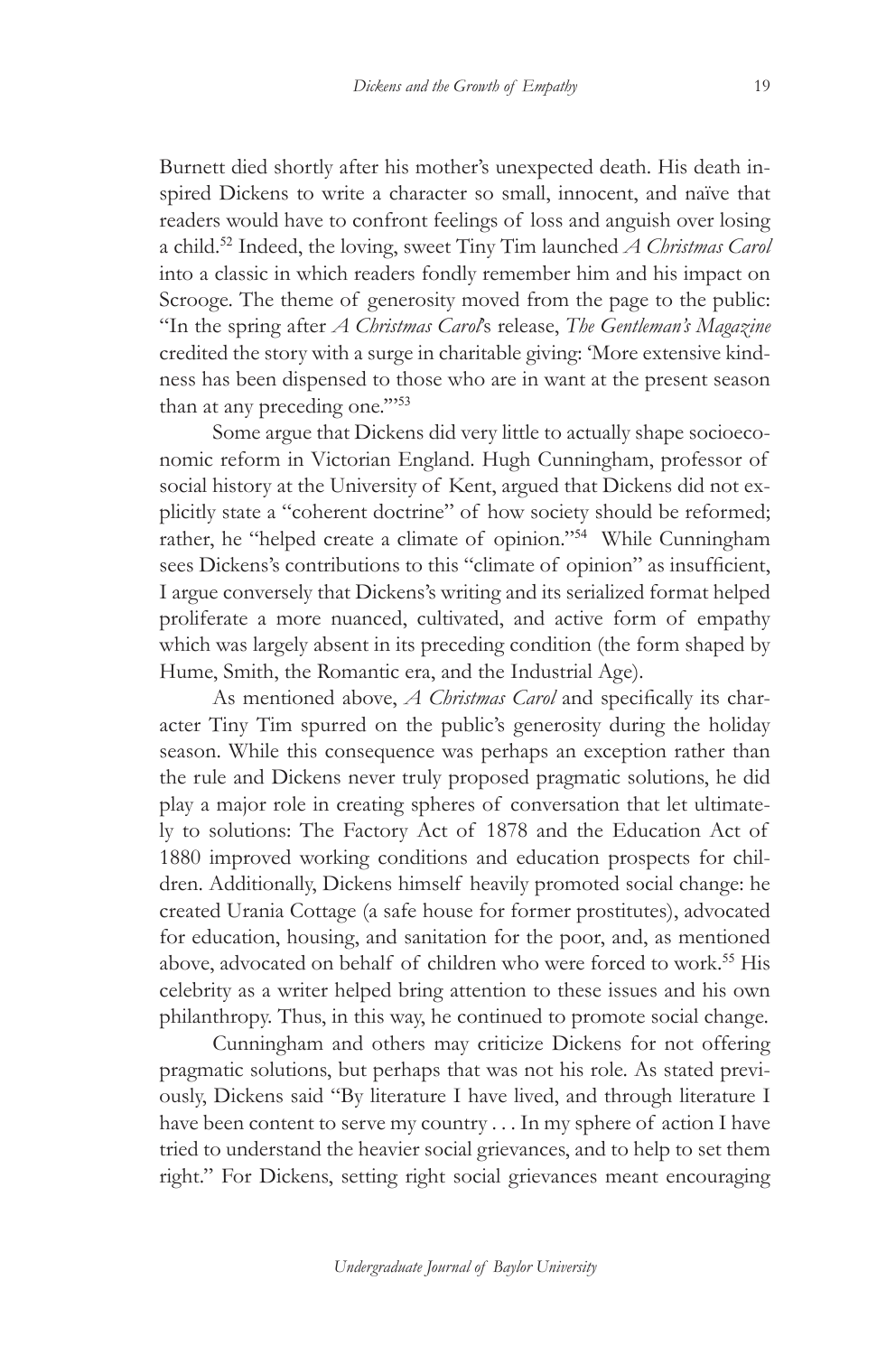Burnett died shortly after his mother's unexpected death. His death inspired Dickens to write a character so small, innocent, and naïve that readers would have to confront feelings of loss and anguish over losing a child.[52] Indeed, the loving, sweet Tiny Tim launched *A Christmas Carol* into a classic in which readers fondly remember him and his impact on Scrooge. The theme of generosity moved from the page to the public: "In the spring after *A Christmas Carol*'s release, *The Gentleman's Magazine* credited the story with a surge in charitable giving: 'More extensive kindness has been dispensed to those who are in want at the present season than at any preceding one.'"[53]

Some argue that Dickens did very little to actually shape socioeconomic reform in Victorian England. Hugh Cunningham, professor of social history at the University of Kent, argued that Dickens did not explicitly state a "coherent doctrine" of how society should be reformed; rather, he "helped create a climate of opinion."[54] While Cunningham sees Dickens's contributions to this "climate of opinion" as insufficient, I argue conversely that Dickens's writing and its serialized format helped proliferate a more nuanced, cultivated, and active form of empathy which was largely absent in its preceding condition (the form shaped by Hume, Smith, the Romantic era, and the Industrial Age).

As mentioned above, *A Christmas Carol* and specifically its character Tiny Tim spurred on the public's generosity during the holiday season. While this consequence was perhaps an exception rather than the rule and Dickens never truly proposed pragmatic solutions, he did play a major role in creating spheres of conversation that let ultimately to solutions: The Factory Act of 1878 and the Education Act of 1880 improved working conditions and education prospects for children. Additionally, Dickens himself heavily promoted social change: he created Urania Cottage (a safe house for former prostitutes), advocated for education, housing, and sanitation for the poor, and, as mentioned above, advocated on behalf of children who were forced to work.[55] His celebrity as a writer helped bring attention to these issues and his own philanthropy. Thus, in this way, he continued to promote social change.

Cunningham and others may criticize Dickens for not offering pragmatic solutions, but perhaps that was not his role. As stated previously, Dickens said "By literature I have lived, and through literature I have been content to serve my country . . . In my sphere of action I have tried to understand the heavier social grievances, and to help to set them right." For Dickens, setting right social grievances meant encouraging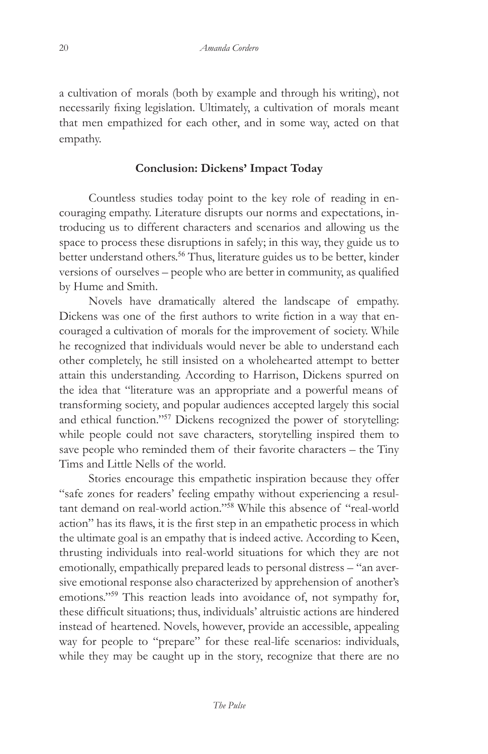a cultivation of morals (both by example and through his writing), not necessarily fixing legislation. Ultimately, a cultivation of morals meant that men empathized for each other, and in some way, acted on that empathy.

## Conclusion: Dickens' Impact Today

Countless studies today point to the key role of reading in encouraging empathy. Literature disrupts our norms and expectations, introducing us to different characters and scenarios and allowing us the space to process these disruptions in safely; in this way, they guide us to better understand others.[56] Thus, literature guides us to be better, kinder versions of ourselves – people who are better in community, as qualified by Hume and Smith.

Novels have dramatically altered the landscape of empathy. Dickens was one of the first authors to write fiction in a way that encouraged a cultivation of morals for the improvement of society. While he recognized that individuals would never be able to understand each other completely, he still insisted on a wholehearted attempt to better attain this understanding. According to Harrison, Dickens spurred on the idea that "literature was an appropriate and a powerful means of transforming society, and popular audiences accepted largely this social and ethical function."[57] Dickens recognized the power of storytelling: while people could not save characters, storytelling inspired them to save people who reminded them of their favorite characters – the Tiny Tims and Little Nells of the world.

Stories encourage this empathetic inspiration because they offer "safe zones for readers' feeling empathy without experiencing a resultant demand on real-world action."[58] While this absence of "real-world action" has its flaws, it is the first step in an empathetic process in which the ultimate goal is an empathy that is indeed active. According to Keen, thrusting individuals into real-world situations for which they are not emotionally, empathically prepared leads to personal distress – "an aversive emotional response also characterized by apprehension of another's emotions."[59] This reaction leads into avoidance of, not sympathy for, these difficult situations; thus, individuals' altruistic actions are hindered instead of heartened. Novels, however, provide an accessible, appealing way for people to "prepare" for these real-life scenarios: individuals, while they may be caught up in the story, recognize that there are no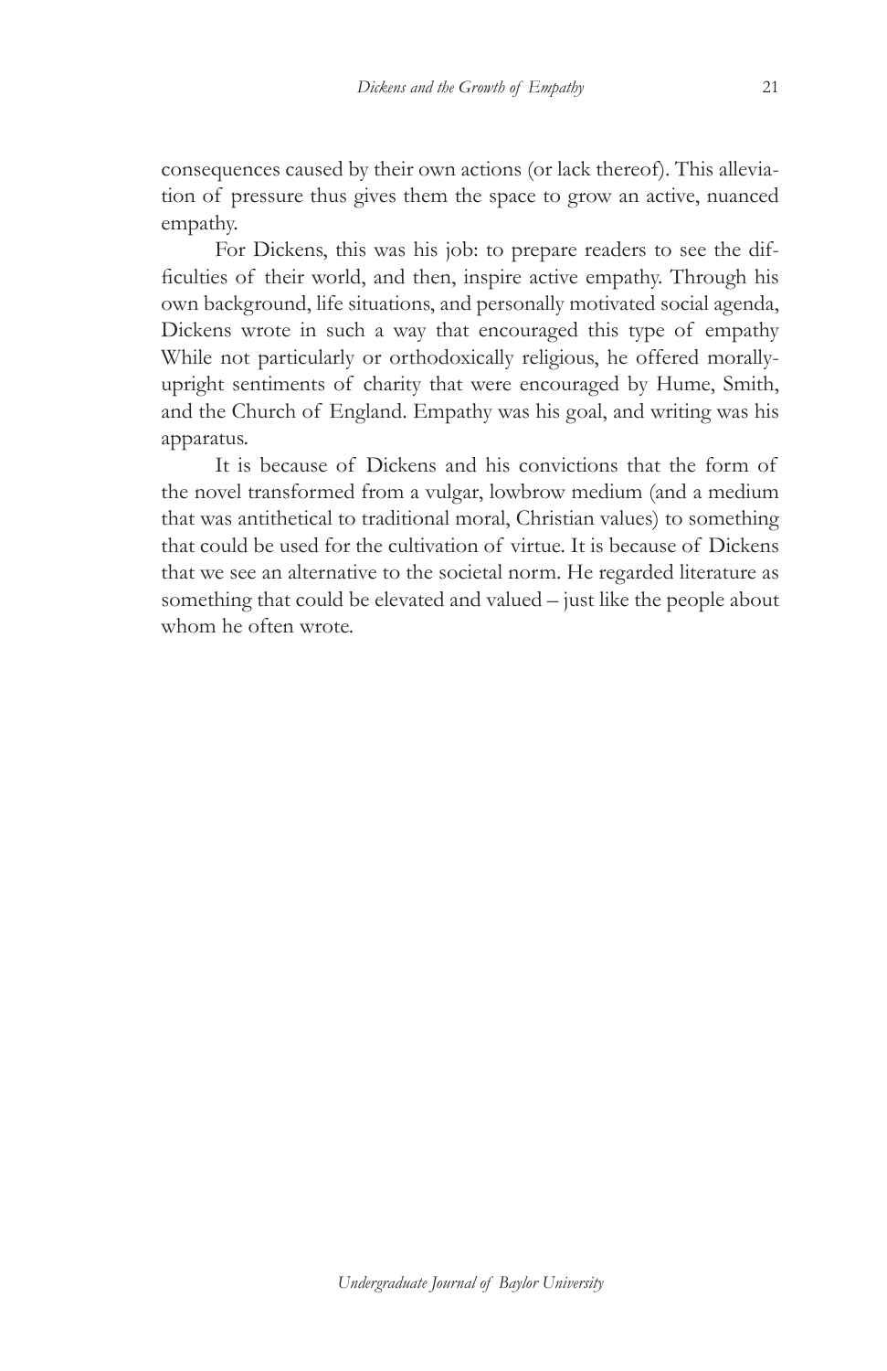consequences caused by their own actions (or lack thereof). This alleviation of pressure thus gives them the space to grow an active, nuanced empathy.

For Dickens, this was his job: to prepare readers to see the difficulties of their world, and then, inspire active empathy. Through his own background, life situations, and personally motivated social agenda, Dickens wrote in such a way that encouraged this type of empathy While not particularly or orthodoxically religious, he offered morally-upright sentiments of charity that were encouraged by Hume, Smith, and the Church of England. Empathy was his goal, and writing was his apparatus.

It is because of Dickens and his convictions that the form of the novel transformed from a vulgar, lowbrow medium (and a medium that was antithetical to traditional moral, Christian values) to something that could be used for the cultivation of virtue. It is because of Dickens that we see an alternative to the societal norm. He regarded literature as something that could be elevated and valued – just like the people about whom he often wrote.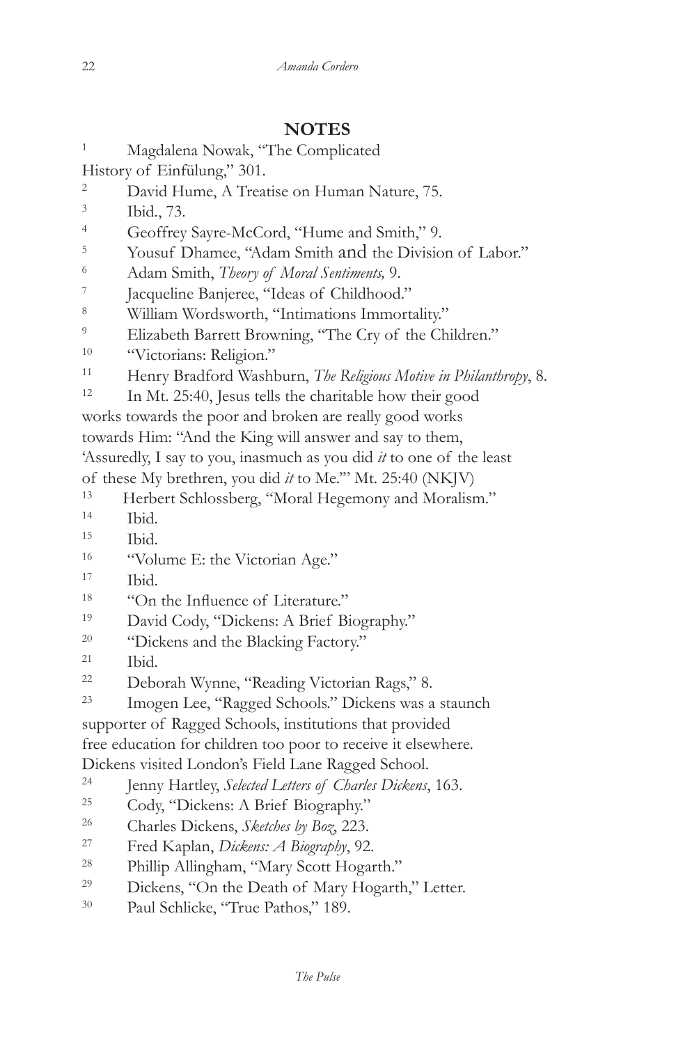## NOTES

1. Magdalena Nowak, "The Complicated History of Einfülung," 301.
2. David Hume, A Treatise on Human Nature, 75.
3. Ibid., 73.
4. Geoffrey Sayre-McCord, "Hume and Smith," 9.
5. Yousuf Dhamee, "Adam Smith and the Division of Labor."
6. Adam Smith, *Theory of Moral Sentiments,* 9.
7. Jacqueline Banjeree, "Ideas of Childhood."
8. William Wordsworth, "Intimations Immortality."
9. Elizabeth Barrett Browning, "The Cry of the Children."
10. "Victorians: Religion."
11. Henry Bradford Washburn, *The Religious Motive in Philanthropy*, 8.
12. In Mt. 25:40, Jesus tells the charitable how their good works towards the poor and broken are really good works towards Him: "And the King will answer and say to them, 'Assuredly, I say to you, inasmuch as you did *it* to one of the least of these My brethren, you did *it* to Me.'" Mt. 25:40 (NKJV)
13. Herbert Schlossberg, "Moral Hegemony and Moralism."
14. Ibid.
15. Ibid.
16. "Volume E: the Victorian Age."
17. Ibid.
18. "On the Influence of Literature."
19. David Cody, "Dickens: A Brief Biography."
20. "Dickens and the Blacking Factory."
21. Ibid.
22. Deborah Wynne, "Reading Victorian Rags," 8.
23. Imogen Lee, "Ragged Schools." Dickens was a staunch supporter of Ragged Schools, institutions that provided free education for children too poor to receive it elsewhere. Dickens visited London's Field Lane Ragged School.
24. Jenny Hartley, *Selected Letters of Charles Dickens*, 163.
25. Cody, "Dickens: A Brief Biography."
26. Charles Dickens, *Sketches by Boz,* 223.
27. Fred Kaplan, *Dickens: A Biography*, 92.
28. Phillip Allingham, "Mary Scott Hogarth."
29. Dickens, "On the Death of Mary Hogarth," Letter.
30. Paul Schlicke, "True Pathos," 189.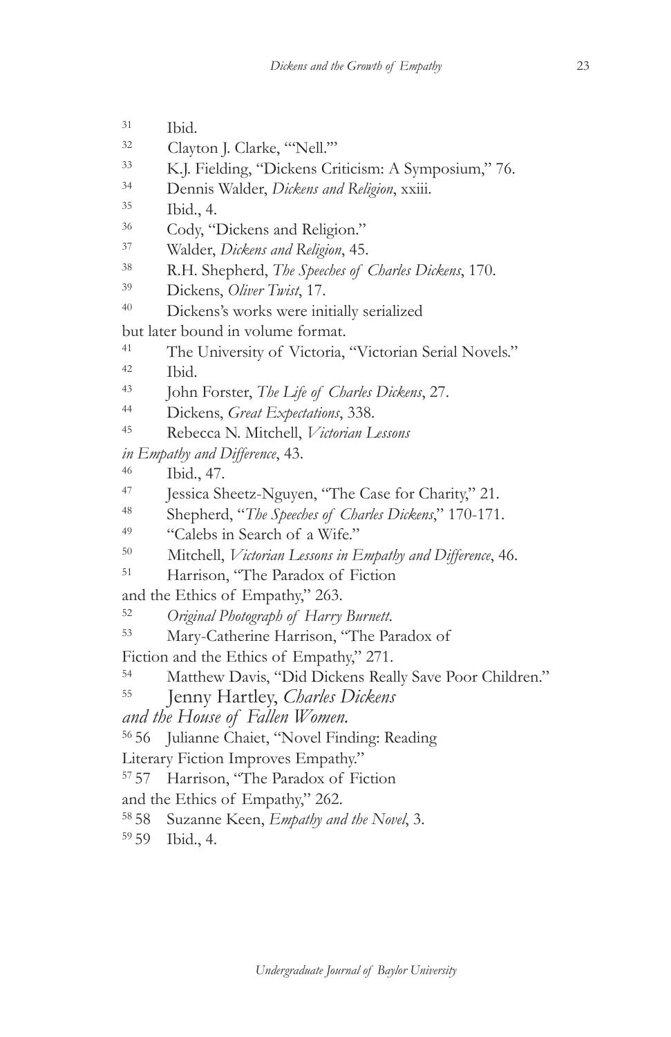31 Ibid.

32 Clayton J. Clarke, "'Nell.'"

33 K.J. Fielding, "Dickens Criticism: A Symposium," 76.

34 Dennis Walder, *Dickens and Religion*, xxiii.

35 Ibid., 4.

36 Cody, "Dickens and Religion."

37 Walder, *Dickens and Religion*, 45.

38 R.H. Shepherd, *The Speeches of Charles Dickens*, 170.

39 Dickens, *Oliver Twist*, 17.

40 Dickens's works were initially serialized but later bound in volume format.

41 The University of Victoria, "Victorian Serial Novels."

42 Ibid.

43 John Forster, *The Life of Charles Dickens*, 27.

44 Dickens, *Great Expectations*, 338.

45 Rebecca N. Mitchell, *Victorian Lessons in Empathy and Difference*, 43.

46 Ibid., 47.

47 Jessica Sheetz-Nguyen, "The Case for Charity," 21.

48 Shepherd, "*The Speeches of Charles Dickens*," 170-171.

49 "Calebs in Search of a Wife."

50 Mitchell, *Victorian Lessons in Empathy and Difference*, 46.

51 Harrison, "The Paradox of Fiction and the Ethics of Empathy," 263.

52 *Original Photograph of Harry Burnett.*

53 Mary-Catherine Harrison, "The Paradox of Fiction and the Ethics of Empathy," 271.

54 Matthew Davis, "Did Dickens Really Save Poor Children."

55 Jenny Hartley, *Charles Dickens and the House of Fallen Women.*

56 56 Julianne Chaiet, "Novel Finding: Reading Literary Fiction Improves Empathy."

57 57 Harrison, "The Paradox of Fiction and the Ethics of Empathy," 262.

58 58 Suzanne Keen, *Empathy and the Novel*, 3.

59 59 Ibid., 4.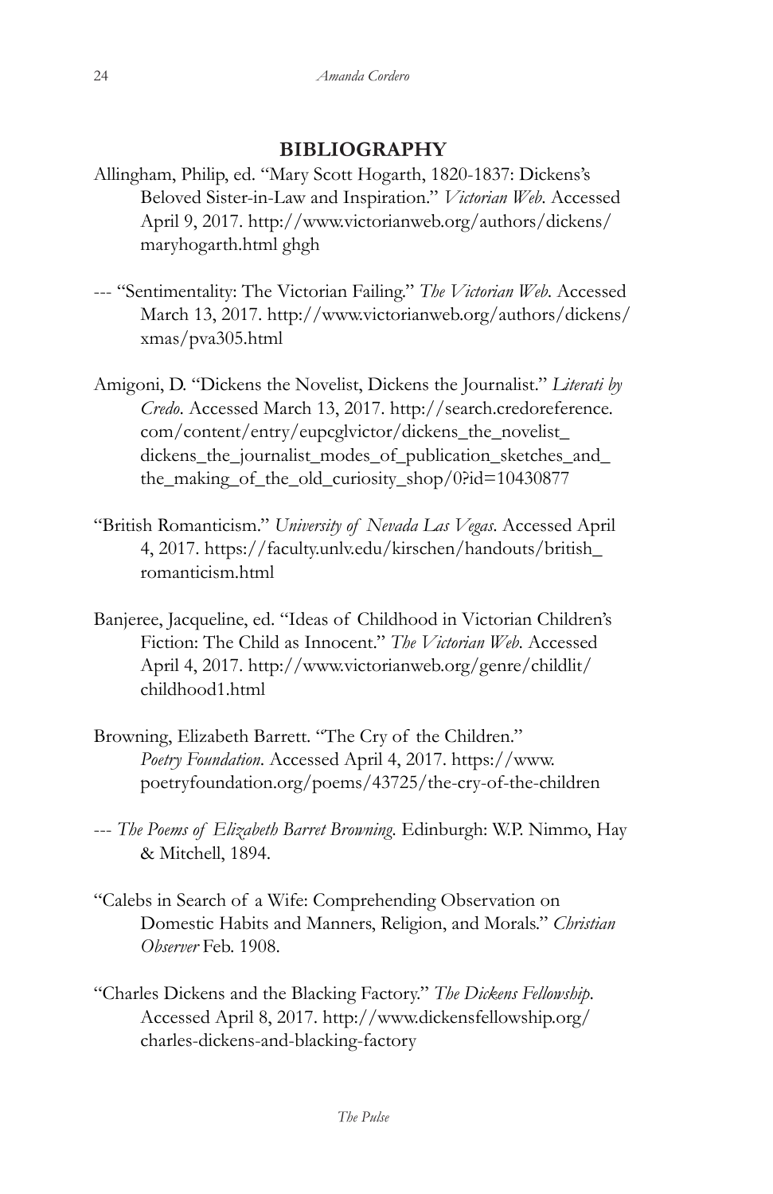## BIBLIOGRAPHY

Allingham, Philip, ed. "Mary Scott Hogarth, 1820-1837: Dickens's Beloved Sister-in-Law and Inspiration." *Victorian Web*. Accessed April 9, 2017. http://www.victorianweb.org/authors/dickens/maryhogarth.html ghgh

--- "Sentimentality: The Victorian Failing." *The Victorian Web*. Accessed March 13, 2017. http://www.victorianweb.org/authors/dickens/xmas/pva305.html

Amigoni, D. "Dickens the Novelist, Dickens the Journalist." *Literati by Credo*. Accessed March 13, 2017. http://search.credoreference.com/content/entry/eupcglvictor/dickens_the_novelist_dickens_the_journalist_modes_of_publication_sketches_and_the_making_of_the_old_curiosity_shop/0?id=10430877

"British Romanticism." *University of Nevada Las Vegas*. Accessed April 4, 2017. https://faculty.unlv.edu/kirschen/handouts/british_romanticism.html

Banjeree, Jacqueline, ed. "Ideas of Childhood in Victorian Children's Fiction: The Child as Innocent." *The Victorian Web*. Accessed April 4, 2017. http://www.victorianweb.org/genre/childlit/childhood1.html

Browning, Elizabeth Barrett. "The Cry of the Children." *Poetry Foundation*. Accessed April 4, 2017. https://www.poetryfoundation.org/poems/43725/the-cry-of-the-children

--- *The Poems of Elizabeth Barret Browning.* Edinburgh: W.P. Nimmo, Hay & Mitchell, 1894.

"Calebs in Search of a Wife: Comprehending Observation on Domestic Habits and Manners, Religion, and Morals." *Christian Observer* Feb. 1908.

"Charles Dickens and the Blacking Factory." *The Dickens Fellowship*. Accessed April 8, 2017. http://www.dickensfellowship.org/charles-dickens-and-blacking-factory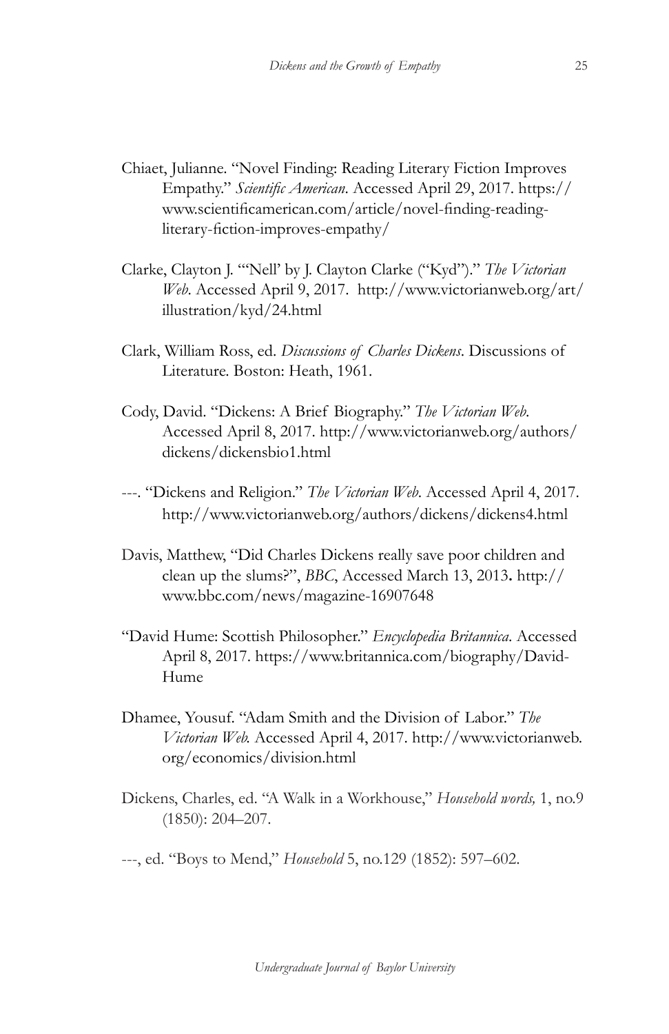Chiaet, Julianne. "Novel Finding: Reading Literary Fiction Improves Empathy." *Scientific American*. Accessed April 29, 2017. https://www.scientificamerican.com/article/novel-finding-reading-literary-fiction-improves-empathy/

Clarke, Clayton J. "'Nell' by J. Clayton Clarke ("Kyd")." *The Victorian Web*. Accessed April 9, 2017. http://www.victorianweb.org/art/illustration/kyd/24.html

Clark, William Ross, ed. *Discussions of Charles Dickens*. Discussions of Literature. Boston: Heath, 1961.

Cody, David. "Dickens: A Brief Biography." *The Victorian Web*. Accessed April 8, 2017. http://www.victorianweb.org/authors/dickens/dickensbio1.html

---. "Dickens and Religion." *The Victorian Web*. Accessed April 4, 2017. http://www.victorianweb.org/authors/dickens/dickens4.html

Davis, Matthew, "Did Charles Dickens really save poor children and clean up the slums?", *BBC*, Accessed March 13, 2013**.** http://www.bbc.com/news/magazine-16907648

"David Hume: Scottish Philosopher." *Encyclopedia Britannica*. Accessed April 8, 2017. https://www.britannica.com/biography/David-Hume

Dhamee, Yousuf. "Adam Smith and the Division of Labor." *The Victorian Web.* Accessed April 4, 2017. http://www.victorianweb.org/economics/division.html

Dickens, Charles, ed. "A Walk in a Workhouse," *Household words,* 1, no.9 (1850): 204–207.

---, ed. "Boys to Mend," *Household* 5, no.129 (1852): 597–602.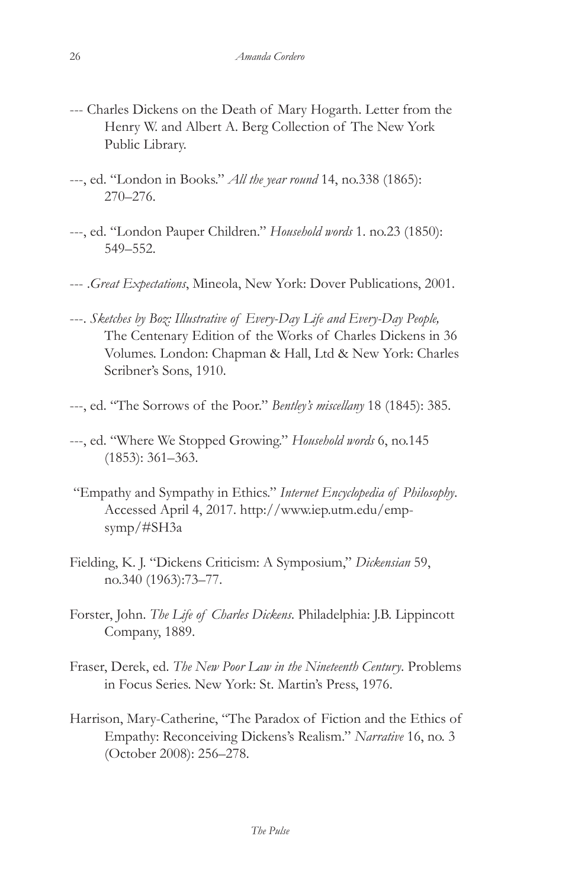--- Charles Dickens on the Death of Mary Hogarth. Letter from the Henry W. and Albert A. Berg Collection of The New York Public Library.

---, ed. "London in Books." *All the year round* 14, no.338 (1865): 270–276.

---, ed. "London Pauper Children." *Household words* 1. no.23 (1850): 549–552.

--- .*Great Expectations*, Mineola, New York: Dover Publications, 2001.

---. *Sketches by Boz: Illustrative of Every-Day Life and Every-Day People,* The Centenary Edition of the Works of Charles Dickens in 36 Volumes. London: Chapman & Hall, Ltd & New York: Charles Scribner's Sons, 1910.

---, ed. "The Sorrows of the Poor." *Bentley's miscellany* 18 (1845): 385.

---, ed. "Where We Stopped Growing." *Household words* 6, no.145 (1853): 361–363.

"Empathy and Sympathy in Ethics." *Internet Encyclopedia of Philosophy*. Accessed April 4, 2017. http://www.iep.utm.edu/emp-symp/#SH3a

Fielding, K. J. "Dickens Criticism: A Symposium," *Dickensian* 59, no.340 (1963):73–77.

Forster, John. *The Life of Charles Dickens*. Philadelphia: J.B. Lippincott Company, 1889.

Fraser, Derek, ed. *The New Poor Law in the Nineteenth Century*. Problems in Focus Series. New York: St. Martin's Press, 1976.

Harrison, Mary-Catherine, "The Paradox of Fiction and the Ethics of Empathy: Reconceiving Dickens's Realism." *Narrative* 16, no. 3 (October 2008): 256–278.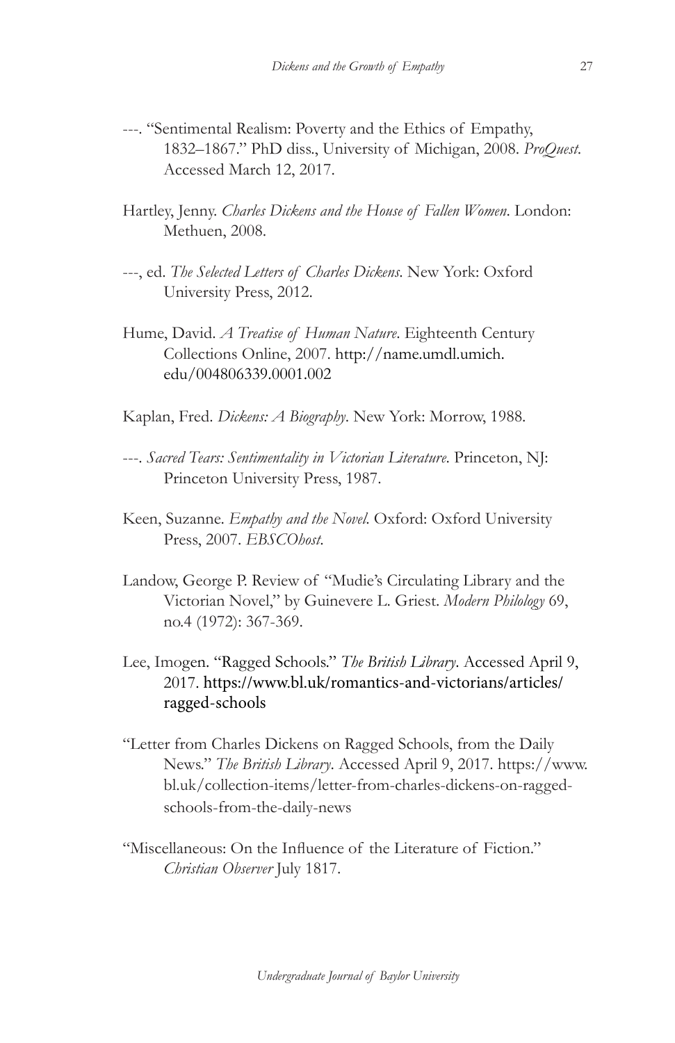---. "Sentimental Realism: Poverty and the Ethics of Empathy, 1832–1867." PhD diss., University of Michigan, 2008. *ProQuest*. Accessed March 12, 2017.

Hartley, Jenny. *Charles Dickens and the House of Fallen Women*. London: Methuen, 2008.

---, ed. *The Selected Letters of Charles Dickens*. New York: Oxford University Press, 2012.

Hume, David. *A Treatise of Human Nature*. Eighteenth Century Collections Online, 2007. http://name.umdl.umich.edu/004806339.0001.002

Kaplan, Fred. *Dickens: A Biography*. New York: Morrow, 1988.

---. *Sacred Tears: Sentimentality in Victorian Literature*. Princeton, NJ: Princeton University Press, 1987.

Keen, Suzanne. *Empathy and the Novel*. Oxford: Oxford University Press, 2007. *EBSCOhost*.

Landow, George P. Review of "Mudie's Circulating Library and the Victorian Novel," by Guinevere L. Griest. *Modern Philology* 69, no.4 (1972): 367-369.

Lee, Imogen. "Ragged Schools." *The British Library*. Accessed April 9, 2017. https://www.bl.uk/romantics-and-victorians/articles/ragged-schools

"Letter from Charles Dickens on Ragged Schools, from the Daily News." *The British Library*. Accessed April 9, 2017. https://www.bl.uk/collection-items/letter-from-charles-dickens-on-ragged-schools-from-the-daily-news

"Miscellaneous: On the Influence of the Literature of Fiction." *Christian Observer* July 1817.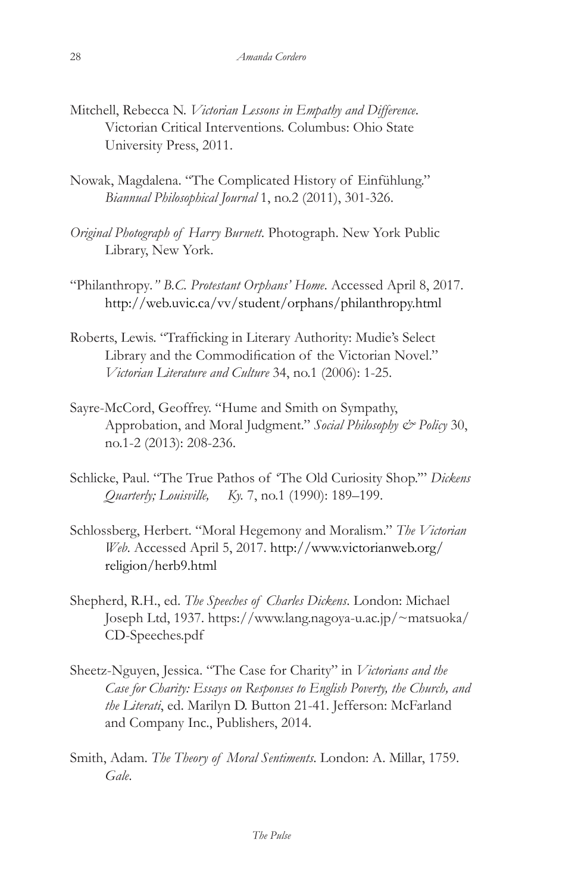Mitchell, Rebecca N. *Victorian Lessons in Empathy and Difference*. Victorian Critical Interventions. Columbus: Ohio State University Press, 2011.

Nowak, Magdalena. "The Complicated History of Einfühlung." *Biannual Philosophical Journal* 1, no.2 (2011), 301-326.

*Original Photograph of Harry Burnett*. Photograph. New York Public Library, New York.

"Philanthropy*." B.C. Protestant Orphans' Home*. Accessed April 8, 2017. http://web.uvic.ca/vv/student/orphans/philanthropy.html

Roberts, Lewis. "Trafficking in Literary Authority: Mudie's Select Library and the Commodification of the Victorian Novel." *Victorian Literature and Culture* 34, no.1 (2006): 1-25.

Sayre-McCord, Geoffrey. "Hume and Smith on Sympathy, Approbation, and Moral Judgment." *Social Philosophy & Policy* 30, no.1-2 (2013): 208-236.

Schlicke, Paul. "The True Pathos of 'The Old Curiosity Shop.'" *Dickens Quarterly; Louisville, Ky.* 7, no.1 (1990): 189–199.

Schlossberg, Herbert. "Moral Hegemony and Moralism." *The Victorian Web*. Accessed April 5, 2017. http://www.victorianweb.org/religion/herb9.html

Shepherd, R.H., ed. *The Speeches of Charles Dickens*. London: Michael Joseph Ltd, 1937. https://www.lang.nagoya-u.ac.jp/~matsuoka/CD-Speeches.pdf

Sheetz-Nguyen, Jessica. "The Case for Charity" in *Victorians and the Case for Charity: Essays on Responses to English Poverty, the Church, and the Literati*, ed. Marilyn D. Button 21-41. Jefferson: McFarland and Company Inc., Publishers, 2014.

Smith, Adam. *The Theory of Moral Sentiments*. London: A. Millar, 1759. *Gale*.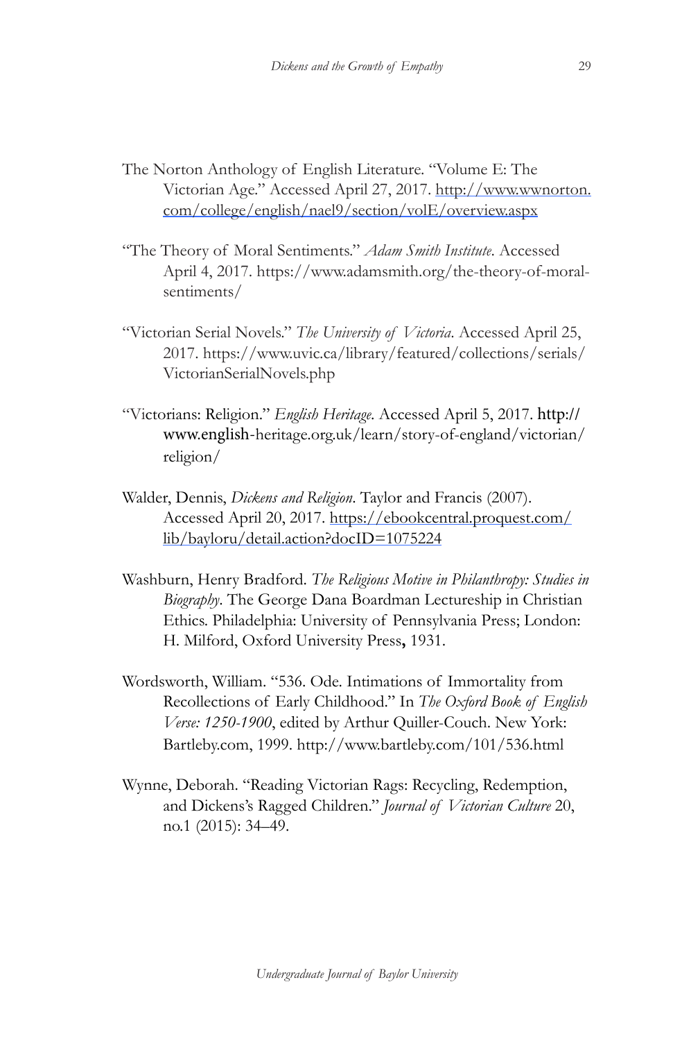The Norton Anthology of English Literature. "Volume E: The Victorian Age." Accessed April 27, 2017. http://www.wwnorton.com/college/english/nael9/section/volE/overview.aspx

"The Theory of Moral Sentiments." *Adam Smith Institute*. Accessed April 4, 2017. https://www.adamsmith.org/the-theory-of-moral-sentiments/

"Victorian Serial Novels." *The University of Victoria*. Accessed April 25, 2017. https://www.uvic.ca/library/featured/collections/serials/VictorianSerialNovels.php

"Victorians: Religion." *English Heritage*. Accessed April 5, 2017. http://www.english-heritage.org.uk/learn/story-of-england/victorian/religion/

Walder, Dennis, *Dickens and Religion*. Taylor and Francis (2007). Accessed April 20, 2017. https://ebookcentral.proquest.com/lib/bayloru/detail.action?docID=1075224

Washburn, Henry Bradford. *The Religious Motive in Philanthropy: Studies in Biography*. The George Dana Boardman Lectureship in Christian Ethics. Philadelphia: University of Pennsylvania Press; London: H. Milford, Oxford University Press**,** 1931.

Wordsworth, William. "536. Ode. Intimations of Immortality from Recollections of Early Childhood." In *The Oxford Book of English Verse: 1250-1900*, edited by Arthur Quiller-Couch. New York: Bartleby.com, 1999. http://www.bartleby.com/101/536.html

Wynne, Deborah. "Reading Victorian Rags: Recycling, Redemption, and Dickens's Ragged Children." *Journal of Victorian Culture* 20, no.1 (2015): 34–49.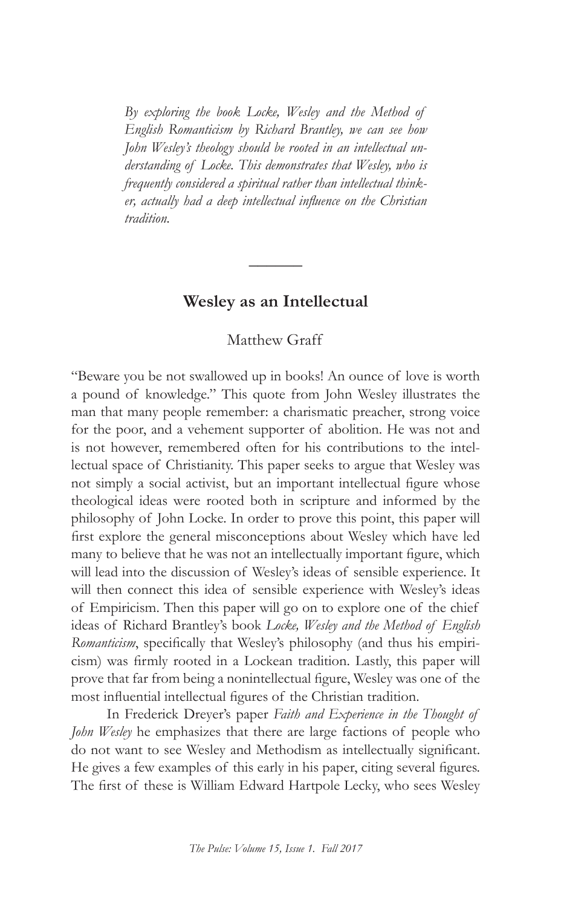*By exploring the book Locke, Wesley and the Method of English Romanticism by Richard Brantley, we can see how John Wesley's theology should be rooted in an intellectual understanding of Locke. This demonstrates that Wesley, who is frequently considered a spiritual rather than intellectual thinker, actually had a deep intellectual influence on the Christian tradition.*

---

## Wesley as an Intellectual

Matthew Graff

"Beware you be not swallowed up in books! An ounce of love is worth a pound of knowledge." This quote from John Wesley illustrates the man that many people remember: a charismatic preacher, strong voice for the poor, and a vehement supporter of abolition. He was not and is not however, remembered often for his contributions to the intellectual space of Christianity. This paper seeks to argue that Wesley was not simply a social activist, but an important intellectual figure whose theological ideas were rooted both in scripture and informed by the philosophy of John Locke. In order to prove this point, this paper will first explore the general misconceptions about Wesley which have led many to believe that he was not an intellectually important figure, which will lead into the discussion of Wesley's ideas of sensible experience. It will then connect this idea of sensible experience with Wesley's ideas of Empiricism. Then this paper will go on to explore one of the chief ideas of Richard Brantley's book *Locke, Wesley and the Method of English Romanticism*, specifically that Wesley's philosophy (and thus his empiricism) was firmly rooted in a Lockean tradition. Lastly, this paper will prove that far from being a nonintellectual figure, Wesley was one of the most influential intellectual figures of the Christian tradition.

In Frederick Dreyer's paper *Faith and Experience in the Thought of John Wesley* he emphasizes that there are large factions of people who do not want to see Wesley and Methodism as intellectually significant. He gives a few examples of this early in his paper, citing several figures. The first of these is William Edward Hartpole Lecky, who sees Wesley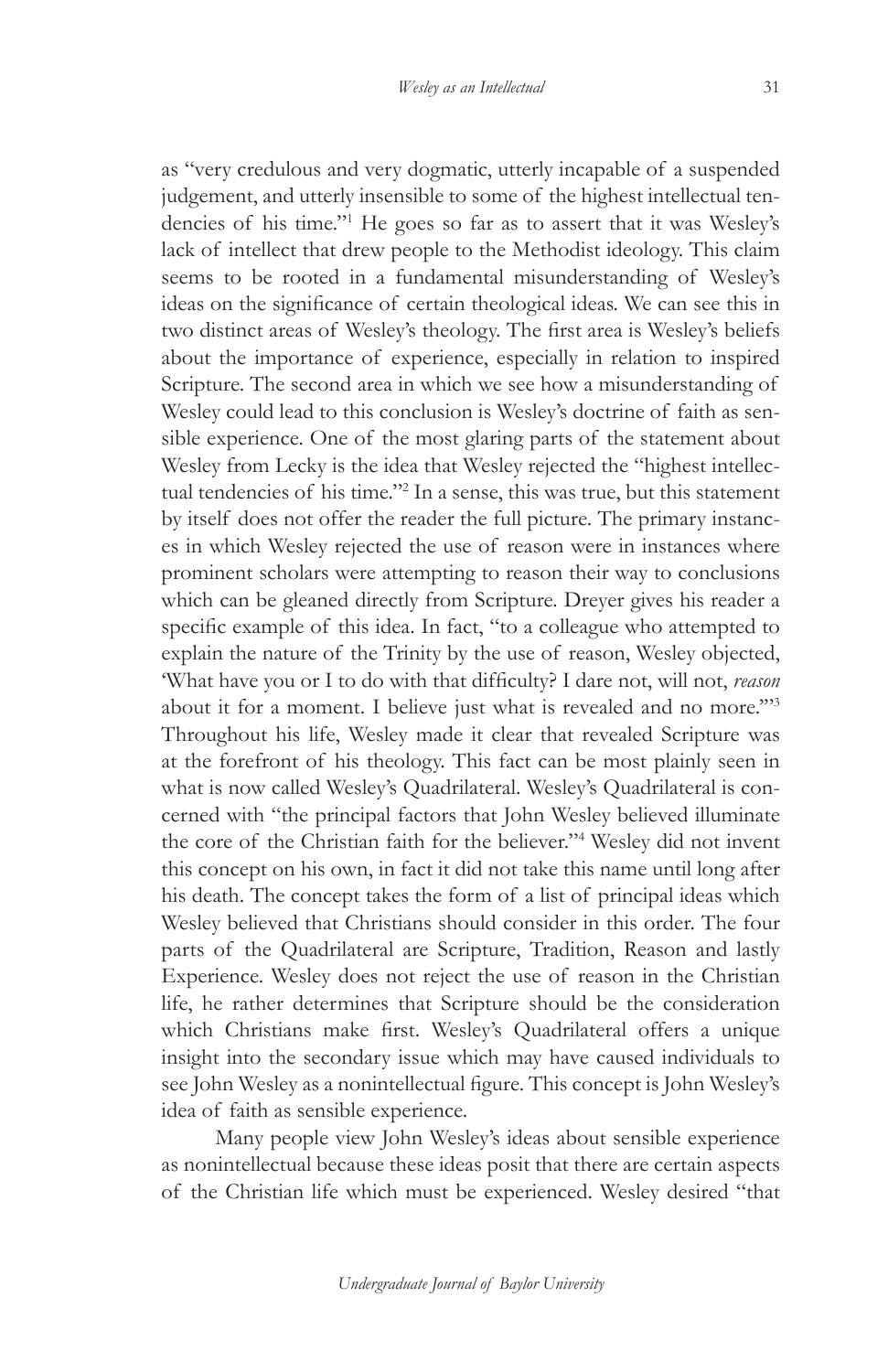as "very credulous and very dogmatic, utterly incapable of a suspended judgement, and utterly insensible to some of the highest intellectual tendencies of his time."[1] He goes so far as to assert that it was Wesley's lack of intellect that drew people to the Methodist ideology. This claim seems to be rooted in a fundamental misunderstanding of Wesley's ideas on the significance of certain theological ideas. We can see this in two distinct areas of Wesley's theology. The first area is Wesley's beliefs about the importance of experience, especially in relation to inspired Scripture. The second area in which we see how a misunderstanding of Wesley could lead to this conclusion is Wesley's doctrine of faith as sensible experience. One of the most glaring parts of the statement about Wesley from Lecky is the idea that Wesley rejected the "highest intellectual tendencies of his time."[2] In a sense, this was true, but this statement by itself does not offer the reader the full picture. The primary instances in which Wesley rejected the use of reason were in instances where prominent scholars were attempting to reason their way to conclusions which can be gleaned directly from Scripture. Dreyer gives his reader a specific example of this idea. In fact, "to a colleague who attempted to explain the nature of the Trinity by the use of reason, Wesley objected, 'What have you or I to do with that difficulty? I dare not, will not, *reason* about it for a moment. I believe just what is revealed and no more.'"[3] Throughout his life, Wesley made it clear that revealed Scripture was at the forefront of his theology. This fact can be most plainly seen in what is now called Wesley's Quadrilateral. Wesley's Quadrilateral is concerned with "the principal factors that John Wesley believed illuminate the core of the Christian faith for the believer."[4] Wesley did not invent this concept on his own, in fact it did not take this name until long after his death. The concept takes the form of a list of principal ideas which Wesley believed that Christians should consider in this order. The four parts of the Quadrilateral are Scripture, Tradition, Reason and lastly Experience. Wesley does not reject the use of reason in the Christian life, he rather determines that Scripture should be the consideration which Christians make first. Wesley's Quadrilateral offers a unique insight into the secondary issue which may have caused individuals to see John Wesley as a nonintellectual figure. This concept is John Wesley's idea of faith as sensible experience.

Many people view John Wesley's ideas about sensible experience as nonintellectual because these ideas posit that there are certain aspects of the Christian life which must be experienced. Wesley desired "that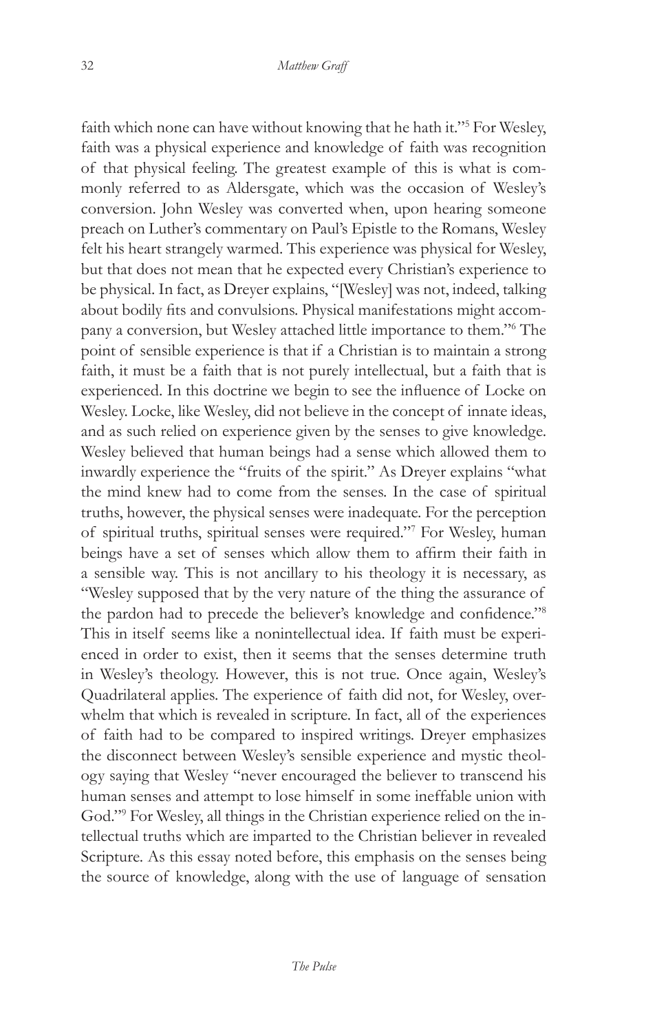faith which none can have without knowing that he hath it."[5] For Wesley, faith was a physical experience and knowledge of faith was recognition of that physical feeling. The greatest example of this is what is commonly referred to as Aldersgate, which was the occasion of Wesley's conversion. John Wesley was converted when, upon hearing someone preach on Luther's commentary on Paul's Epistle to the Romans, Wesley felt his heart strangely warmed. This experience was physical for Wesley, but that does not mean that he expected every Christian's experience to be physical. In fact, as Dreyer explains, "[Wesley] was not, indeed, talking about bodily fits and convulsions. Physical manifestations might accompany a conversion, but Wesley attached little importance to them."[6] The point of sensible experience is that if a Christian is to maintain a strong faith, it must be a faith that is not purely intellectual, but a faith that is experienced. In this doctrine we begin to see the influence of Locke on Wesley. Locke, like Wesley, did not believe in the concept of innate ideas, and as such relied on experience given by the senses to give knowledge. Wesley believed that human beings had a sense which allowed them to inwardly experience the "fruits of the spirit." As Dreyer explains "what the mind knew had to come from the senses. In the case of spiritual truths, however, the physical senses were inadequate. For the perception of spiritual truths, spiritual senses were required."[7] For Wesley, human beings have a set of senses which allow them to affirm their faith in a sensible way. This is not ancillary to his theology it is necessary, as "Wesley supposed that by the very nature of the thing the assurance of the pardon had to precede the believer's knowledge and confidence."[8] This in itself seems like a nonintellectual idea. If faith must be experienced in order to exist, then it seems that the senses determine truth in Wesley's theology. However, this is not true. Once again, Wesley's Quadrilateral applies. The experience of faith did not, for Wesley, overwhelm that which is revealed in scripture. In fact, all of the experiences of faith had to be compared to inspired writings. Dreyer emphasizes the disconnect between Wesley's sensible experience and mystic theology saying that Wesley "never encouraged the believer to transcend his human senses and attempt to lose himself in some ineffable union with God."[9] For Wesley, all things in the Christian experience relied on the intellectual truths which are imparted to the Christian believer in revealed Scripture. As this essay noted before, this emphasis on the senses being the source of knowledge, along with the use of language of sensation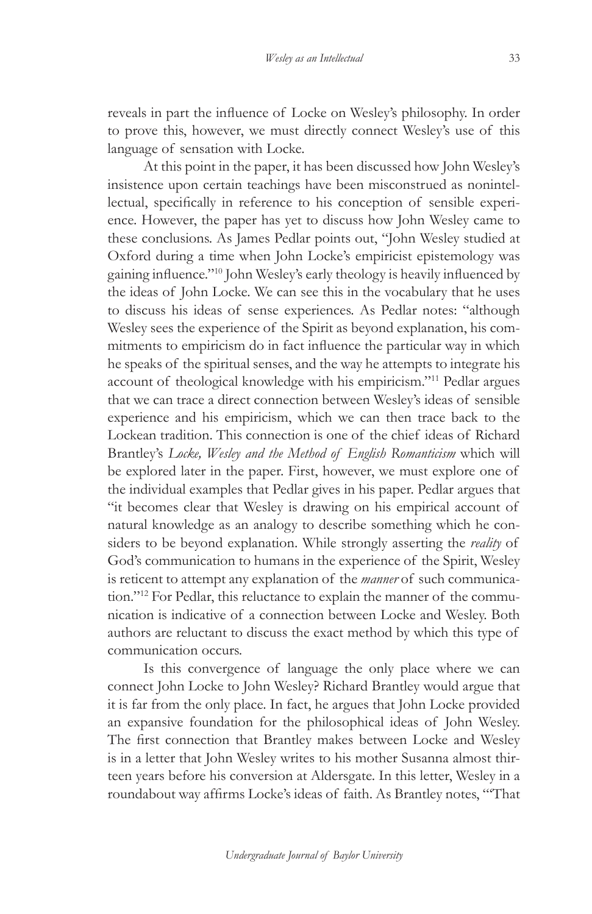reveals in part the influence of Locke on Wesley's philosophy. In order to prove this, however, we must directly connect Wesley's use of this language of sensation with Locke.

At this point in the paper, it has been discussed how John Wesley's insistence upon certain teachings have been misconstrued as nonintellectual, specifically in reference to his conception of sensible experience. However, the paper has yet to discuss how John Wesley came to these conclusions. As James Pedlar points out, "John Wesley studied at Oxford during a time when John Locke's empiricist epistemology was gaining influence."[10] John Wesley's early theology is heavily influenced by the ideas of John Locke. We can see this in the vocabulary that he uses to discuss his ideas of sense experiences. As Pedlar notes: "although Wesley sees the experience of the Spirit as beyond explanation, his commitments to empiricism do in fact influence the particular way in which he speaks of the spiritual senses, and the way he attempts to integrate his account of theological knowledge with his empiricism."[11] Pedlar argues that we can trace a direct connection between Wesley's ideas of sensible experience and his empiricism, which we can then trace back to the Lockean tradition. This connection is one of the chief ideas of Richard Brantley's *Locke, Wesley and the Method of English Romanticism* which will be explored later in the paper. First, however, we must explore one of the individual examples that Pedlar gives in his paper. Pedlar argues that "it becomes clear that Wesley is drawing on his empirical account of natural knowledge as an analogy to describe something which he considers to be beyond explanation. While strongly asserting the *reality* of God's communication to humans in the experience of the Spirit, Wesley is reticent to attempt any explanation of the *manner* of such communication."[12] For Pedlar, this reluctance to explain the manner of the communication is indicative of a connection between Locke and Wesley. Both authors are reluctant to discuss the exact method by which this type of communication occurs.

Is this convergence of language the only place where we can connect John Locke to John Wesley? Richard Brantley would argue that it is far from the only place. In fact, he argues that John Locke provided an expansive foundation for the philosophical ideas of John Wesley. The first connection that Brantley makes between Locke and Wesley is in a letter that John Wesley writes to his mother Susanna almost thirteen years before his conversion at Aldersgate. In this letter, Wesley in a roundabout way affirms Locke's ideas of faith. As Brantley notes, "'That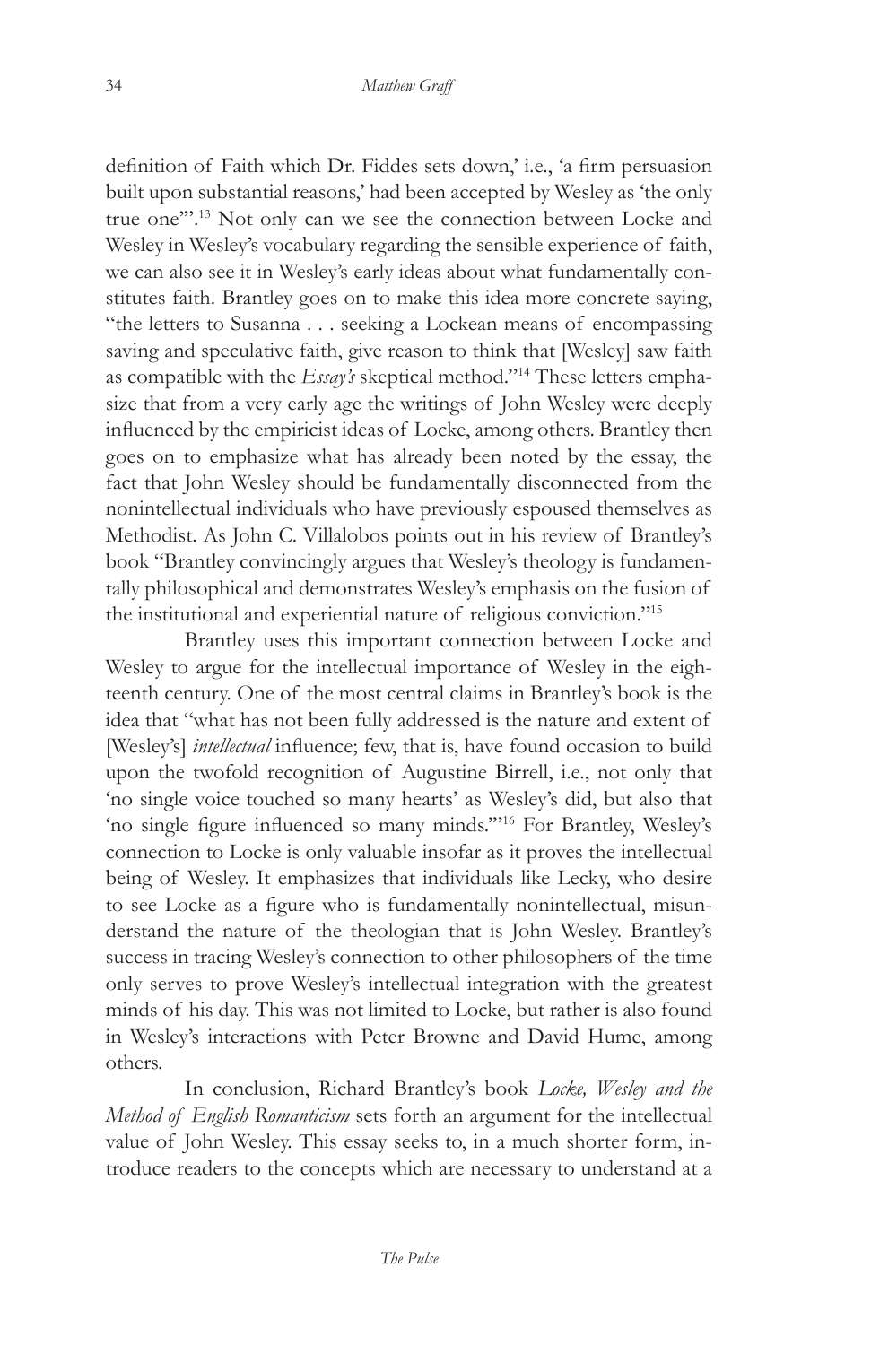definition of Faith which Dr. Fiddes sets down,' i.e., 'a firm persuasion built upon substantial reasons,' had been accepted by Wesley as 'the only true one'".[13] Not only can we see the connection between Locke and Wesley in Wesley's vocabulary regarding the sensible experience of faith, we can also see it in Wesley's early ideas about what fundamentally constitutes faith. Brantley goes on to make this idea more concrete saying, "the letters to Susanna . . . seeking a Lockean means of encompassing saving and speculative faith, give reason to think that [Wesley] saw faith as compatible with the *Essay's* skeptical method."[14] These letters emphasize that from a very early age the writings of John Wesley were deeply influenced by the empiricist ideas of Locke, among others. Brantley then goes on to emphasize what has already been noted by the essay, the fact that John Wesley should be fundamentally disconnected from the nonintellectual individuals who have previously espoused themselves as Methodist. As John C. Villalobos points out in his review of Brantley's book "Brantley convincingly argues that Wesley's theology is fundamentally philosophical and demonstrates Wesley's emphasis on the fusion of the institutional and experiential nature of religious conviction."[15]

Brantley uses this important connection between Locke and Wesley to argue for the intellectual importance of Wesley in the eighteenth century. One of the most central claims in Brantley's book is the idea that "what has not been fully addressed is the nature and extent of [Wesley's] *intellectual* influence; few, that is, have found occasion to build upon the twofold recognition of Augustine Birrell, i.e., not only that 'no single voice touched so many hearts' as Wesley's did, but also that 'no single figure influenced so many minds.'"[16] For Brantley, Wesley's connection to Locke is only valuable insofar as it proves the intellectual being of Wesley. It emphasizes that individuals like Lecky, who desire to see Locke as a figure who is fundamentally nonintellectual, misunderstand the nature of the theologian that is John Wesley. Brantley's success in tracing Wesley's connection to other philosophers of the time only serves to prove Wesley's intellectual integration with the greatest minds of his day. This was not limited to Locke, but rather is also found in Wesley's interactions with Peter Browne and David Hume, among others.

In conclusion, Richard Brantley's book *Locke, Wesley and the Method of English Romanticism* sets forth an argument for the intellectual value of John Wesley. This essay seeks to, in a much shorter form, introduce readers to the concepts which are necessary to understand at a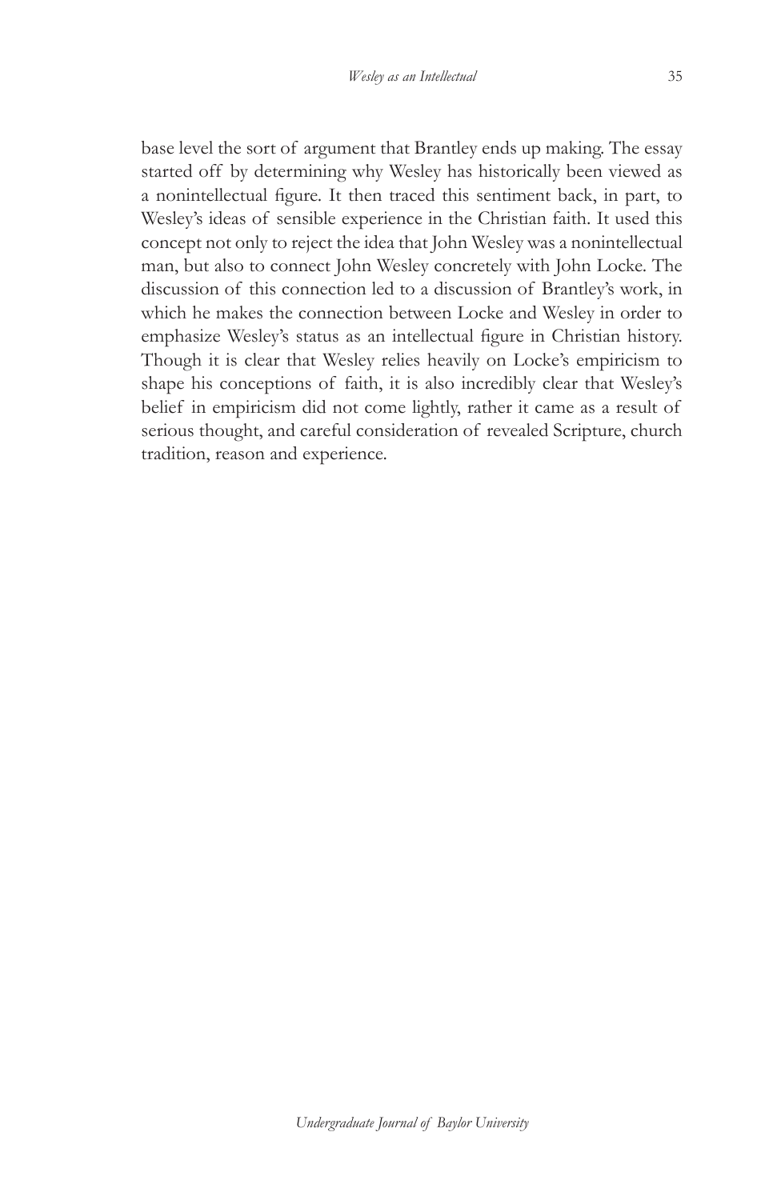base level the sort of argument that Brantley ends up making. The essay started off by determining why Wesley has historically been viewed as a nonintellectual figure. It then traced this sentiment back, in part, to Wesley's ideas of sensible experience in the Christian faith. It used this concept not only to reject the idea that John Wesley was a nonintellectual man, but also to connect John Wesley concretely with John Locke. The discussion of this connection led to a discussion of Brantley's work, in which he makes the connection between Locke and Wesley in order to emphasize Wesley's status as an intellectual figure in Christian history. Though it is clear that Wesley relies heavily on Locke's empiricism to shape his conceptions of faith, it is also incredibly clear that Wesley's belief in empiricism did not come lightly, rather it came as a result of serious thought, and careful consideration of revealed Scripture, church tradition, reason and experience.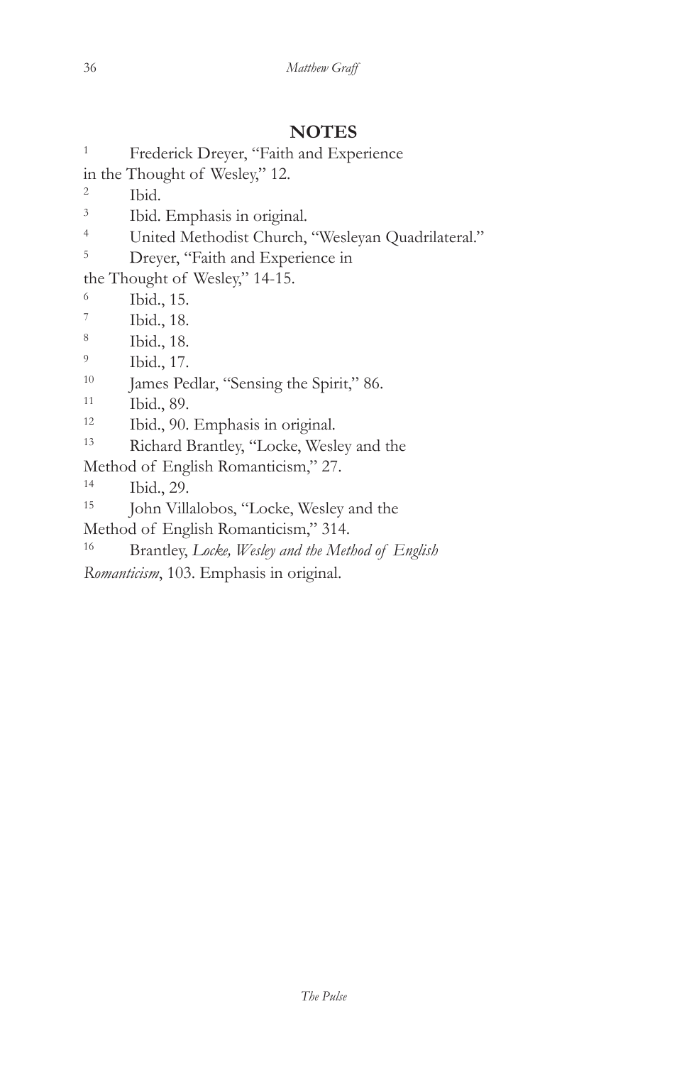## NOTES

[1] Frederick Dreyer, "Faith and Experience in the Thought of Wesley," 12.

[2] Ibid.

[3] Ibid. Emphasis in original.

[4] United Methodist Church, "Wesleyan Quadrilateral."

[5] Dreyer, "Faith and Experience in the Thought of Wesley," 14-15.

[6] Ibid., 15.

[7] Ibid., 18.

[8] Ibid., 18.

[9] Ibid., 17.

[10] James Pedlar, "Sensing the Spirit," 86.

[11] Ibid., 89.

[12] Ibid., 90. Emphasis in original.

[13] Richard Brantley, "Locke, Wesley and the Method of English Romanticism," 27.

[14] Ibid., 29.

[15] John Villalobos, "Locke, Wesley and the Method of English Romanticism," 314.

[16] Brantley, *Locke, Wesley and the Method of English Romanticism*, 103. Emphasis in original.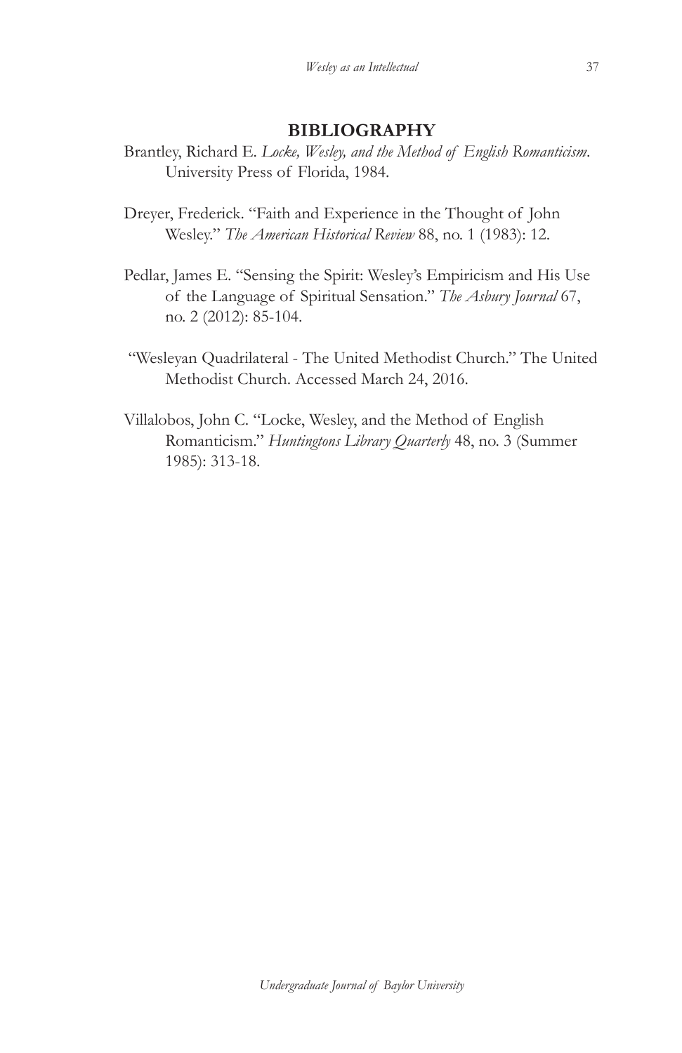## BIBLIOGRAPHY

Brantley, Richard E. *Locke, Wesley, and the Method of English Romanticism*. University Press of Florida, 1984.

Dreyer, Frederick. "Faith and Experience in the Thought of John Wesley." *The American Historical Review* 88, no. 1 (1983): 12.

Pedlar, James E. "Sensing the Spirit: Wesley's Empiricism and His Use of the Language of Spiritual Sensation." *The Asbury Journal* 67, no. 2 (2012): 85-104.

"Wesleyan Quadrilateral - The United Methodist Church." The United Methodist Church. Accessed March 24, 2016.

Villalobos, John C. "Locke, Wesley, and the Method of English Romanticism." *Huntingtons Library Quarterly* 48, no. 3 (Summer 1985): 313-18.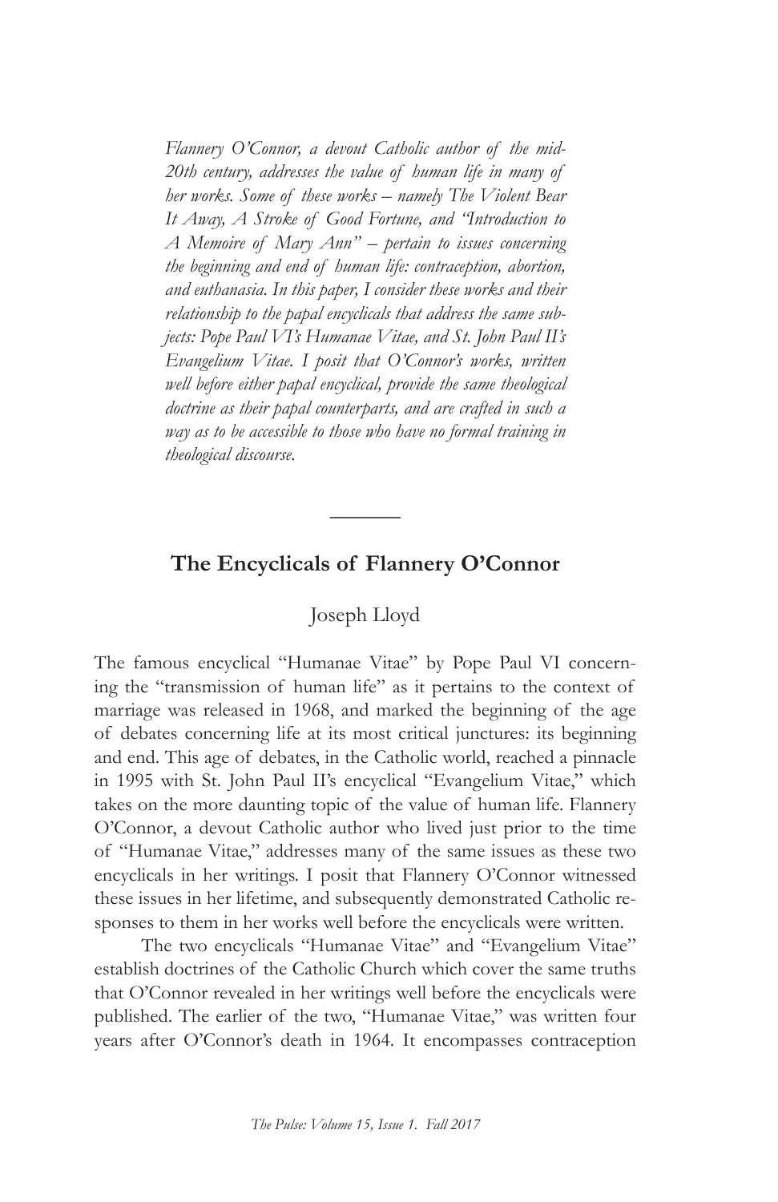*Flannery O'Connor, a devout Catholic author of the mid-20th century, addresses the value of human life in many of her works. Some of these works – namely The Violent Bear It Away, A Stroke of Good Fortune, and "Introduction to A Memoire of Mary Ann" – pertain to issues concerning the beginning and end of human life: contraception, abortion, and euthanasia. In this paper, I consider these works and their relationship to the papal encyclicals that address the same subjects: Pope Paul VI's Humanae Vitae, and St. John Paul II's Evangelium Vitae. I posit that O'Connor's works, written well before either papal encyclical, provide the same theological doctrine as their papal counterparts, and are crafted in such a way as to be accessible to those who have no formal training in theological discourse.*

---

## The Encyclicals of Flannery O'Connor

Joseph Lloyd

The famous encyclical "Humanae Vitae" by Pope Paul VI concerning the "transmission of human life" as it pertains to the context of marriage was released in 1968, and marked the beginning of the age of debates concerning life at its most critical junctures: its beginning and end. This age of debates, in the Catholic world, reached a pinnacle in 1995 with St. John Paul II's encyclical "Evangelium Vitae," which takes on the more daunting topic of the value of human life. Flannery O'Connor, a devout Catholic author who lived just prior to the time of "Humanae Vitae," addresses many of the same issues as these two encyclicals in her writings. I posit that Flannery O'Connor witnessed these issues in her lifetime, and subsequently demonstrated Catholic responses to them in her works well before the encyclicals were written.

The two encyclicals "Humanae Vitae" and "Evangelium Vitae" establish doctrines of the Catholic Church which cover the same truths that O'Connor revealed in her writings well before the encyclicals were published. The earlier of the two, "Humanae Vitae," was written four years after O'Connor's death in 1964. It encompasses contraception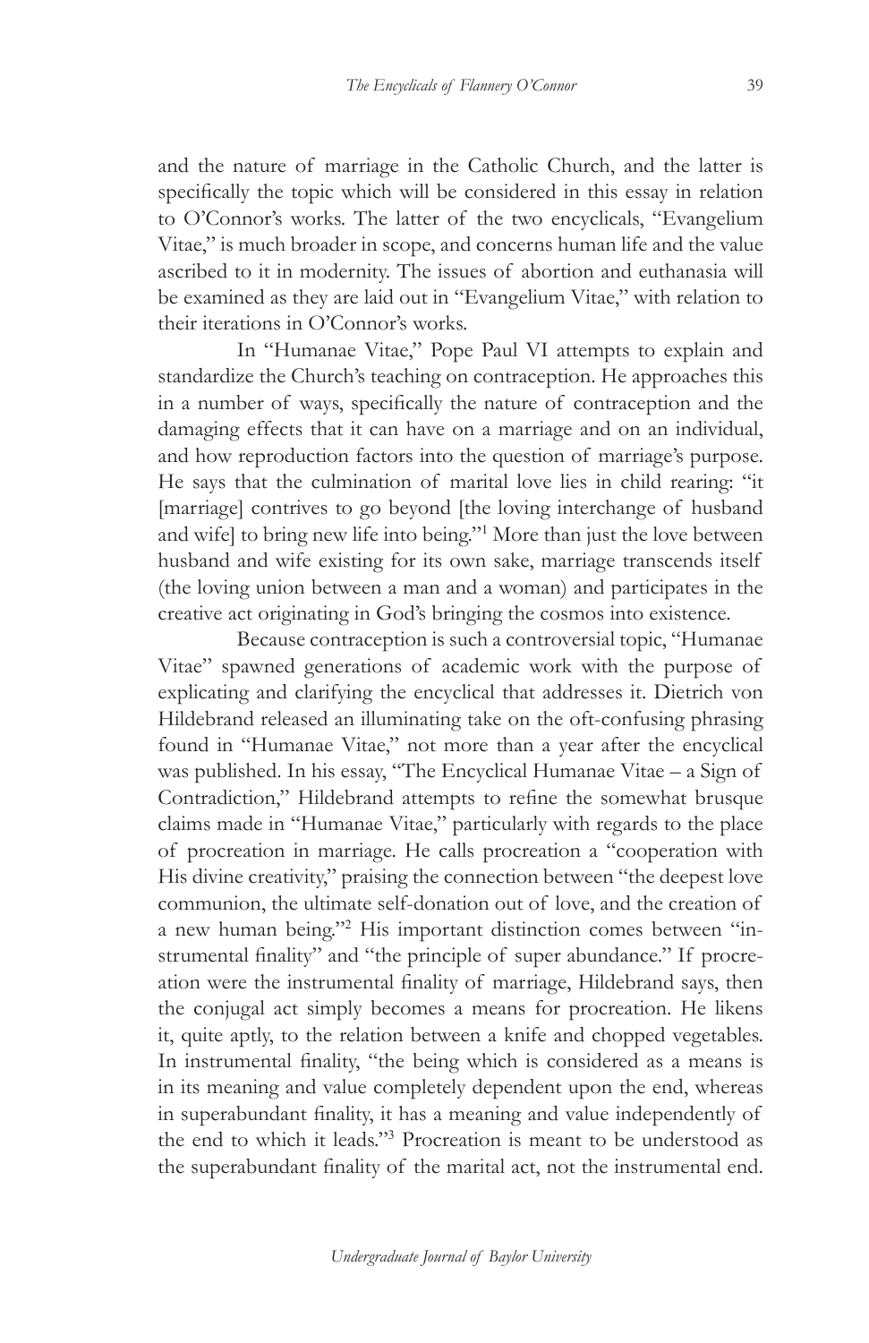and the nature of marriage in the Catholic Church, and the latter is specifically the topic which will be considered in this essay in relation to O'Connor's works. The latter of the two encyclicals, "Evangelium Vitae," is much broader in scope, and concerns human life and the value ascribed to it in modernity. The issues of abortion and euthanasia will be examined as they are laid out in "Evangelium Vitae," with relation to their iterations in O'Connor's works.

In "Humanae Vitae," Pope Paul VI attempts to explain and standardize the Church's teaching on contraception. He approaches this in a number of ways, specifically the nature of contraception and the damaging effects that it can have on a marriage and on an individual, and how reproduction factors into the question of marriage's purpose. He says that the culmination of marital love lies in child rearing: "it [marriage] contrives to go beyond [the loving interchange of husband and wife] to bring new life into being."[1] More than just the love between husband and wife existing for its own sake, marriage transcends itself (the loving union between a man and a woman) and participates in the creative act originating in God's bringing the cosmos into existence.

Because contraception is such a controversial topic, "Humanae Vitae" spawned generations of academic work with the purpose of explicating and clarifying the encyclical that addresses it. Dietrich von Hildebrand released an illuminating take on the oft-confusing phrasing found in "Humanae Vitae," not more than a year after the encyclical was published. In his essay, "The Encyclical Humanae Vitae – a Sign of Contradiction," Hildebrand attempts to refine the somewhat brusque claims made in "Humanae Vitae," particularly with regards to the place of procreation in marriage. He calls procreation a "cooperation with His divine creativity," praising the connection between "the deepest love communion, the ultimate self-donation out of love, and the creation of a new human being."[2] His important distinction comes between "instrumental finality" and "the principle of super abundance." If procreation were the instrumental finality of marriage, Hildebrand says, then the conjugal act simply becomes a means for procreation. He likens it, quite aptly, to the relation between a knife and chopped vegetables. In instrumental finality, "the being which is considered as a means is in its meaning and value completely dependent upon the end, whereas in superabundant finality, it has a meaning and value independently of the end to which it leads."[3] Procreation is meant to be understood as the superabundant finality of the marital act, not the instrumental end.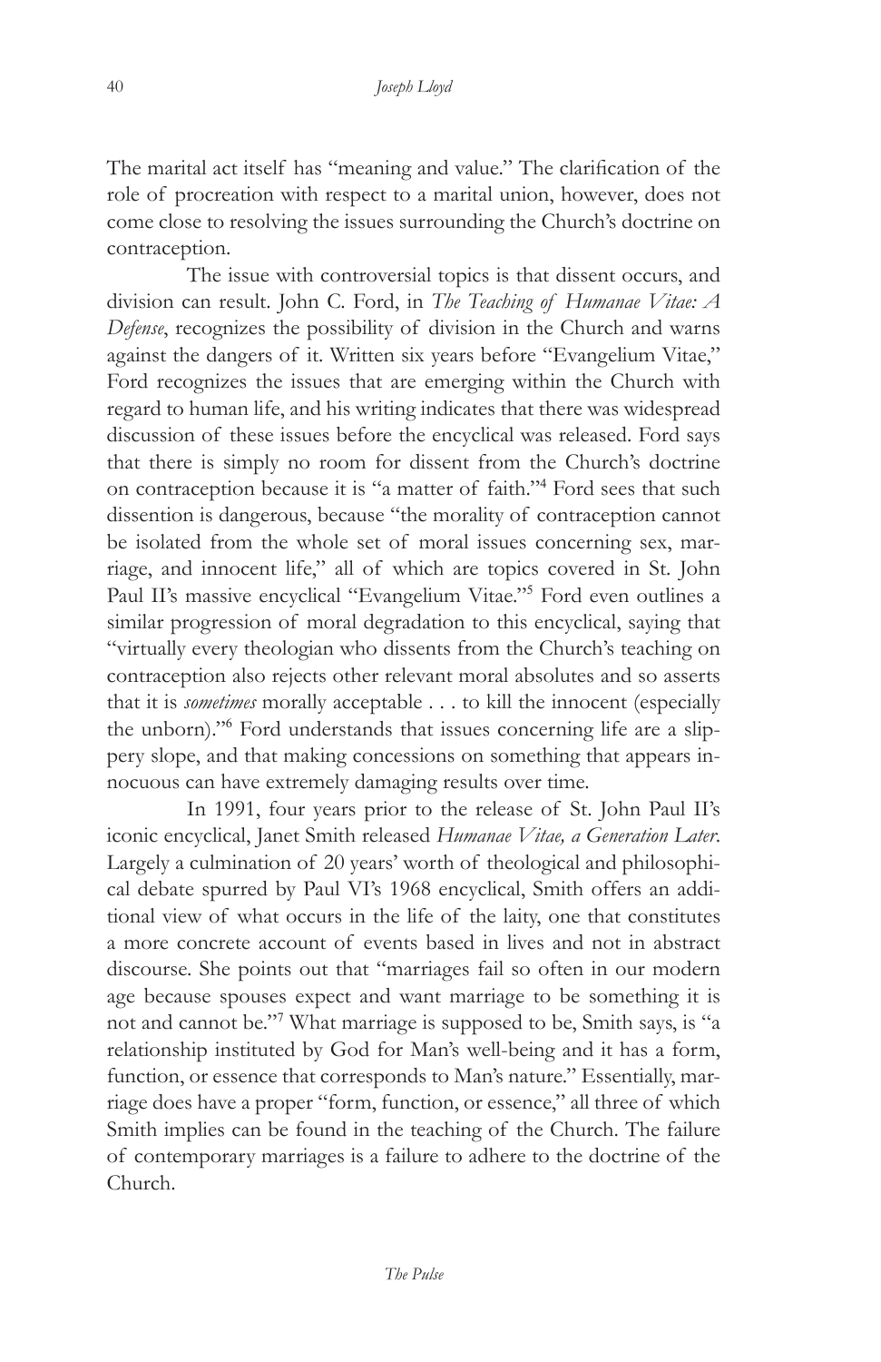The marital act itself has "meaning and value." The clarification of the role of procreation with respect to a marital union, however, does not come close to resolving the issues surrounding the Church's doctrine on contraception.

The issue with controversial topics is that dissent occurs, and division can result. John C. Ford, in *The Teaching of Humanae Vitae: A Defense*, recognizes the possibility of division in the Church and warns against the dangers of it. Written six years before "Evangelium Vitae," Ford recognizes the issues that are emerging within the Church with regard to human life, and his writing indicates that there was widespread discussion of these issues before the encyclical was released. Ford says that there is simply no room for dissent from the Church's doctrine on contraception because it is "a matter of faith."[4] Ford sees that such dissention is dangerous, because "the morality of contraception cannot be isolated from the whole set of moral issues concerning sex, marriage, and innocent life," all of which are topics covered in St. John Paul II's massive encyclical "Evangelium Vitae."[5] Ford even outlines a similar progression of moral degradation to this encyclical, saying that "virtually every theologian who dissents from the Church's teaching on contraception also rejects other relevant moral absolutes and so asserts that it is *sometimes* morally acceptable . . . to kill the innocent (especially the unborn)."[6] Ford understands that issues concerning life are a slippery slope, and that making concessions on something that appears innocuous can have extremely damaging results over time.

In 1991, four years prior to the release of St. John Paul II's iconic encyclical, Janet Smith released *Humanae Vitae, a Generation Later*. Largely a culmination of 20 years' worth of theological and philosophical debate spurred by Paul VI's 1968 encyclical, Smith offers an additional view of what occurs in the life of the laity, one that constitutes a more concrete account of events based in lives and not in abstract discourse. She points out that "marriages fail so often in our modern age because spouses expect and want marriage to be something it is not and cannot be."[7] What marriage is supposed to be, Smith says, is "a relationship instituted by God for Man's well-being and it has a form, function, or essence that corresponds to Man's nature." Essentially, marriage does have a proper "form, function, or essence," all three of which Smith implies can be found in the teaching of the Church. The failure of contemporary marriages is a failure to adhere to the doctrine of the Church.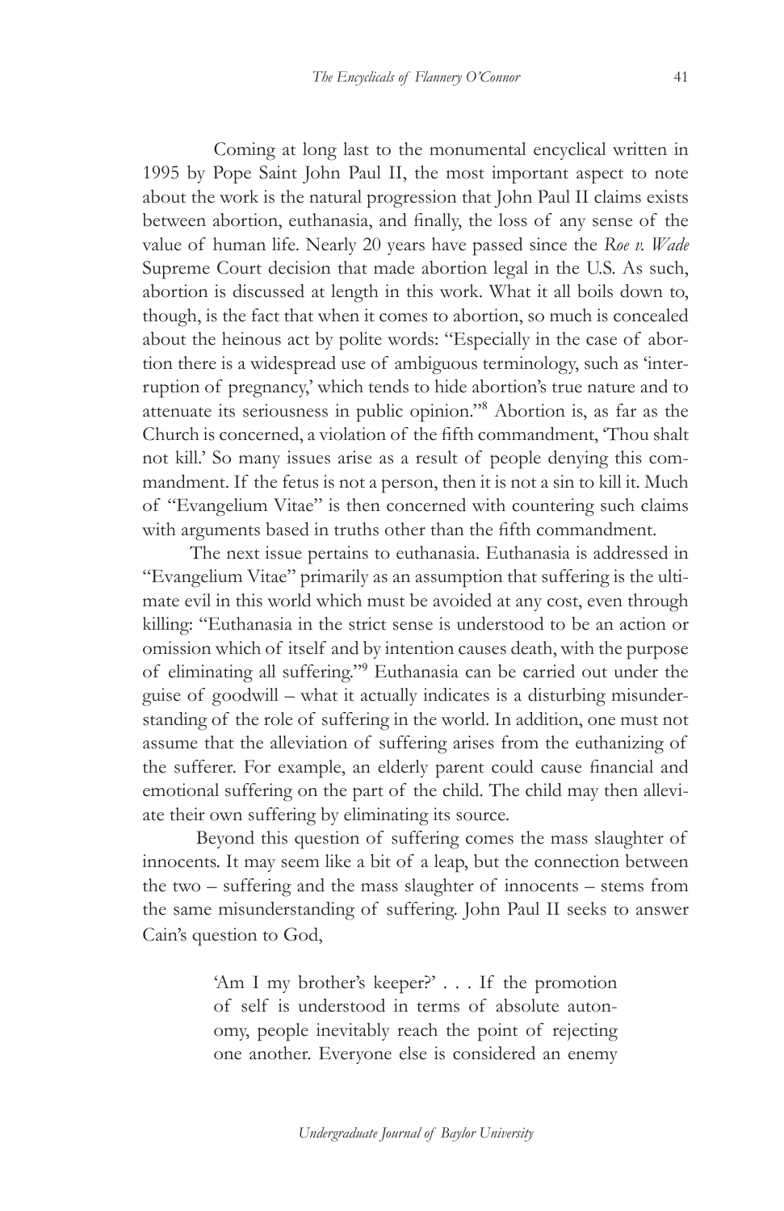Coming at long last to the monumental encyclical written in 1995 by Pope Saint John Paul II, the most important aspect to note about the work is the natural progression that John Paul II claims exists between abortion, euthanasia, and finally, the loss of any sense of the value of human life. Nearly 20 years have passed since the *Roe v. Wade* Supreme Court decision that made abortion legal in the U.S. As such, abortion is discussed at length in this work. What it all boils down to, though, is the fact that when it comes to abortion, so much is concealed about the heinous act by polite words: "Especially in the case of abortion there is a widespread use of ambiguous terminology, such as 'interruption of pregnancy,' which tends to hide abortion's true nature and to attenuate its seriousness in public opinion."[8] Abortion is, as far as the Church is concerned, a violation of the fifth commandment, 'Thou shalt not kill.' So many issues arise as a result of people denying this commandment. If the fetus is not a person, then it is not a sin to kill it. Much of "Evangelium Vitae" is then concerned with countering such claims with arguments based in truths other than the fifth commandment.

The next issue pertains to euthanasia. Euthanasia is addressed in "Evangelium Vitae" primarily as an assumption that suffering is the ultimate evil in this world which must be avoided at any cost, even through killing: "Euthanasia in the strict sense is understood to be an action or omission which of itself and by intention causes death, with the purpose of eliminating all suffering."[9] Euthanasia can be carried out under the guise of goodwill – what it actually indicates is a disturbing misunderstanding of the role of suffering in the world. In addition, one must not assume that the alleviation of suffering arises from the euthanizing of the sufferer. For example, an elderly parent could cause financial and emotional suffering on the part of the child. The child may then alleviate their own suffering by eliminating its source.

Beyond this question of suffering comes the mass slaughter of innocents. It may seem like a bit of a leap, but the connection between the two – suffering and the mass slaughter of innocents – stems from the same misunderstanding of suffering. John Paul II seeks to answer Cain's question to God,

> 'Am I my brother's keeper?' . . . If the promotion of self is understood in terms of absolute autonomy, people inevitably reach the point of rejecting one another. Everyone else is considered an enemy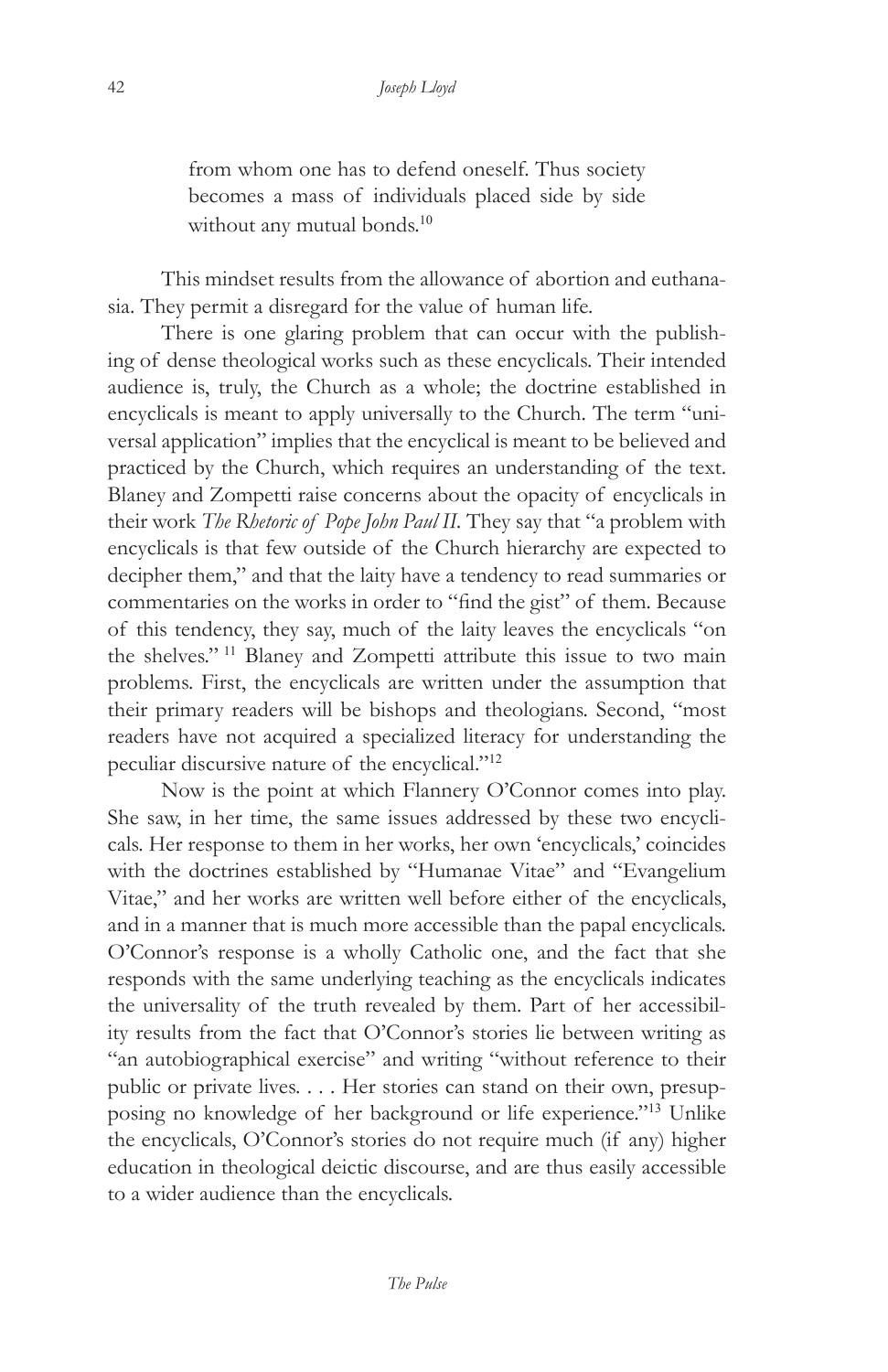> from whom one has to defend oneself. Thus society becomes a mass of individuals placed side by side without any mutual bonds.[10]

This mindset results from the allowance of abortion and euthanasia. They permit a disregard for the value of human life.

There is one glaring problem that can occur with the publishing of dense theological works such as these encyclicals. Their intended audience is, truly, the Church as a whole; the doctrine established in encyclicals is meant to apply universally to the Church. The term "universal application" implies that the encyclical is meant to be believed and practiced by the Church, which requires an understanding of the text. Blaney and Zompetti raise concerns about the opacity of encyclicals in their work *The Rhetoric of Pope John Paul II*. They say that "a problem with encyclicals is that few outside of the Church hierarchy are expected to decipher them," and that the laity have a tendency to read summaries or commentaries on the works in order to "find the gist" of them. Because of this tendency, they say, much of the laity leaves the encyclicals "on the shelves."[11] Blaney and Zompetti attribute this issue to two main problems. First, the encyclicals are written under the assumption that their primary readers will be bishops and theologians. Second, "most readers have not acquired a specialized literacy for understanding the peculiar discursive nature of the encyclical."[12]

Now is the point at which Flannery O'Connor comes into play. She saw, in her time, the same issues addressed by these two encyclicals. Her response to them in her works, her own 'encyclicals,' coincides with the doctrines established by "Humanae Vitae" and "Evangelium Vitae," and her works are written well before either of the encyclicals, and in a manner that is much more accessible than the papal encyclicals. O'Connor's response is a wholly Catholic one, and the fact that she responds with the same underlying teaching as the encyclicals indicates the universality of the truth revealed by them. Part of her accessibility results from the fact that O'Connor's stories lie between writing as "an autobiographical exercise" and writing "without reference to their public or private lives. . . . Her stories can stand on their own, presupposing no knowledge of her background or life experience."[13] Unlike the encyclicals, O'Connor's stories do not require much (if any) higher education in theological deictic discourse, and are thus easily accessible to a wider audience than the encyclicals.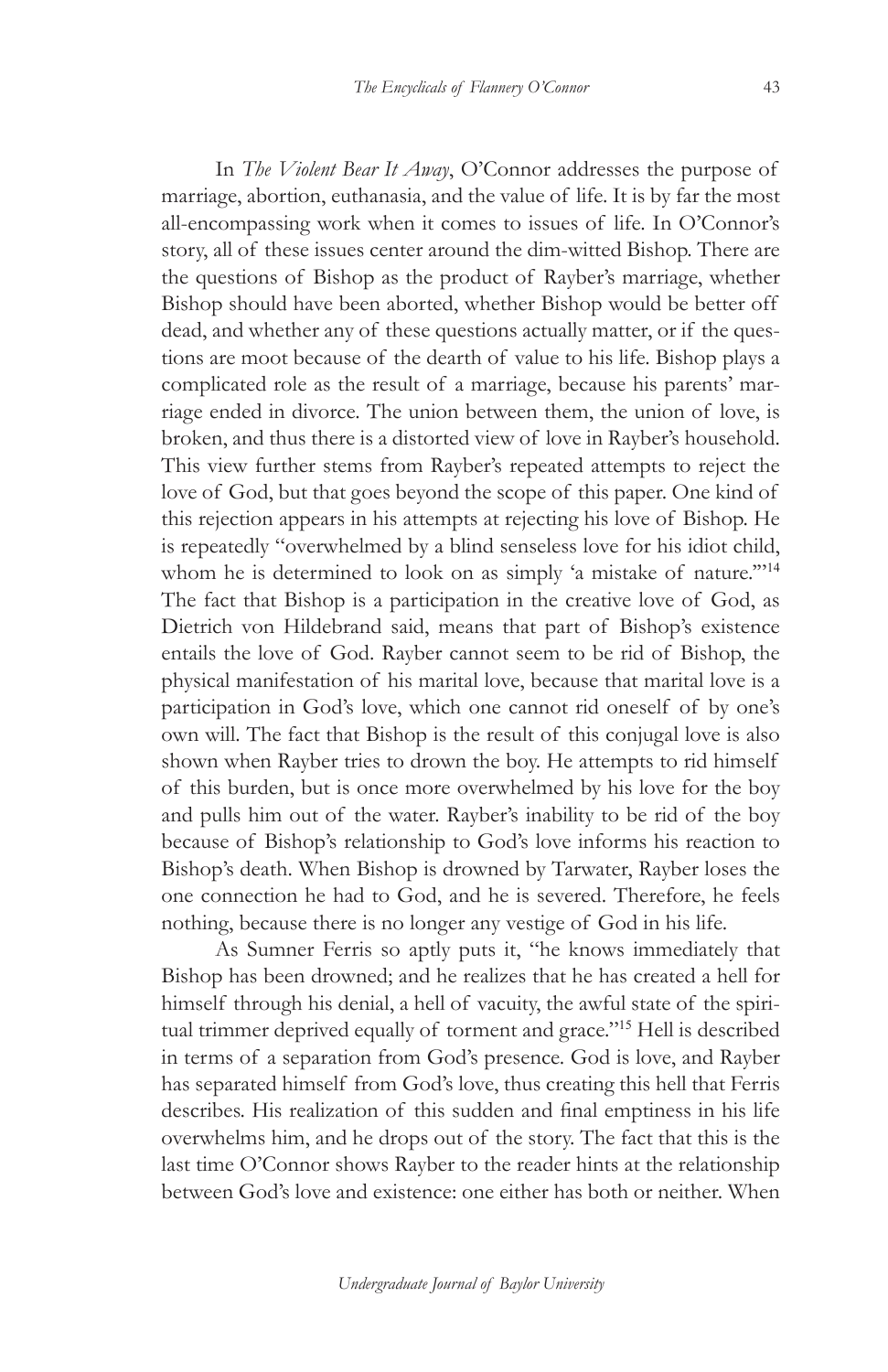In *The Violent Bear It Away*, O'Connor addresses the purpose of marriage, abortion, euthanasia, and the value of life. It is by far the most all-encompassing work when it comes to issues of life. In O'Connor's story, all of these issues center around the dim-witted Bishop. There are the questions of Bishop as the product of Rayber's marriage, whether Bishop should have been aborted, whether Bishop would be better off dead, and whether any of these questions actually matter, or if the questions are moot because of the dearth of value to his life. Bishop plays a complicated role as the result of a marriage, because his parents' marriage ended in divorce. The union between them, the union of love, is broken, and thus there is a distorted view of love in Rayber's household. This view further stems from Rayber's repeated attempts to reject the love of God, but that goes beyond the scope of this paper. One kind of this rejection appears in his attempts at rejecting his love of Bishop. He is repeatedly "overwhelmed by a blind senseless love for his idiot child, whom he is determined to look on as simply 'a mistake of nature.'"[14] The fact that Bishop is a participation in the creative love of God, as Dietrich von Hildebrand said, means that part of Bishop's existence entails the love of God. Rayber cannot seem to be rid of Bishop, the physical manifestation of his marital love, because that marital love is a participation in God's love, which one cannot rid oneself of by one's own will. The fact that Bishop is the result of this conjugal love is also shown when Rayber tries to drown the boy. He attempts to rid himself of this burden, but is once more overwhelmed by his love for the boy and pulls him out of the water. Rayber's inability to be rid of the boy because of Bishop's relationship to God's love informs his reaction to Bishop's death. When Bishop is drowned by Tarwater, Rayber loses the one connection he had to God, and he is severed. Therefore, he feels nothing, because there is no longer any vestige of God in his life.

As Sumner Ferris so aptly puts it, "he knows immediately that Bishop has been drowned; and he realizes that he has created a hell for himself through his denial, a hell of vacuity, the awful state of the spiritual trimmer deprived equally of torment and grace."[15] Hell is described in terms of a separation from God's presence. God is love, and Rayber has separated himself from God's love, thus creating this hell that Ferris describes. His realization of this sudden and final emptiness in his life overwhelms him, and he drops out of the story. The fact that this is the last time O'Connor shows Rayber to the reader hints at the relationship between God's love and existence: one either has both or neither. When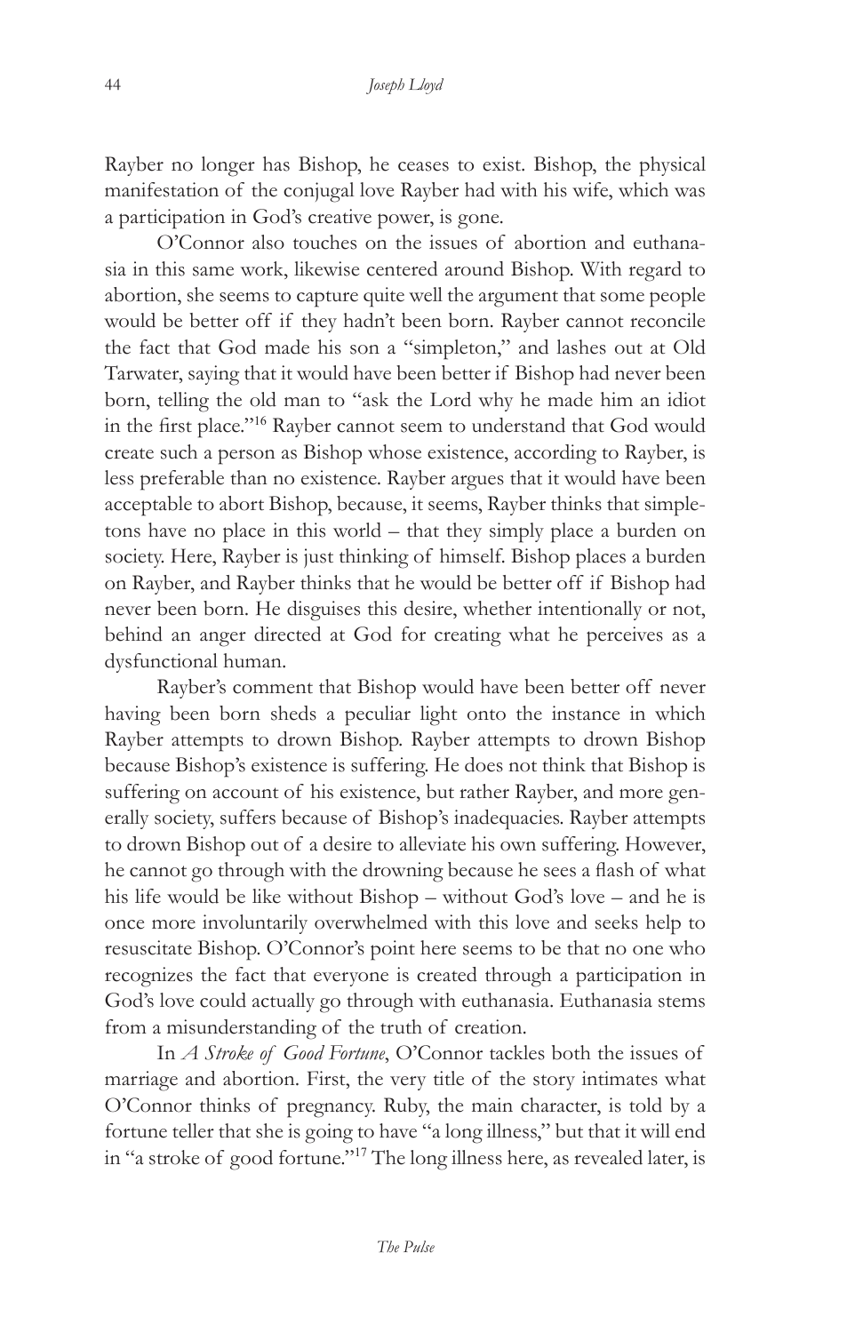Rayber no longer has Bishop, he ceases to exist. Bishop, the physical manifestation of the conjugal love Rayber had with his wife, which was a participation in God's creative power, is gone.

O'Connor also touches on the issues of abortion and euthanasia in this same work, likewise centered around Bishop. With regard to abortion, she seems to capture quite well the argument that some people would be better off if they hadn't been born. Rayber cannot reconcile the fact that God made his son a "simpleton," and lashes out at Old Tarwater, saying that it would have been better if Bishop had never been born, telling the old man to "ask the Lord why he made him an idiot in the first place."[16] Rayber cannot seem to understand that God would create such a person as Bishop whose existence, according to Rayber, is less preferable than no existence. Rayber argues that it would have been acceptable to abort Bishop, because, it seems, Rayber thinks that simpletons have no place in this world – that they simply place a burden on society. Here, Rayber is just thinking of himself. Bishop places a burden on Rayber, and Rayber thinks that he would be better off if Bishop had never been born. He disguises this desire, whether intentionally or not, behind an anger directed at God for creating what he perceives as a dysfunctional human.

Rayber's comment that Bishop would have been better off never having been born sheds a peculiar light onto the instance in which Rayber attempts to drown Bishop. Rayber attempts to drown Bishop because Bishop's existence is suffering. He does not think that Bishop is suffering on account of his existence, but rather Rayber, and more generally society, suffers because of Bishop's inadequacies. Rayber attempts to drown Bishop out of a desire to alleviate his own suffering. However, he cannot go through with the drowning because he sees a flash of what his life would be like without Bishop – without God's love – and he is once more involuntarily overwhelmed with this love and seeks help to resuscitate Bishop. O'Connor's point here seems to be that no one who recognizes the fact that everyone is created through a participation in God's love could actually go through with euthanasia. Euthanasia stems from a misunderstanding of the truth of creation.

In *A Stroke of Good Fortune*, O'Connor tackles both the issues of marriage and abortion. First, the very title of the story intimates what O'Connor thinks of pregnancy. Ruby, the main character, is told by a fortune teller that she is going to have "a long illness," but that it will end in "a stroke of good fortune."[17] The long illness here, as revealed later, is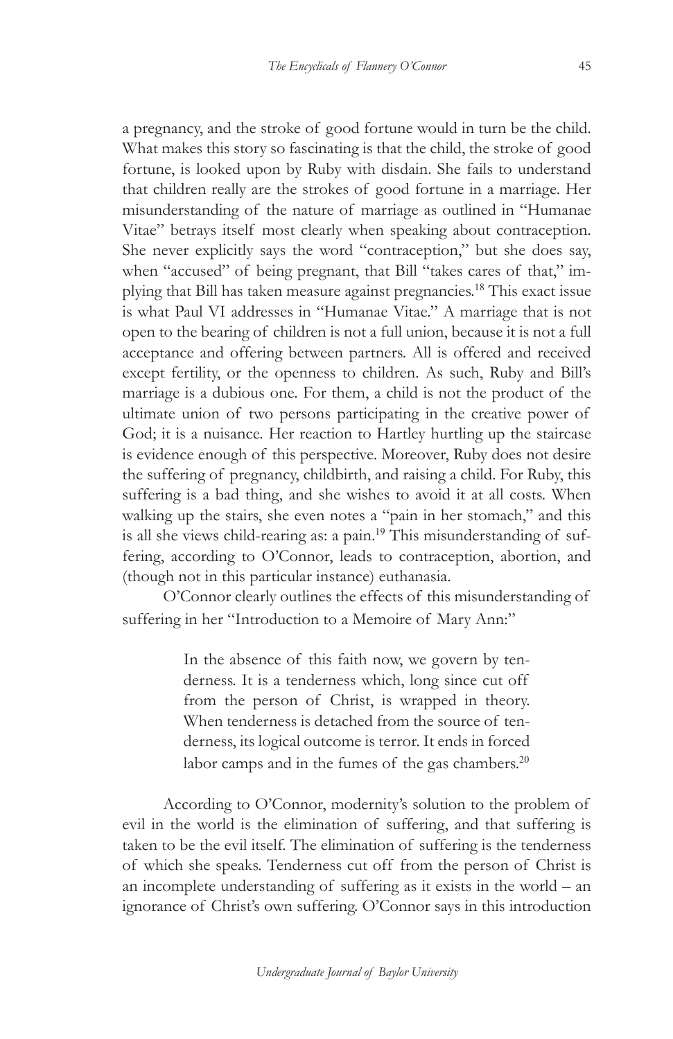a pregnancy, and the stroke of good fortune would in turn be the child. What makes this story so fascinating is that the child, the stroke of good fortune, is looked upon by Ruby with disdain. She fails to understand that children really are the strokes of good fortune in a marriage. Her misunderstanding of the nature of marriage as outlined in "Humanae Vitae" betrays itself most clearly when speaking about contraception. She never explicitly says the word "contraception," but she does say, when "accused" of being pregnant, that Bill "takes cares of that," implying that Bill has taken measure against pregnancies.[18] This exact issue is what Paul VI addresses in "Humanae Vitae." A marriage that is not open to the bearing of children is not a full union, because it is not a full acceptance and offering between partners. All is offered and received except fertility, or the openness to children. As such, Ruby and Bill's marriage is a dubious one. For them, a child is not the product of the ultimate union of two persons participating in the creative power of God; it is a nuisance. Her reaction to Hartley hurtling up the staircase is evidence enough of this perspective. Moreover, Ruby does not desire the suffering of pregnancy, childbirth, and raising a child. For Ruby, this suffering is a bad thing, and she wishes to avoid it at all costs. When walking up the stairs, she even notes a "pain in her stomach," and this is all she views child-rearing as: a pain.[19] This misunderstanding of suffering, according to O'Connor, leads to contraception, abortion, and (though not in this particular instance) euthanasia.

O'Connor clearly outlines the effects of this misunderstanding of suffering in her "Introduction to a Memoire of Mary Ann:"

> In the absence of this faith now, we govern by tenderness. It is a tenderness which, long since cut off from the person of Christ, is wrapped in theory. When tenderness is detached from the source of tenderness, its logical outcome is terror. It ends in forced labor camps and in the fumes of the gas chambers.[20]

According to O'Connor, modernity's solution to the problem of evil in the world is the elimination of suffering, and that suffering is taken to be the evil itself. The elimination of suffering is the tenderness of which she speaks. Tenderness cut off from the person of Christ is an incomplete understanding of suffering as it exists in the world – an ignorance of Christ's own suffering. O'Connor says in this introduction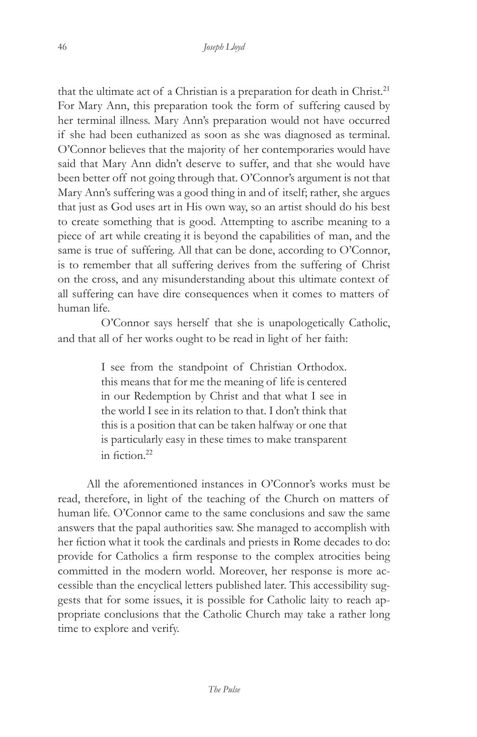that the ultimate act of a Christian is a preparation for death in Christ.[21] For Mary Ann, this preparation took the form of suffering caused by her terminal illness. Mary Ann's preparation would not have occurred if she had been euthanized as soon as she was diagnosed as terminal. O'Connor believes that the majority of her contemporaries would have said that Mary Ann didn't deserve to suffer, and that she would have been better off not going through that. O'Connor's argument is not that Mary Ann's suffering was a good thing in and of itself; rather, she argues that just as God uses art in His own way, so an artist should do his best to create something that is good. Attempting to ascribe meaning to a piece of art while creating it is beyond the capabilities of man, and the same is true of suffering. All that can be done, according to O'Connor, is to remember that all suffering derives from the suffering of Christ on the cross, and any misunderstanding about this ultimate context of all suffering can have dire consequences when it comes to matters of human life.

O'Connor says herself that she is unapologetically Catholic, and that all of her works ought to be read in light of her faith:

> I see from the standpoint of Christian Orthodox. this means that for me the meaning of life is centered in our Redemption by Christ and that what I see in the world I see in its relation to that. I don't think that this is a position that can be taken halfway or one that is particularly easy in these times to make transparent in fiction.[22]

All the aforementioned instances in O'Connor's works must be read, therefore, in light of the teaching of the Church on matters of human life. O'Connor came to the same conclusions and saw the same answers that the papal authorities saw. She managed to accomplish with her fiction what it took the cardinals and priests in Rome decades to do: provide for Catholics a firm response to the complex atrocities being committed in the modern world. Moreover, her response is more accessible than the encyclical letters published later. This accessibility suggests that for some issues, it is possible for Catholic laity to reach appropriate conclusions that the Catholic Church may take a rather long time to explore and verify.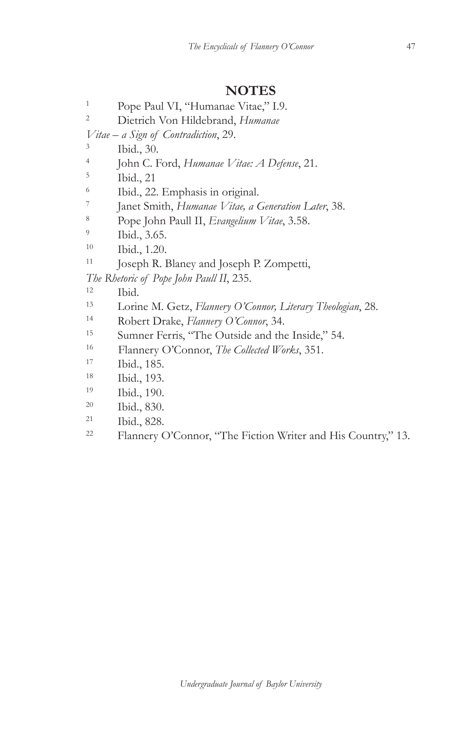## NOTES

1. Pope Paul VI, "Humanae Vitae," I.9.
2. Dietrich Von Hildebrand, *Humanae Vitae – a Sign of Contradiction*, 29.
3. Ibid., 30.
4. John C. Ford, *Humanae Vitae: A Defense*, 21.
5. Ibid., 21
6. Ibid., 22. Emphasis in original.
7. Janet Smith, *Humanae Vitae, a Generation Later*, 38.
8. Pope John Paull II, *Evangelium Vitae*, 3.58.
9. Ibid., 3.65.
10. Ibid., 1.20.
11. Joseph R. Blaney and Joseph P. Zompetti, *The Rhetoric of Pope John Paull II*, 235.
12. Ibid.
13. Lorine M. Getz, *Flannery O'Connor, Literary Theologian*, 28.
14. Robert Drake, *Flannery O'Connor*, 34.
15. Sumner Ferris, "The Outside and the Inside," 54.
16. Flannery O'Connor, *The Collected Works*, 351.
17. Ibid., 185.
18. Ibid., 193.
19. Ibid., 190.
20. Ibid., 830.
21. Ibid., 828.
22. Flannery O'Connor, "The Fiction Writer and His Country," 13.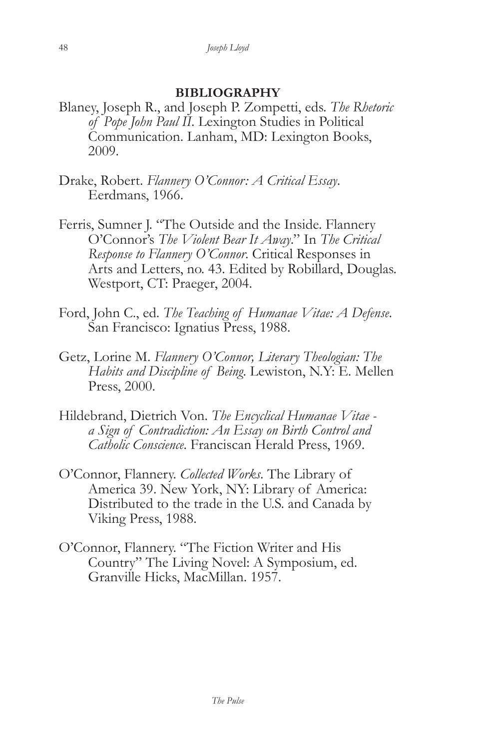## BIBLIOGRAPHY

Blaney, Joseph R., and Joseph P. Zompetti, eds. *The Rhetoric of Pope John Paul II*. Lexington Studies in Political Communication. Lanham, MD: Lexington Books, 2009.

Drake, Robert. *Flannery O'Connor: A Critical Essay*. Eerdmans, 1966.

Ferris, Sumner J. "The Outside and the Inside. Flannery O'Connor's *The Violent Bear It Away*." In *The Critical Response to Flannery O'Connor*. Critical Responses in Arts and Letters, no. 43. Edited by Robillard, Douglas. Westport, CT: Praeger, 2004.

Ford, John C., ed. *The Teaching of Humanae Vitae: A Defense*. San Francisco: Ignatius Press, 1988.

Getz, Lorine M. *Flannery O'Connor, Literary Theologian: The Habits and Discipline of Being*. Lewiston, N.Y: E. Mellen Press, 2000.

Hildebrand, Dietrich Von. *The Encyclical Humanae Vitae - a Sign of Contradiction: An Essay on Birth Control and Catholic Conscience*. Franciscan Herald Press, 1969.

O'Connor, Flannery. *Collected Works*. The Library of America 39. New York, NY: Library of America: Distributed to the trade in the U.S. and Canada by Viking Press, 1988.

O'Connor, Flannery. "The Fiction Writer and His Country" The Living Novel: A Symposium, ed. Granville Hicks, MacMillan. 1957.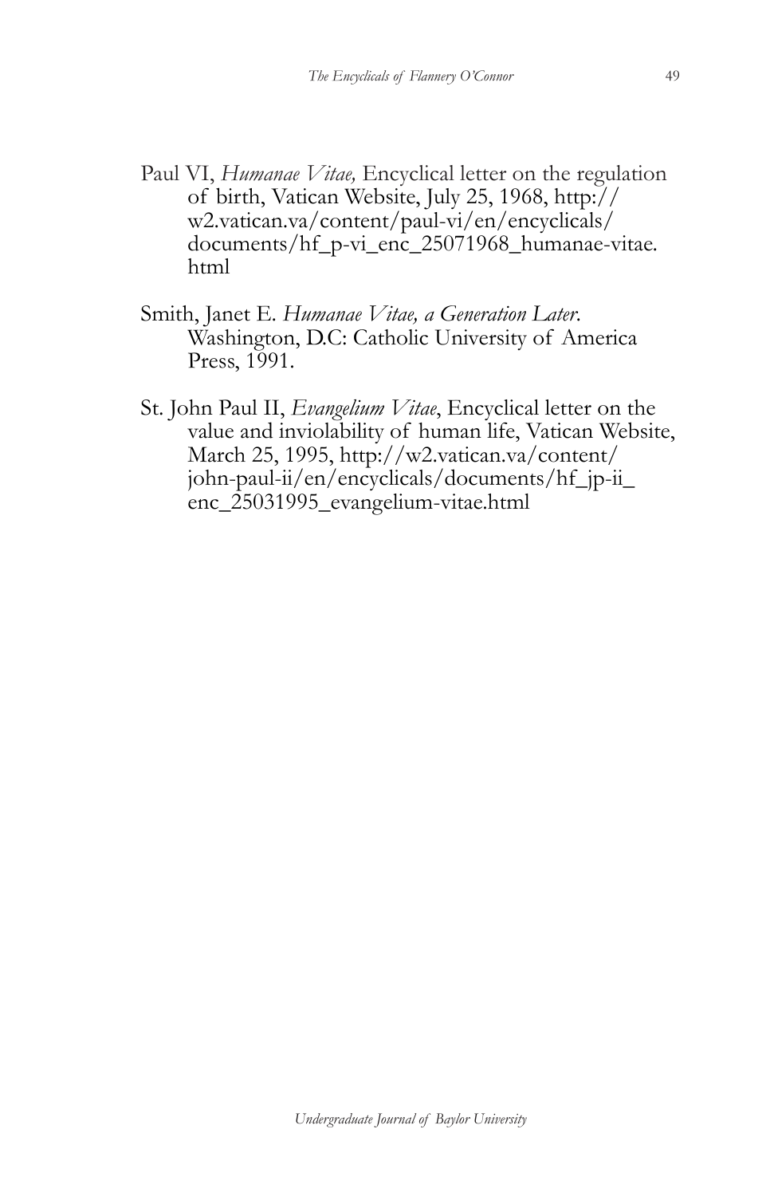Paul VI, *Humanae Vitae,* Encyclical letter on the regulation of birth, Vatican Website, July 25, 1968, http://w2.vatican.va/content/paul-vi/en/encyclicals/documents/hf_p-vi_enc_25071968_humanae-vitae.html

Smith, Janet E. *Humanae Vitae, a Generation Later*. Washington, D.C: Catholic University of America Press, 1991.

St. John Paul II, *Evangelium Vitae*, Encyclical letter on the value and inviolability of human life, Vatican Website, March 25, 1995, http://w2.vatican.va/content/john-paul-ii/en/encyclicals/documents/hf_jp-ii_enc_25031995_evangelium-vitae.html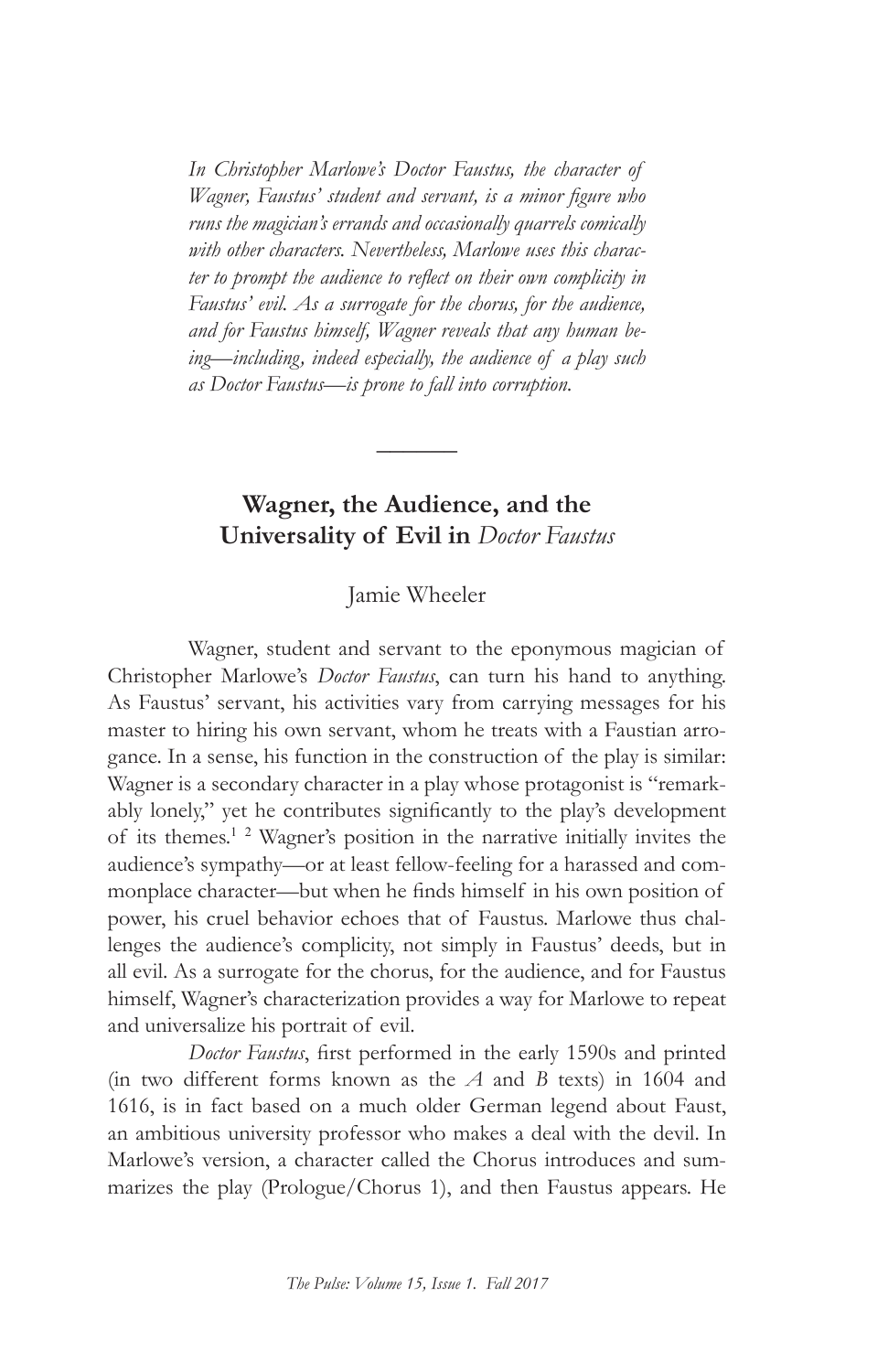*In Christopher Marlowe's Doctor Faustus, the character of Wagner, Faustus' student and servant, is a minor figure who runs the magician's errands and occasionally quarrels comically with other characters. Nevertheless, Marlowe uses this character to prompt the audience to reflect on their own complicity in Faustus' evil. As a surrogate for the chorus, for the audience, and for Faustus himself, Wagner reveals that any human being—including, indeed especially, the audience of a play such as Doctor Faustus—is prone to fall into corruption.*

---

## Wagner, the Audience, and the Universality of Evil in *Doctor Faustus*

Jamie Wheeler

Wagner, student and servant to the eponymous magician of Christopher Marlowe's *Doctor Faustus*, can turn his hand to anything. As Faustus' servant, his activities vary from carrying messages for his master to hiring his own servant, whom he treats with a Faustian arrogance. In a sense, his function in the construction of the play is similar: Wagner is a secondary character in a play whose protagonist is "remarkably lonely," yet he contributes significantly to the play's development of its themes.[1] [2] Wagner's position in the narrative initially invites the audience's sympathy—or at least fellow-feeling for a harassed and commonplace character—but when he finds himself in his own position of power, his cruel behavior echoes that of Faustus. Marlowe thus challenges the audience's complicity, not simply in Faustus' deeds, but in all evil. As a surrogate for the chorus, for the audience, and for Faustus himself, Wagner's characterization provides a way for Marlowe to repeat and universalize his portrait of evil.

*Doctor Faustus*, first performed in the early 1590s and printed (in two different forms known as the *A* and *B* texts) in 1604 and 1616, is in fact based on a much older German legend about Faust, an ambitious university professor who makes a deal with the devil. In Marlowe's version, a character called the Chorus introduces and summarizes the play (Prologue/Chorus 1), and then Faustus appears. He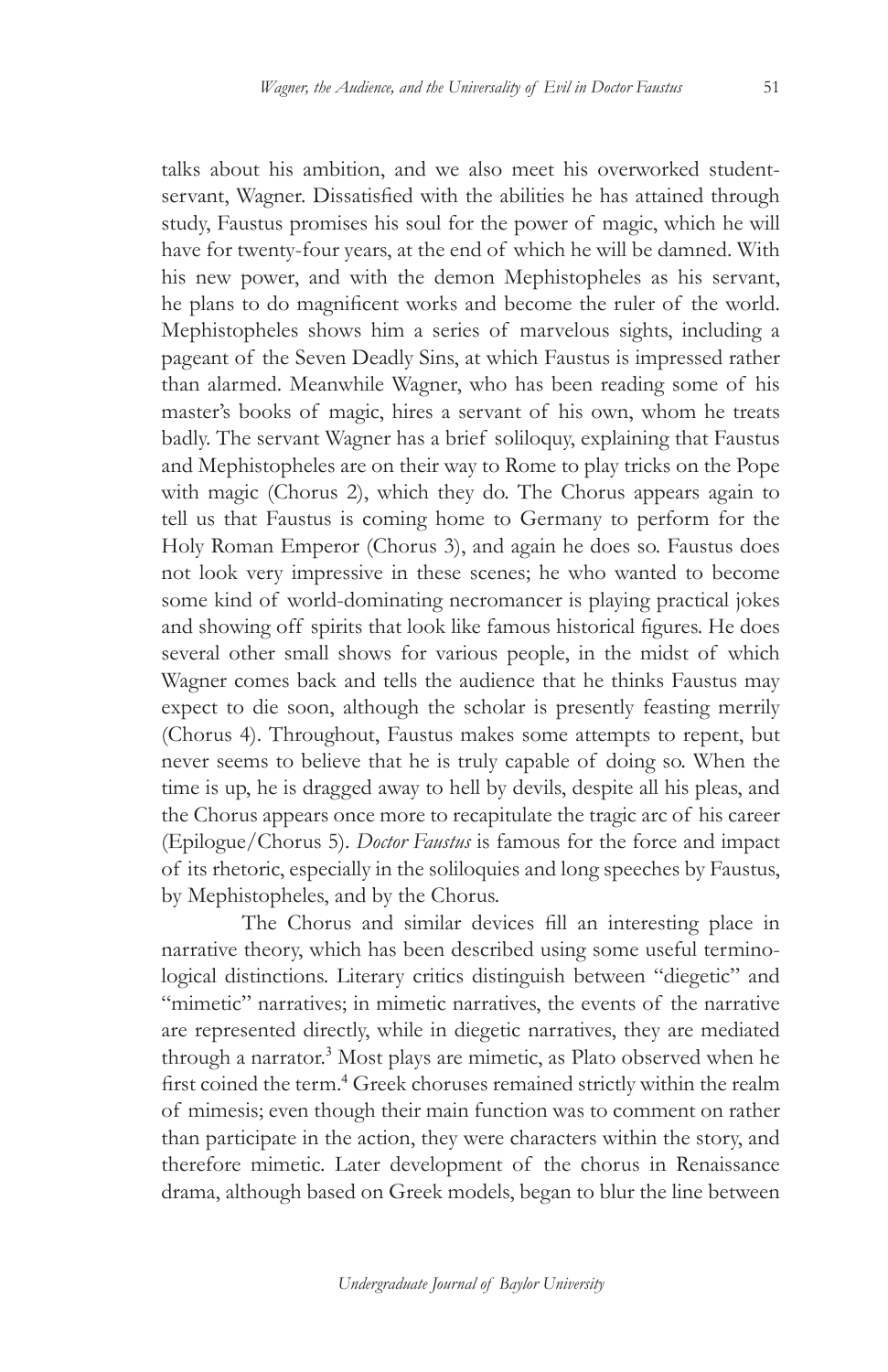talks about his ambition, and we also meet his overworked student-servant, Wagner. Dissatisfied with the abilities he has attained through study, Faustus promises his soul for the power of magic, which he will have for twenty-four years, at the end of which he will be damned. With his new power, and with the demon Mephistopheles as his servant, he plans to do magnificent works and become the ruler of the world. Mephistopheles shows him a series of marvelous sights, including a pageant of the Seven Deadly Sins, at which Faustus is impressed rather than alarmed. Meanwhile Wagner, who has been reading some of his master's books of magic, hires a servant of his own, whom he treats badly. The servant Wagner has a brief soliloquy, explaining that Faustus and Mephistopheles are on their way to Rome to play tricks on the Pope with magic (Chorus 2), which they do. The Chorus appears again to tell us that Faustus is coming home to Germany to perform for the Holy Roman Emperor (Chorus 3), and again he does so. Faustus does not look very impressive in these scenes; he who wanted to become some kind of world-dominating necromancer is playing practical jokes and showing off spirits that look like famous historical figures. He does several other small shows for various people, in the midst of which Wagner comes back and tells the audience that he thinks Faustus may expect to die soon, although the scholar is presently feasting merrily (Chorus 4). Throughout, Faustus makes some attempts to repent, but never seems to believe that he is truly capable of doing so. When the time is up, he is dragged away to hell by devils, despite all his pleas, and the Chorus appears once more to recapitulate the tragic arc of his career (Epilogue/Chorus 5). *Doctor Faustus* is famous for the force and impact of its rhetoric, especially in the soliloquies and long speeches by Faustus, by Mephistopheles, and by the Chorus.

The Chorus and similar devices fill an interesting place in narrative theory, which has been described using some useful terminological distinctions. Literary critics distinguish between "diegetic" and "mimetic" narratives; in mimetic narratives, the events of the narrative are represented directly, while in diegetic narratives, they are mediated through a narrator.[3] Most plays are mimetic, as Plato observed when he first coined the term.[4] Greek choruses remained strictly within the realm of mimesis; even though their main function was to comment on rather than participate in the action, they were characters within the story, and therefore mimetic. Later development of the chorus in Renaissance drama, although based on Greek models, began to blur the line between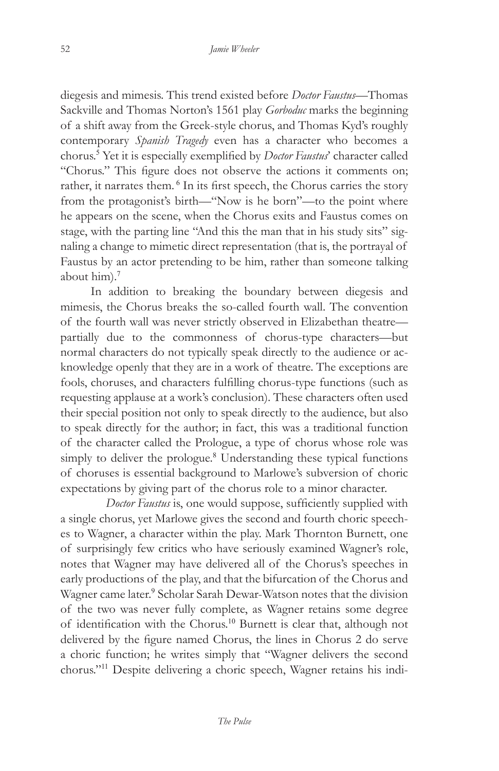diegesis and mimesis. This trend existed before *Doctor Faustus*—Thomas Sackville and Thomas Norton's 1561 play *Gorboduc* marks the beginning of a shift away from the Greek-style chorus, and Thomas Kyd's roughly contemporary *Spanish Tragedy* even has a character who becomes a chorus.[5] Yet it is especially exemplified by *Doctor Faustus*' character called "Chorus." This figure does not observe the actions it comments on; rather, it narrates them.[6] In its first speech, the Chorus carries the story from the protagonist's birth—"Now is he born"—to the point where he appears on the scene, when the Chorus exits and Faustus comes on stage, with the parting line "And this the man that in his study sits" signaling a change to mimetic direct representation (that is, the portrayal of Faustus by an actor pretending to be him, rather than someone talking about him).[7]

In addition to breaking the boundary between diegesis and mimesis, the Chorus breaks the so-called fourth wall. The convention of the fourth wall was never strictly observed in Elizabethan theatre—partially due to the commonness of chorus-type characters—but normal characters do not typically speak directly to the audience or acknowledge openly that they are in a work of theatre. The exceptions are fools, choruses, and characters fulfilling chorus-type functions (such as requesting applause at a work's conclusion). These characters often used their special position not only to speak directly to the audience, but also to speak directly for the author; in fact, this was a traditional function of the character called the Prologue, a type of chorus whose role was simply to deliver the prologue.[8] Understanding these typical functions of choruses is essential background to Marlowe's subversion of choric expectations by giving part of the chorus role to a minor character.

*Doctor Faustus* is, one would suppose, sufficiently supplied with a single chorus, yet Marlowe gives the second and fourth choric speeches to Wagner, a character within the play. Mark Thornton Burnett, one of surprisingly few critics who have seriously examined Wagner's role, notes that Wagner may have delivered all of the Chorus's speeches in early productions of the play, and that the bifurcation of the Chorus and Wagner came later.[9] Scholar Sarah Dewar-Watson notes that the division of the two was never fully complete, as Wagner retains some degree of identification with the Chorus.[10] Burnett is clear that, although not delivered by the figure named Chorus, the lines in Chorus 2 do serve a choric function; he writes simply that "Wagner delivers the second chorus."[11] Despite delivering a choric speech, Wagner retains his indi-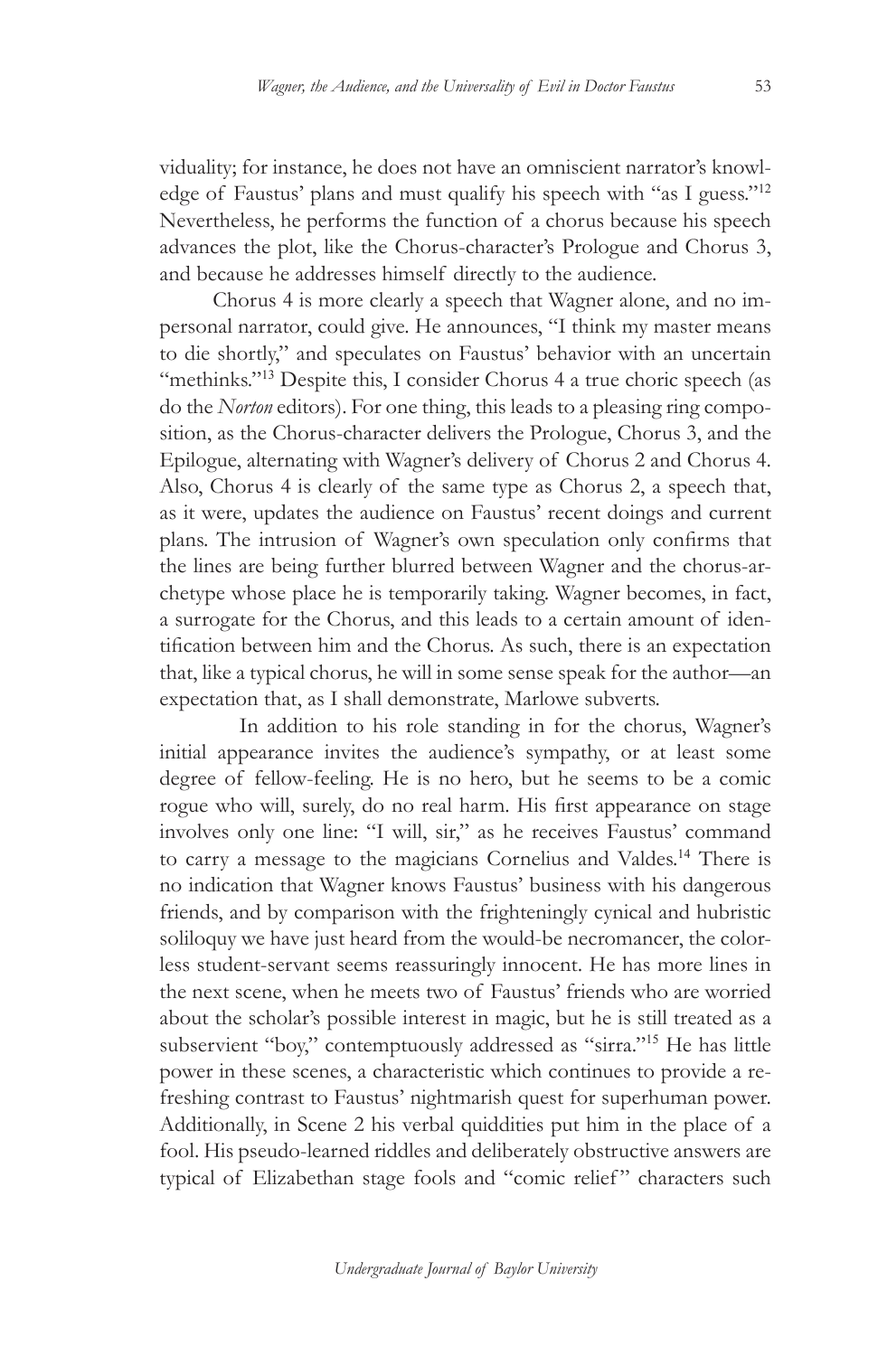viduality; for instance, he does not have an omniscient narrator's knowledge of Faustus' plans and must qualify his speech with "as I guess."[12] Nevertheless, he performs the function of a chorus because his speech advances the plot, like the Chorus-character's Prologue and Chorus 3, and because he addresses himself directly to the audience.

Chorus 4 is more clearly a speech that Wagner alone, and no impersonal narrator, could give. He announces, "I think my master means to die shortly," and speculates on Faustus' behavior with an uncertain "methinks."[13] Despite this, I consider Chorus 4 a true choric speech (as do the *Norton* editors). For one thing, this leads to a pleasing ring composition, as the Chorus-character delivers the Prologue, Chorus 3, and the Epilogue, alternating with Wagner's delivery of Chorus 2 and Chorus 4. Also, Chorus 4 is clearly of the same type as Chorus 2, a speech that, as it were, updates the audience on Faustus' recent doings and current plans. The intrusion of Wagner's own speculation only confirms that the lines are being further blurred between Wagner and the chorus-archetype whose place he is temporarily taking. Wagner becomes, in fact, a surrogate for the Chorus, and this leads to a certain amount of identification between him and the Chorus. As such, there is an expectation that, like a typical chorus, he will in some sense speak for the author—an expectation that, as I shall demonstrate, Marlowe subverts.

In addition to his role standing in for the chorus, Wagner's initial appearance invites the audience's sympathy, or at least some degree of fellow-feeling. He is no hero, but he seems to be a comic rogue who will, surely, do no real harm. His first appearance on stage involves only one line: "I will, sir," as he receives Faustus' command to carry a message to the magicians Cornelius and Valdes.[14] There is no indication that Wagner knows Faustus' business with his dangerous friends, and by comparison with the frighteningly cynical and hubristic soliloquy we have just heard from the would-be necromancer, the colorless student-servant seems reassuringly innocent. He has more lines in the next scene, when he meets two of Faustus' friends who are worried about the scholar's possible interest in magic, but he is still treated as a subservient "boy," contemptuously addressed as "sirra."[15] He has little power in these scenes, a characteristic which continues to provide a refreshing contrast to Faustus' nightmarish quest for superhuman power. Additionally, in Scene 2 his verbal quiddities put him in the place of a fool. His pseudo-learned riddles and deliberately obstructive answers are typical of Elizabethan stage fools and "comic relief" characters such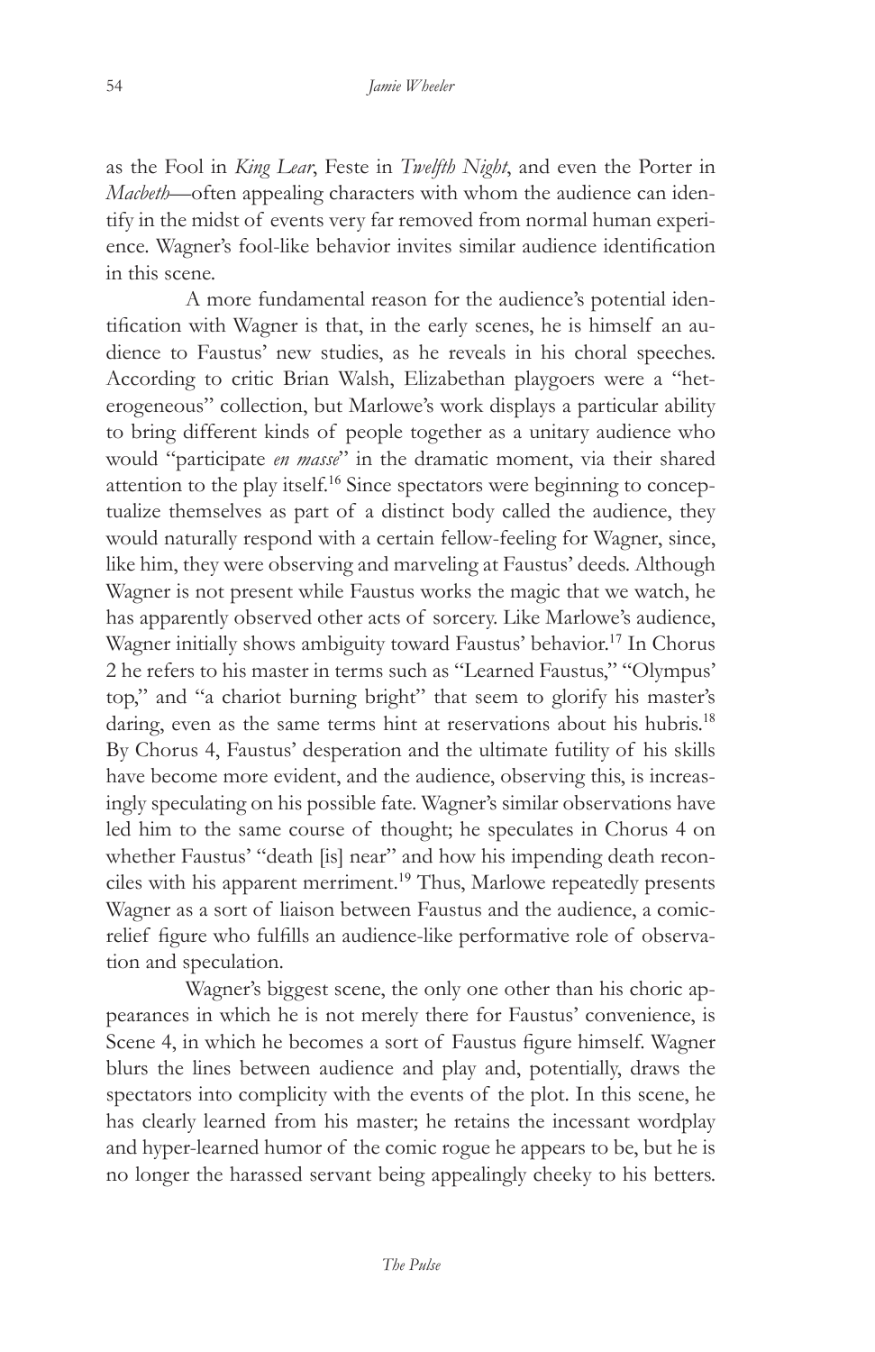as the Fool in *King Lear*, Feste in *Twelfth Night*, and even the Porter in *Macbeth*—often appealing characters with whom the audience can identify in the midst of events very far removed from normal human experience. Wagner's fool-like behavior invites similar audience identification in this scene.

A more fundamental reason for the audience's potential identification with Wagner is that, in the early scenes, he is himself an audience to Faustus' new studies, as he reveals in his choral speeches. According to critic Brian Walsh, Elizabethan playgoers were a "heterogeneous" collection, but Marlowe's work displays a particular ability to bring different kinds of people together as a unitary audience who would "participate *en masse*" in the dramatic moment, via their shared attention to the play itself.[16] Since spectators were beginning to conceptualize themselves as part of a distinct body called the audience, they would naturally respond with a certain fellow-feeling for Wagner, since, like him, they were observing and marveling at Faustus' deeds. Although Wagner is not present while Faustus works the magic that we watch, he has apparently observed other acts of sorcery. Like Marlowe's audience, Wagner initially shows ambiguity toward Faustus' behavior.[17] In Chorus 2 he refers to his master in terms such as "Learned Faustus," "Olympus' top," and "a chariot burning bright" that seem to glorify his master's daring, even as the same terms hint at reservations about his hubris.[18] By Chorus 4, Faustus' desperation and the ultimate futility of his skills have become more evident, and the audience, observing this, is increasingly speculating on his possible fate. Wagner's similar observations have led him to the same course of thought; he speculates in Chorus 4 on whether Faustus' "death [is] near" and how his impending death reconciles with his apparent merriment.[19] Thus, Marlowe repeatedly presents Wagner as a sort of liaison between Faustus and the audience, a comic-relief figure who fulfills an audience-like performative role of observation and speculation.

Wagner's biggest scene, the only one other than his choric appearances in which he is not merely there for Faustus' convenience, is Scene 4, in which he becomes a sort of Faustus figure himself. Wagner blurs the lines between audience and play and, potentially, draws the spectators into complicity with the events of the plot. In this scene, he has clearly learned from his master; he retains the incessant wordplay and hyper-learned humor of the comic rogue he appears to be, but he is no longer the harassed servant being appealingly cheeky to his betters.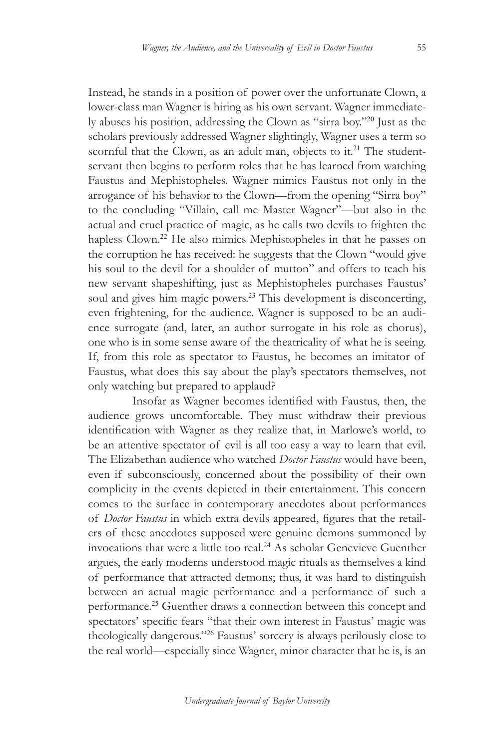Instead, he stands in a position of power over the unfortunate Clown, a lower-class man Wagner is hiring as his own servant. Wagner immediately abuses his position, addressing the Clown as "sirra boy."[20] Just as the scholars previously addressed Wagner slightingly, Wagner uses a term so scornful that the Clown, as an adult man, objects to it.[21] The student-servant then begins to perform roles that he has learned from watching Faustus and Mephistopheles. Wagner mimics Faustus not only in the arrogance of his behavior to the Clown—from the opening "Sirra boy" to the concluding "Villain, call me Master Wagner"—but also in the actual and cruel practice of magic, as he calls two devils to frighten the hapless Clown.[22] He also mimics Mephistopheles in that he passes on the corruption he has received: he suggests that the Clown "would give his soul to the devil for a shoulder of mutton" and offers to teach his new servant shapeshifting, just as Mephistopheles purchases Faustus' soul and gives him magic powers.[23] This development is disconcerting, even frightening, for the audience. Wagner is supposed to be an audience surrogate (and, later, an author surrogate in his role as chorus), one who is in some sense aware of the theatricality of what he is seeing. If, from this role as spectator to Faustus, he becomes an imitator of Faustus, what does this say about the play's spectators themselves, not only watching but prepared to applaud?

Insofar as Wagner becomes identified with Faustus, then, the audience grows uncomfortable. They must withdraw their previous identification with Wagner as they realize that, in Marlowe's world, to be an attentive spectator of evil is all too easy a way to learn that evil. The Elizabethan audience who watched *Doctor Faustus* would have been, even if subconsciously, concerned about the possibility of their own complicity in the events depicted in their entertainment. This concern comes to the surface in contemporary anecdotes about performances of *Doctor Faustus* in which extra devils appeared, figures that the retailers of these anecdotes supposed were genuine demons summoned by invocations that were a little too real.[24] As scholar Genevieve Guenther argues, the early moderns understood magic rituals as themselves a kind of performance that attracted demons; thus, it was hard to distinguish between an actual magic performance and a performance of such a performance.[25] Guenther draws a connection between this concept and spectators' specific fears "that their own interest in Faustus' magic was theologically dangerous."[26] Faustus' sorcery is always perilously close to the real world—especially since Wagner, minor character that he is, is an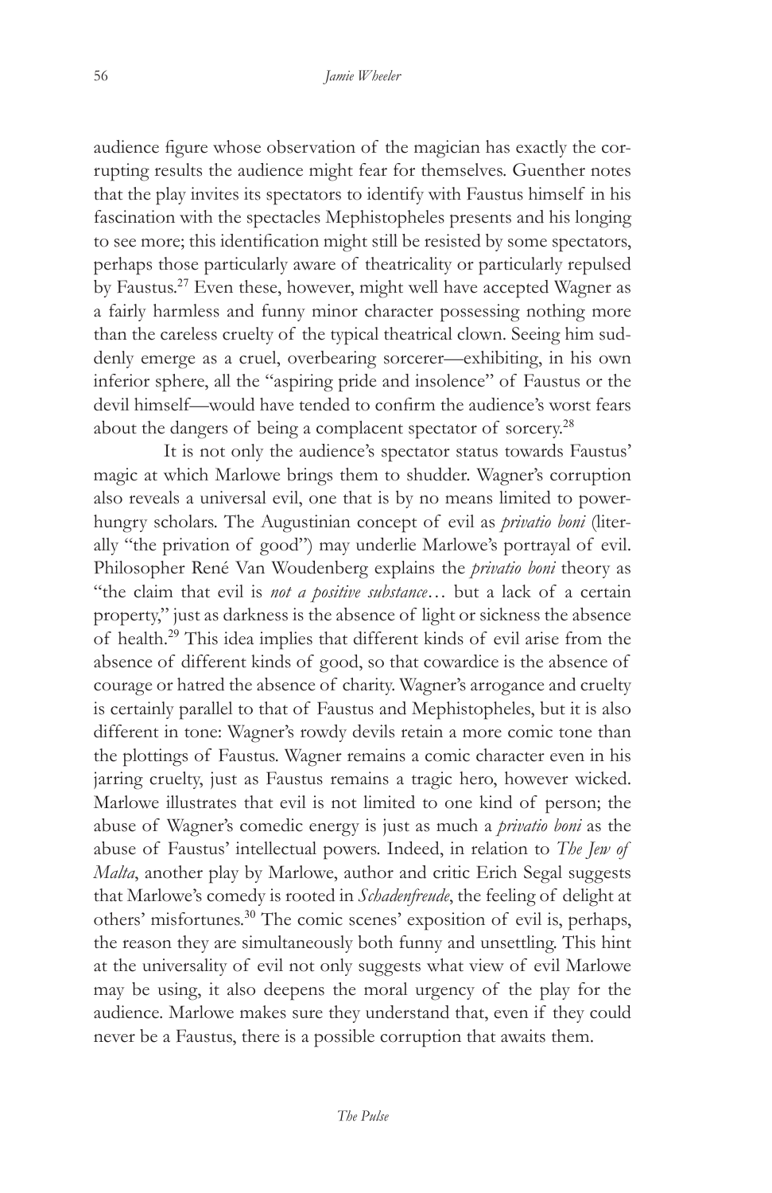audience figure whose observation of the magician has exactly the corrupting results the audience might fear for themselves. Guenther notes that the play invites its spectators to identify with Faustus himself in his fascination with the spectacles Mephistopheles presents and his longing to see more; this identification might still be resisted by some spectators, perhaps those particularly aware of theatricality or particularly repulsed by Faustus.[27] Even these, however, might well have accepted Wagner as a fairly harmless and funny minor character possessing nothing more than the careless cruelty of the typical theatrical clown. Seeing him suddenly emerge as a cruel, overbearing sorcerer—exhibiting, in his own inferior sphere, all the "aspiring pride and insolence" of Faustus or the devil himself—would have tended to confirm the audience's worst fears about the dangers of being a complacent spectator of sorcery.[28]

It is not only the audience's spectator status towards Faustus' magic at which Marlowe brings them to shudder. Wagner's corruption also reveals a universal evil, one that is by no means limited to power-hungry scholars. The Augustinian concept of evil as *privatio boni* (literally "the privation of good") may underlie Marlowe's portrayal of evil. Philosopher René Van Woudenberg explains the *privatio boni* theory as "the claim that evil is *not a positive substance*… but a lack of a certain property," just as darkness is the absence of light or sickness the absence of health.[29] This idea implies that different kinds of evil arise from the absence of different kinds of good, so that cowardice is the absence of courage or hatred the absence of charity. Wagner's arrogance and cruelty is certainly parallel to that of Faustus and Mephistopheles, but it is also different in tone: Wagner's rowdy devils retain a more comic tone than the plottings of Faustus. Wagner remains a comic character even in his jarring cruelty, just as Faustus remains a tragic hero, however wicked. Marlowe illustrates that evil is not limited to one kind of person; the abuse of Wagner's comedic energy is just as much a *privatio boni* as the abuse of Faustus' intellectual powers. Indeed, in relation to *The Jew of Malta*, another play by Marlowe, author and critic Erich Segal suggests that Marlowe's comedy is rooted in *Schadenfreude*, the feeling of delight at others' misfortunes.[30] The comic scenes' exposition of evil is, perhaps, the reason they are simultaneously both funny and unsettling. This hint at the universality of evil not only suggests what view of evil Marlowe may be using, it also deepens the moral urgency of the play for the audience. Marlowe makes sure they understand that, even if they could never be a Faustus, there is a possible corruption that awaits them.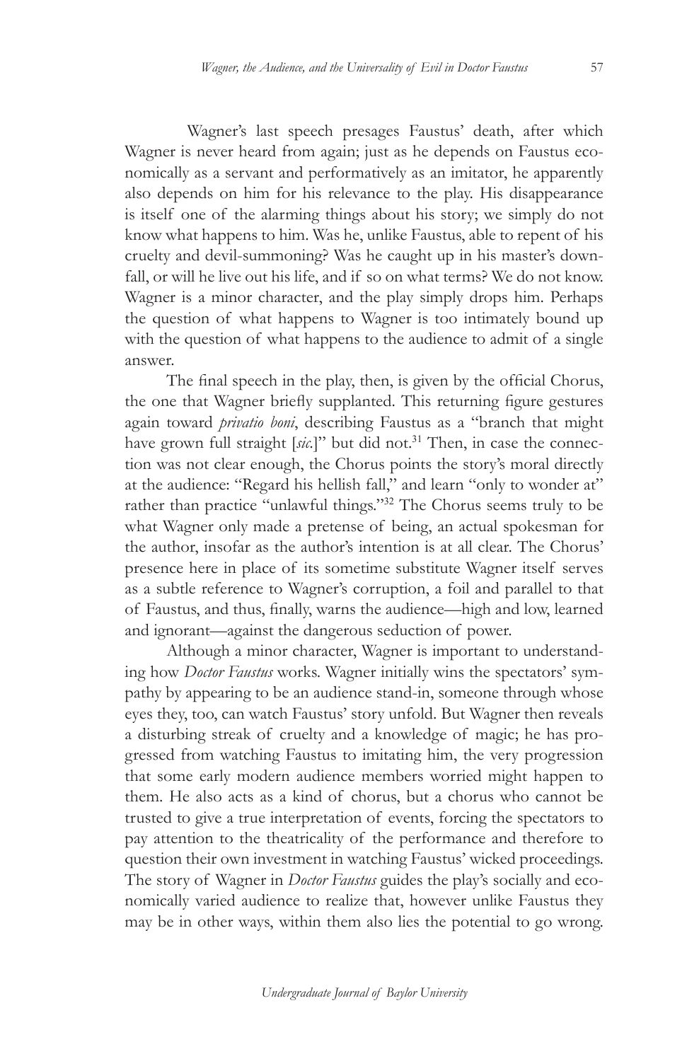Wagner's last speech presages Faustus' death, after which Wagner is never heard from again; just as he depends on Faustus economically as a servant and performatively as an imitator, he apparently also depends on him for his relevance to the play. His disappearance is itself one of the alarming things about his story; we simply do not know what happens to him. Was he, unlike Faustus, able to repent of his cruelty and devil-summoning? Was he caught up in his master's downfall, or will he live out his life, and if so on what terms? We do not know. Wagner is a minor character, and the play simply drops him. Perhaps the question of what happens to Wagner is too intimately bound up with the question of what happens to the audience to admit of a single answer.

The final speech in the play, then, is given by the official Chorus, the one that Wagner briefly supplanted. This returning figure gestures again toward *privatio boni*, describing Faustus as a "branch that might have grown full straight [*sic.*]" but did not.[31] Then, in case the connection was not clear enough, the Chorus points the story's moral directly at the audience: "Regard his hellish fall," and learn "only to wonder at" rather than practice "unlawful things."[32] The Chorus seems truly to be what Wagner only made a pretense of being, an actual spokesman for the author, insofar as the author's intention is at all clear. The Chorus' presence here in place of its sometime substitute Wagner itself serves as a subtle reference to Wagner's corruption, a foil and parallel to that of Faustus, and thus, finally, warns the audience—high and low, learned and ignorant—against the dangerous seduction of power.

Although a minor character, Wagner is important to understanding how *Doctor Faustus* works. Wagner initially wins the spectators' sympathy by appearing to be an audience stand-in, someone through whose eyes they, too, can watch Faustus' story unfold. But Wagner then reveals a disturbing streak of cruelty and a knowledge of magic; he has progressed from watching Faustus to imitating him, the very progression that some early modern audience members worried might happen to them. He also acts as a kind of chorus, but a chorus who cannot be trusted to give a true interpretation of events, forcing the spectators to pay attention to the theatricality of the performance and therefore to question their own investment in watching Faustus' wicked proceedings. The story of Wagner in *Doctor Faustus* guides the play's socially and economically varied audience to realize that, however unlike Faustus they may be in other ways, within them also lies the potential to go wrong.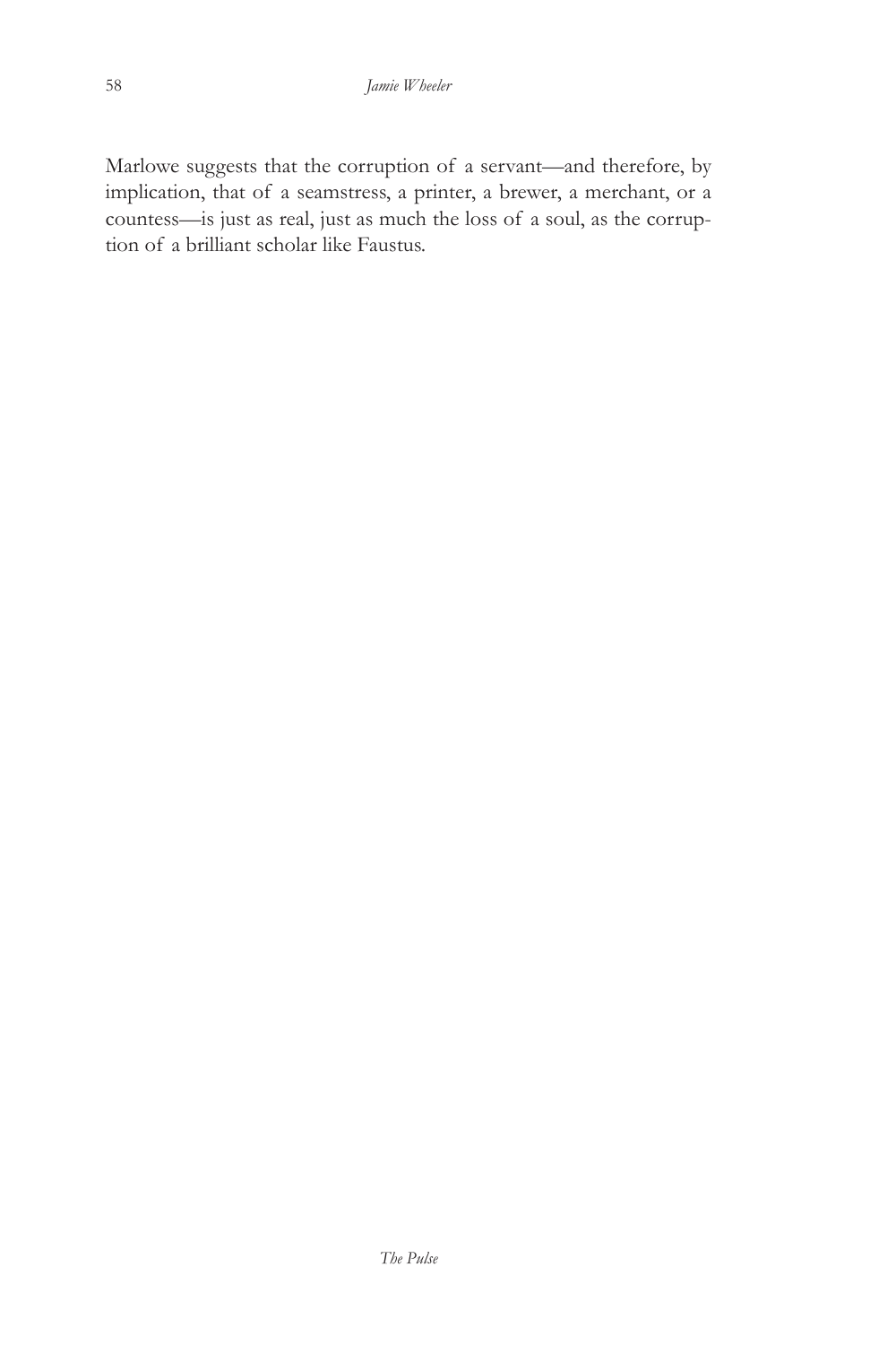Marlowe suggests that the corruption of a servant—and therefore, by implication, that of a seamstress, a printer, a brewer, a merchant, or a countess—is just as real, just as much the loss of a soul, as the corruption of a brilliant scholar like Faustus.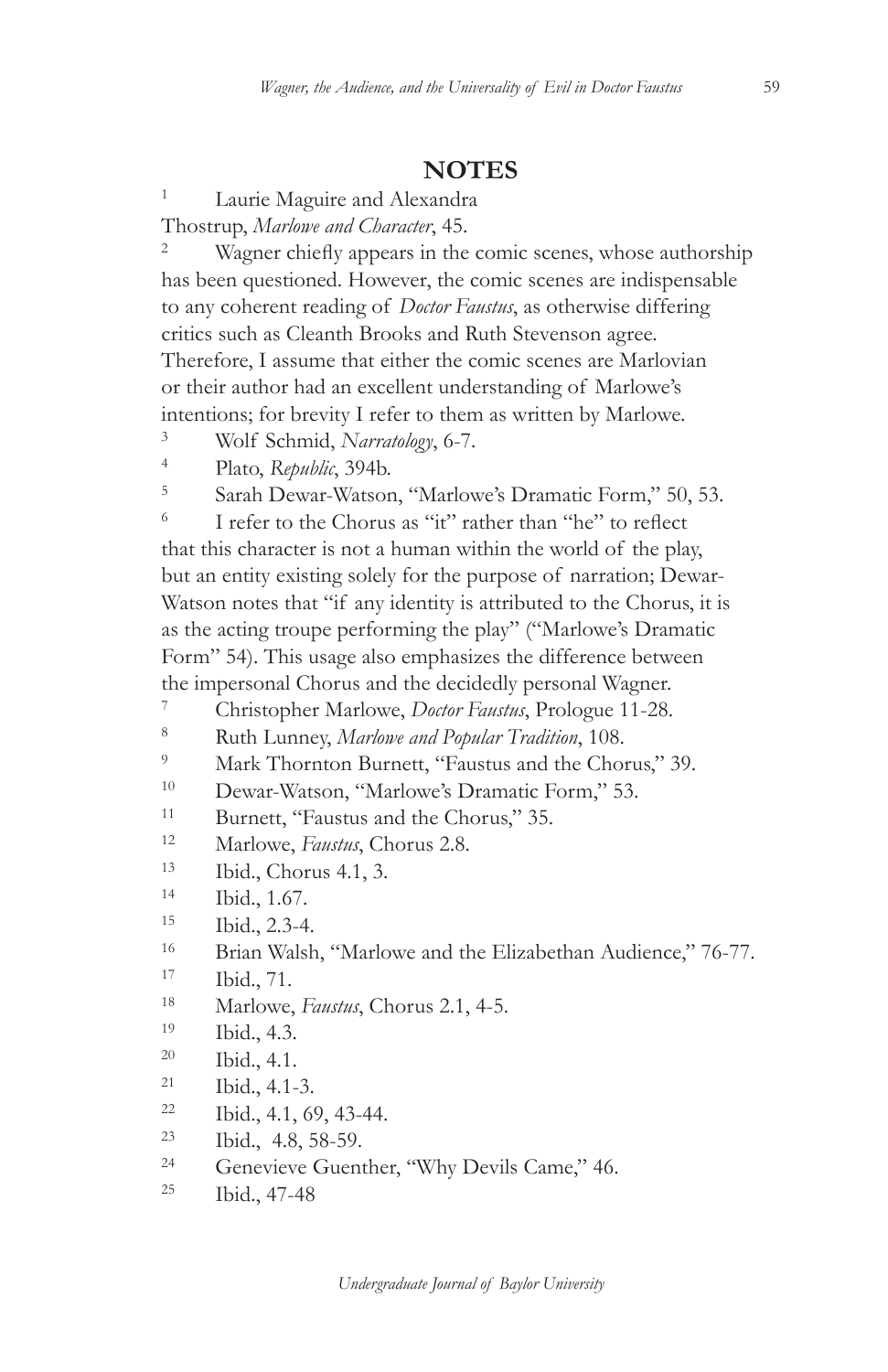## NOTES

[1] Laurie Maguire and Alexandra Thostrup, *Marlowe and Character*, 45.

[2] Wagner chiefly appears in the comic scenes, whose authorship has been questioned. However, the comic scenes are indispensable to any coherent reading of *Doctor Faustus*, as otherwise differing critics such as Cleanth Brooks and Ruth Stevenson agree. Therefore, I assume that either the comic scenes are Marlovian or their author had an excellent understanding of Marlowe's intentions; for brevity I refer to them as written by Marlowe.

[3] Wolf Schmid, *Narratology*, 6-7.

[4] Plato, *Republic*, 394b.

[5] Sarah Dewar-Watson, "Marlowe's Dramatic Form," 50, 53.

[6] I refer to the Chorus as "it" rather than "he" to reflect that this character is not a human within the world of the play, but an entity existing solely for the purpose of narration; Dewar-Watson notes that "if any identity is attributed to the Chorus, it is as the acting troupe performing the play" ("Marlowe's Dramatic Form" 54). This usage also emphasizes the difference between the impersonal Chorus and the decidedly personal Wagner.

[7] Christopher Marlowe, *Doctor Faustus*, Prologue 11-28.

[8] Ruth Lunney, *Marlowe and Popular Tradition*, 108.

[9] Mark Thornton Burnett, "Faustus and the Chorus," 39.

[10] Dewar-Watson, "Marlowe's Dramatic Form," 53.

[11] Burnett, "Faustus and the Chorus," 35.

[12] Marlowe, *Faustus*, Chorus 2.8.

[13] Ibid., Chorus 4.1, 3.

[14] Ibid., 1.67.

[15] Ibid., 2.3-4.

[16] Brian Walsh, "Marlowe and the Elizabethan Audience," 76-77.

[17] Ibid., 71.

[18] Marlowe, *Faustus*, Chorus 2.1, 4-5.

[19] Ibid., 4.3.

[20] Ibid., 4.1.

[21] Ibid., 4.1-3.

[22] Ibid., 4.1, 69, 43-44.

[23] Ibid., 4.8, 58-59.

[24] Genevieve Guenther, "Why Devils Came," 46.

[25] Ibid., 47-48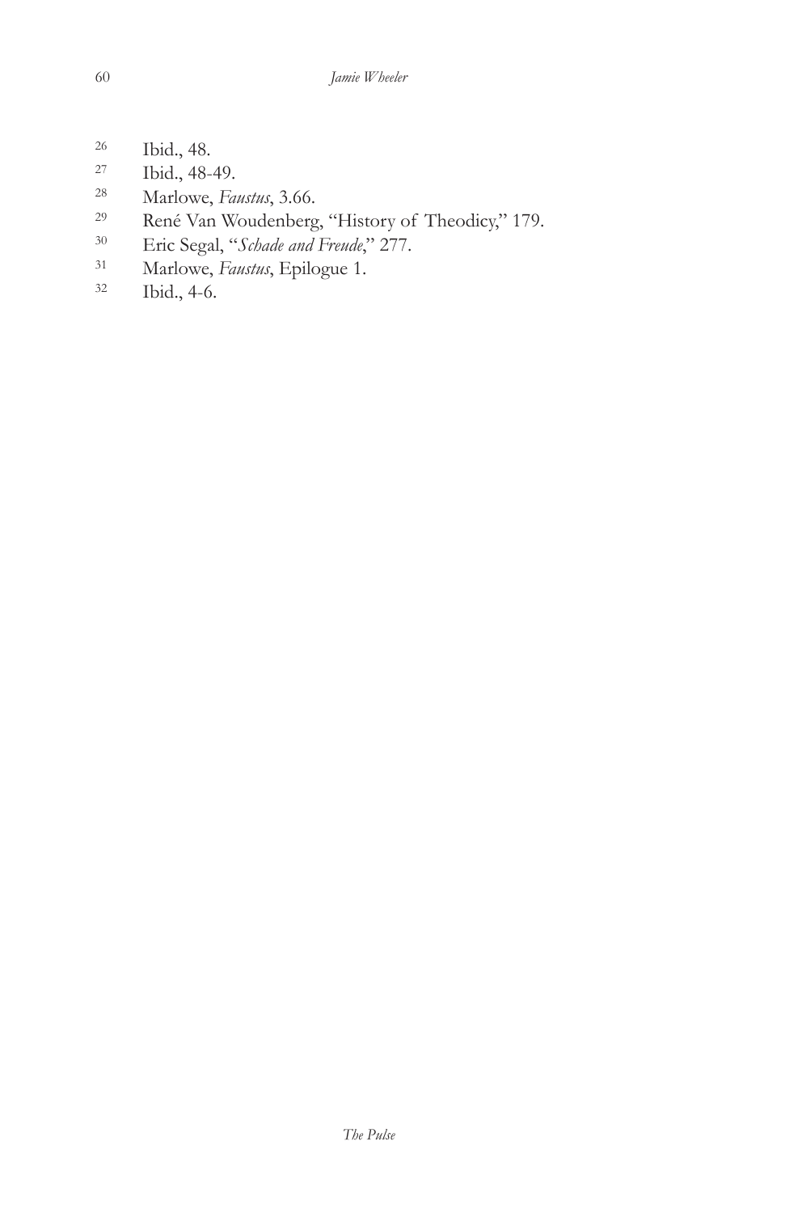[26] Ibid., 48.

[27] Ibid., 48-49.

[28] Marlowe, *Faustus*, 3.66.

[29] René Van Woudenberg, "History of Theodicy," 179.

[30] Eric Segal, "*Schade and Freude*," 277.

[31] Marlowe, *Faustus*, Epilogue 1.

[32] Ibid., 4-6.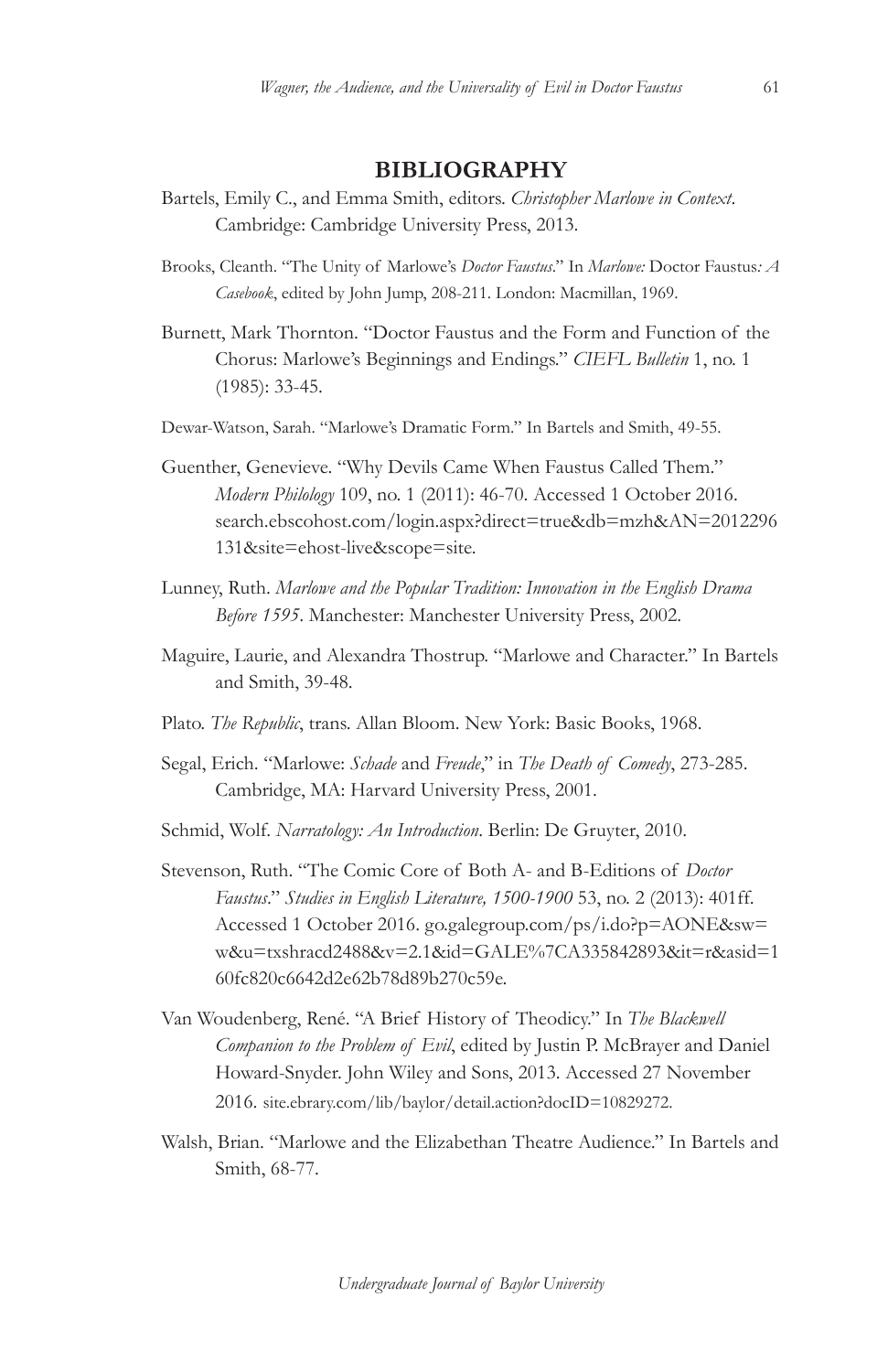## BIBLIOGRAPHY

Bartels, Emily C., and Emma Smith, editors. *Christopher Marlowe in Context*. Cambridge: Cambridge University Press, 2013.

Brooks, Cleanth. "The Unity of Marlowe's *Doctor Faustus*." In *Marlowe:* Doctor Faustus*: A Casebook*, edited by John Jump, 208-211. London: Macmillan, 1969.

Burnett, Mark Thornton. "Doctor Faustus and the Form and Function of the Chorus: Marlowe's Beginnings and Endings." *CIEFL Bulletin* 1, no. 1 (1985): 33-45.

Dewar-Watson, Sarah. "Marlowe's Dramatic Form." In Bartels and Smith, 49-55.

Guenther, Genevieve. "Why Devils Came When Faustus Called Them." *Modern Philology* 109, no. 1 (2011): 46-70. Accessed 1 October 2016. search.ebscohost.com/login.aspx?direct=true&db=mzh&AN=2012296131&site=ehost-live&scope=site.

Lunney, Ruth. *Marlowe and the Popular Tradition: Innovation in the English Drama Before 1595*. Manchester: Manchester University Press, 2002.

Maguire, Laurie, and Alexandra Thostrup. "Marlowe and Character." In Bartels and Smith, 39-48.

Plato. *The Republic*, trans. Allan Bloom. New York: Basic Books, 1968.

Segal, Erich. "Marlowe: *Schade* and *Freude*," in *The Death of Comedy*, 273-285. Cambridge, MA: Harvard University Press, 2001.

Schmid, Wolf. *Narratology: An Introduction*. Berlin: De Gruyter, 2010.

Stevenson, Ruth. "The Comic Core of Both A- and B-Editions of *Doctor Faustus*." *Studies in English Literature, 1500-1900* 53, no. 2 (2013): 401ff. Accessed 1 October 2016. go.galegroup.com/ps/i.do?p=AONE&sw=w&u=txshracd2488&v=2.1&id=GALE%7CA335842893&it=r&asid=160fc820c6642d2e62b78d89b270c59e.

Van Woudenberg, René. "A Brief History of Theodicy." In *The Blackwell Companion to the Problem of Evil*, edited by Justin P. McBrayer and Daniel Howard-Snyder. John Wiley and Sons, 2013. Accessed 27 November 2016. site.ebrary.com/lib/baylor/detail.action?docID=10829272.

Walsh, Brian. "Marlowe and the Elizabethan Theatre Audience." In Bartels and Smith, 68-77.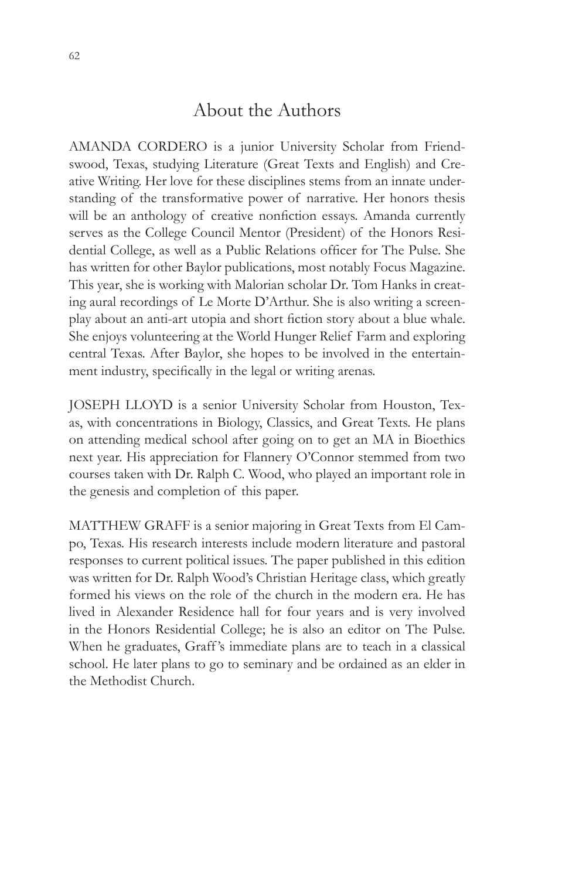# About the Authors

AMANDA CORDERO is a junior University Scholar from Friendswood, Texas, studying Literature (Great Texts and English) and Creative Writing. Her love for these disciplines stems from an innate understanding of the transformative power of narrative. Her honors thesis will be an anthology of creative nonfiction essays. Amanda currently serves as the College Council Mentor (President) of the Honors Residential College, as well as a Public Relations officer for The Pulse. She has written for other Baylor publications, most notably Focus Magazine. This year, she is working with Malorian scholar Dr. Tom Hanks in creating aural recordings of Le Morte D'Arthur. She is also writing a screenplay about an anti-art utopia and short fiction story about a blue whale. She enjoys volunteering at the World Hunger Relief Farm and exploring central Texas. After Baylor, she hopes to be involved in the entertainment industry, specifically in the legal or writing arenas.

JOSEPH LLOYD is a senior University Scholar from Houston, Texas, with concentrations in Biology, Classics, and Great Texts. He plans on attending medical school after going on to get an MA in Bioethics next year. His appreciation for Flannery O'Connor stemmed from two courses taken with Dr. Ralph C. Wood, who played an important role in the genesis and completion of this paper.

MATTHEW GRAFF is a senior majoring in Great Texts from El Campo, Texas. His research interests include modern literature and pastoral responses to current political issues. The paper published in this edition was written for Dr. Ralph Wood's Christian Heritage class, which greatly formed his views on the role of the church in the modern era. He has lived in Alexander Residence hall for four years and is very involved in the Honors Residential College; he is also an editor on The Pulse. When he graduates, Graff's immediate plans are to teach in a classical school. He later plans to go to seminary and be ordained as an elder in the Methodist Church.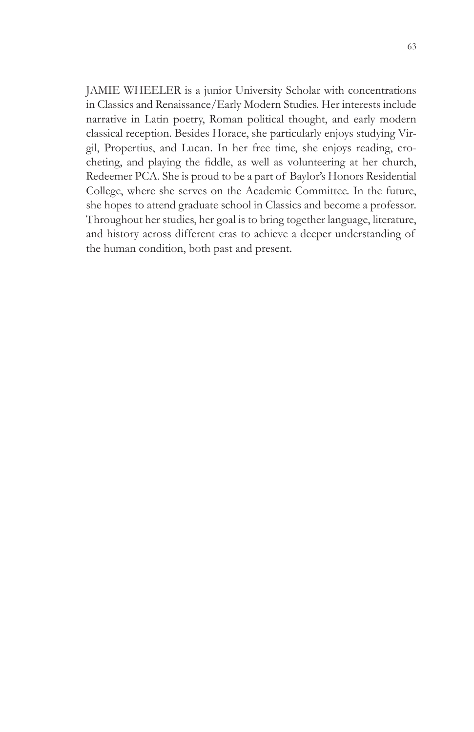JAMIE WHEELER is a junior University Scholar with concentrations in Classics and Renaissance/Early Modern Studies. Her interests include narrative in Latin poetry, Roman political thought, and early modern classical reception. Besides Horace, she particularly enjoys studying Virgil, Propertius, and Lucan. In her free time, she enjoys reading, crocheting, and playing the fiddle, as well as volunteering at her church, Redeemer PCA. She is proud to be a part of Baylor's Honors Residential College, where she serves on the Academic Committee. In the future, she hopes to attend graduate school in Classics and become a professor. Throughout her studies, her goal is to bring together language, literature, and history across different eras to achieve a deeper understanding of the human condition, both past and present.